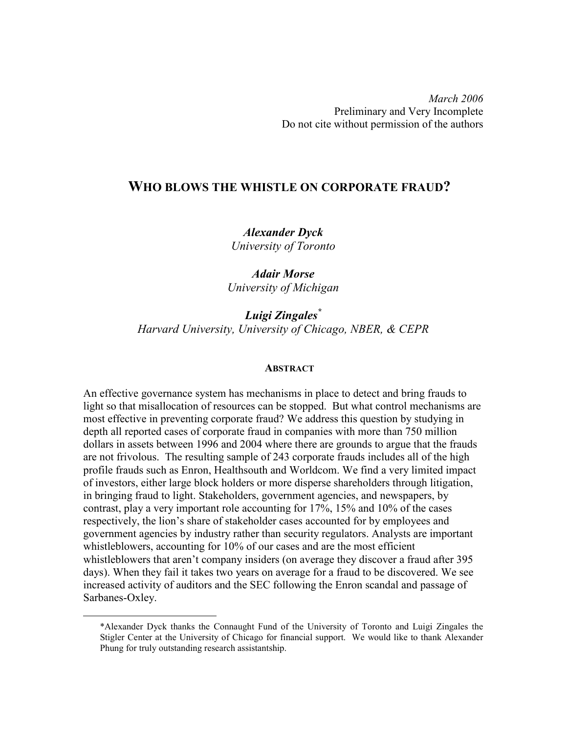*March 2006*
Preliminary and Very Incomplete
Do not cite without permission of the authors

# WHO BLOWS THE WHISTLE ON CORPORATE FRAUD?

***Alexander Dyck***
*University of Toronto*

***Adair Morse***
*University of Michigan*

***Luigi Zingales****
*Harvard University, University of Chicago, NBER, & CEPR*

## ABSTRACT

An effective governance system has mechanisms in place to detect and bring frauds to light so that misallocation of resources can be stopped. But what control mechanisms are most effective in preventing corporate fraud? We address this question by studying in depth all reported cases of corporate fraud in companies with more than 750 million dollars in assets between 1996 and 2004 where there are grounds to argue that the frauds are not frivolous. The resulting sample of 243 corporate frauds includes all of the high profile frauds such as Enron, Healthsouth and Worldcom. We find a very limited impact of investors, either large block holders or more disperse shareholders through litigation, in bringing fraud to light. Stakeholders, government agencies, and newspapers, by contrast, play a very important role accounting for 17%, 15% and 10% of the cases respectively, the lion's share of stakeholder cases accounted for by employees and government agencies by industry rather than security regulators. Analysts are important whistleblowers, accounting for 10% of our cases and are the most efficient whistleblowers that aren't company insiders (on average they discover a fraud after 395 days). When they fail it takes two years on average for a fraud to be discovered. We see increased activity of auditors and the SEC following the Enron scandal and passage of Sarbanes-Oxley.

---

*Alexander Dyck thanks the Connaught Fund of the University of Toronto and Luigi Zingales the Stigler Center at the University of Chicago for financial support. We would like to thank Alexander Phung for truly outstanding research assistantship.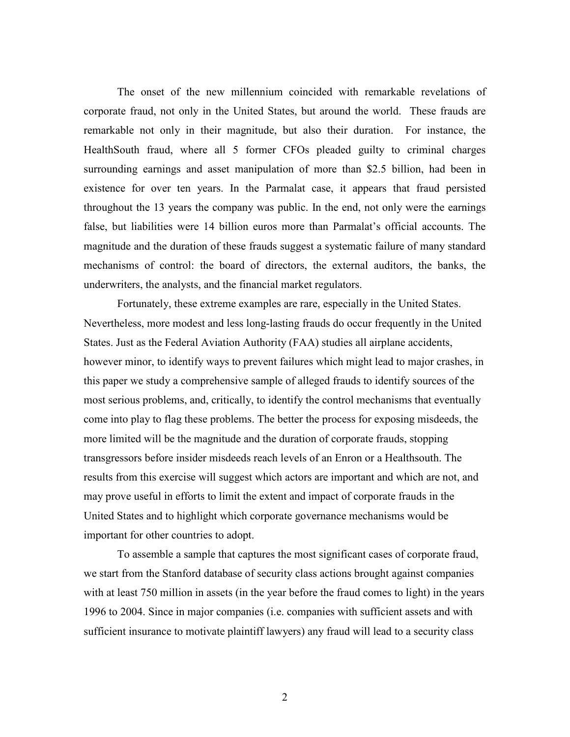The onset of the new millennium coincided with remarkable revelations of corporate fraud, not only in the United States, but around the world. These frauds are remarkable not only in their magnitude, but also their duration. For instance, the HealthSouth fraud, where all 5 former CFOs pleaded guilty to criminal charges surrounding earnings and asset manipulation of more than $2.5 billion, had been in existence for over ten years. In the Parmalat case, it appears that fraud persisted throughout the 13 years the company was public. In the end, not only were the earnings false, but liabilities were 14 billion euros more than Parmalat's official accounts. The magnitude and the duration of these frauds suggest a systematic failure of many standard mechanisms of control: the board of directors, the external auditors, the banks, the underwriters, the analysts, and the financial market regulators.

Fortunately, these extreme examples are rare, especially in the United States. Nevertheless, more modest and less long-lasting frauds do occur frequently in the United States. Just as the Federal Aviation Authority (FAA) studies all airplane accidents, however minor, to identify ways to prevent failures which might lead to major crashes, in this paper we study a comprehensive sample of alleged frauds to identify sources of the most serious problems, and, critically, to identify the control mechanisms that eventually come into play to flag these problems. The better the process for exposing misdeeds, the more limited will be the magnitude and the duration of corporate frauds, stopping transgressors before insider misdeeds reach levels of an Enron or a Healthsouth. The results from this exercise will suggest which actors are important and which are not, and may prove useful in efforts to limit the extent and impact of corporate frauds in the United States and to highlight which corporate governance mechanisms would be important for other countries to adopt.

To assemble a sample that captures the most significant cases of corporate fraud, we start from the Stanford database of security class actions brought against companies with at least 750 million in assets (in the year before the fraud comes to light) in the years 1996 to 2004. Since in major companies (i.e. companies with sufficient assets and with sufficient insurance to motivate plaintiff lawyers) any fraud will lead to a security class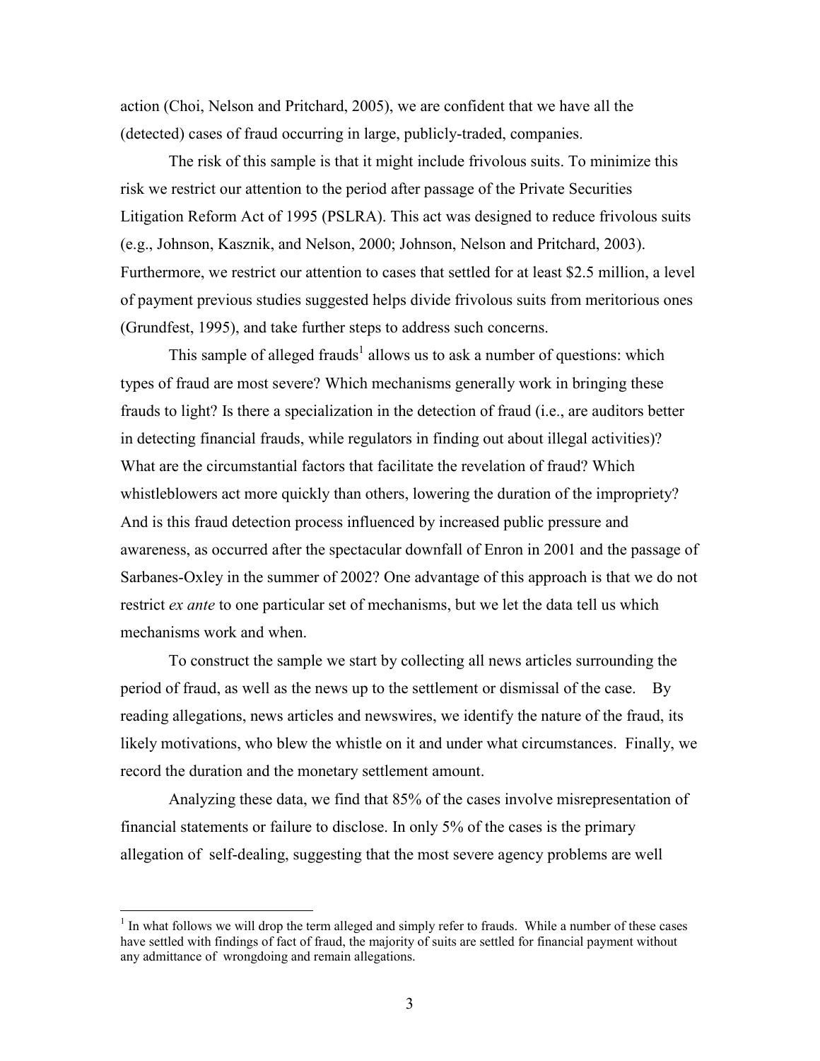action (Choi, Nelson and Pritchard, 2005), we are confident that we have all the (detected) cases of fraud occurring in large, publicly-traded, companies.

The risk of this sample is that it might include frivolous suits. To minimize this risk we restrict our attention to the period after passage of the Private Securities Litigation Reform Act of 1995 (PSLRA). This act was designed to reduce frivolous suits (e.g., Johnson, Kasznik, and Nelson, 2000; Johnson, Nelson and Pritchard, 2003). Furthermore, we restrict our attention to cases that settled for at least \$2.5 million, a level of payment previous studies suggested helps divide frivolous suits from meritorious ones (Grundfest, 1995), and take further steps to address such concerns.

This sample of alleged frauds[1] allows us to ask a number of questions: which types of fraud are most severe? Which mechanisms generally work in bringing these frauds to light? Is there a specialization in the detection of fraud (i.e., are auditors better in detecting financial frauds, while regulators in finding out about illegal activities)? What are the circumstantial factors that facilitate the revelation of fraud? Which whistleblowers act more quickly than others, lowering the duration of the impropriety? And is this fraud detection process influenced by increased public pressure and awareness, as occurred after the spectacular downfall of Enron in 2001 and the passage of Sarbanes-Oxley in the summer of 2002? One advantage of this approach is that we do not restrict *ex ante* to one particular set of mechanisms, but we let the data tell us which mechanisms work and when.

To construct the sample we start by collecting all news articles surrounding the period of fraud, as well as the news up to the settlement or dismissal of the case. By reading allegations, news articles and newswires, we identify the nature of the fraud, its likely motivations, who blew the whistle on it and under what circumstances. Finally, we record the duration and the monetary settlement amount.

Analyzing these data, we find that 85% of the cases involve misrepresentation of financial statements or failure to disclose. In only 5% of the cases is the primary allegation of self-dealing, suggesting that the most severe agency problems are well

[1] In what follows we will drop the term alleged and simply refer to frauds. While a number of these cases have settled with findings of fact of fraud, the majority of suits are settled for financial payment without any admittance of wrongdoing and remain allegations.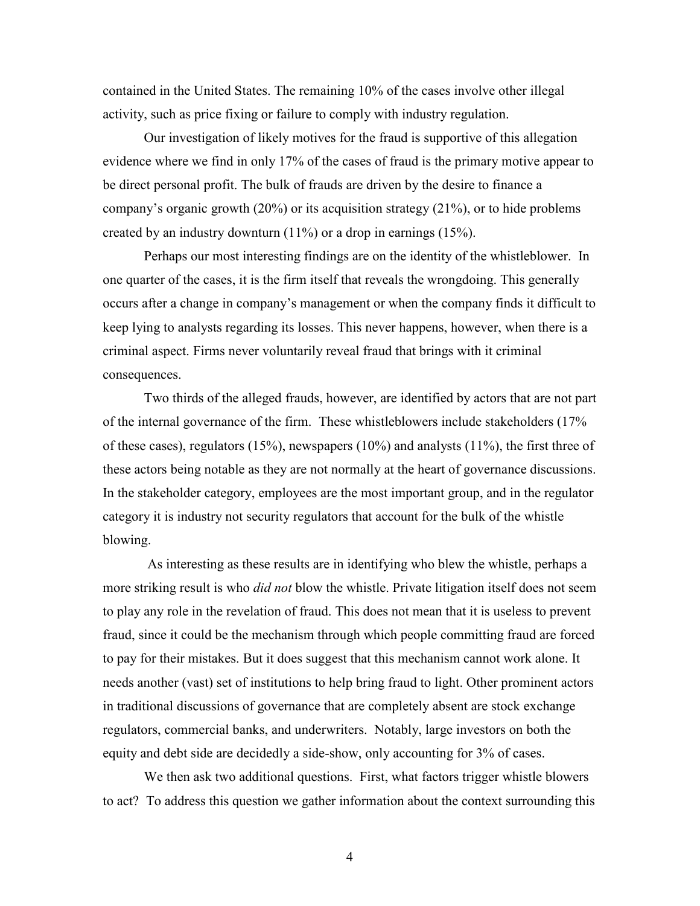contained in the United States. The remaining 10% of the cases involve other illegal activity, such as price fixing or failure to comply with industry regulation.

Our investigation of likely motives for the fraud is supportive of this allegation evidence where we find in only 17% of the cases of fraud is the primary motive appear to be direct personal profit. The bulk of frauds are driven by the desire to finance a company's organic growth (20%) or its acquisition strategy (21%), or to hide problems created by an industry downturn (11%) or a drop in earnings (15%).

Perhaps our most interesting findings are on the identity of the whistleblower. In one quarter of the cases, it is the firm itself that reveals the wrongdoing. This generally occurs after a change in company's management or when the company finds it difficult to keep lying to analysts regarding its losses. This never happens, however, when there is a criminal aspect. Firms never voluntarily reveal fraud that brings with it criminal consequences.

Two thirds of the alleged frauds, however, are identified by actors that are not part of the internal governance of the firm. These whistleblowers include stakeholders (17% of these cases), regulators (15%), newspapers (10%) and analysts (11%), the first three of these actors being notable as they are not normally at the heart of governance discussions. In the stakeholder category, employees are the most important group, and in the regulator category it is industry not security regulators that account for the bulk of the whistle blowing.

As interesting as these results are in identifying who blew the whistle, perhaps a more striking result is who *did not* blow the whistle. Private litigation itself does not seem to play any role in the revelation of fraud. This does not mean that it is useless to prevent fraud, since it could be the mechanism through which people committing fraud are forced to pay for their mistakes. But it does suggest that this mechanism cannot work alone. It needs another (vast) set of institutions to help bring fraud to light. Other prominent actors in traditional discussions of governance that are completely absent are stock exchange regulators, commercial banks, and underwriters. Notably, large investors on both the equity and debt side are decidedly a side-show, only accounting for 3% of cases.

We then ask two additional questions. First, what factors trigger whistle blowers to act? To address this question we gather information about the context surrounding this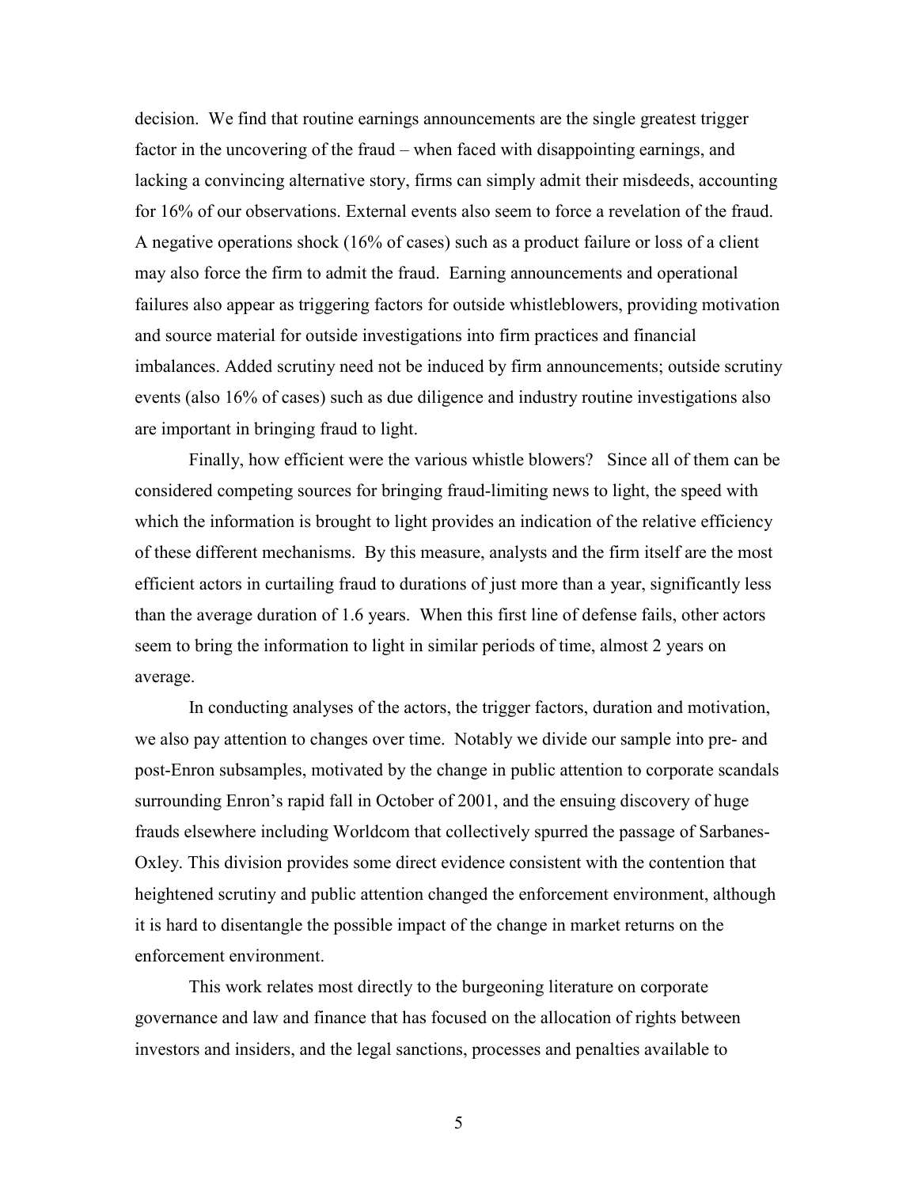decision. We find that routine earnings announcements are the single greatest trigger factor in the uncovering of the fraud – when faced with disappointing earnings, and lacking a convincing alternative story, firms can simply admit their misdeeds, accounting for 16% of our observations. External events also seem to force a revelation of the fraud. A negative operations shock (16% of cases) such as a product failure or loss of a client may also force the firm to admit the fraud. Earning announcements and operational failures also appear as triggering factors for outside whistleblowers, providing motivation and source material for outside investigations into firm practices and financial imbalances. Added scrutiny need not be induced by firm announcements; outside scrutiny events (also 16% of cases) such as due diligence and industry routine investigations also are important in bringing fraud to light.

Finally, how efficient were the various whistle blowers? Since all of them can be considered competing sources for bringing fraud-limiting news to light, the speed with which the information is brought to light provides an indication of the relative efficiency of these different mechanisms. By this measure, analysts and the firm itself are the most efficient actors in curtailing fraud to durations of just more than a year, significantly less than the average duration of 1.6 years. When this first line of defense fails, other actors seem to bring the information to light in similar periods of time, almost 2 years on average.

In conducting analyses of the actors, the trigger factors, duration and motivation, we also pay attention to changes over time. Notably we divide our sample into pre- and post-Enron subsamples, motivated by the change in public attention to corporate scandals surrounding Enron's rapid fall in October of 2001, and the ensuing discovery of huge frauds elsewhere including Worldcom that collectively spurred the passage of Sarbanes-Oxley. This division provides some direct evidence consistent with the contention that heightened scrutiny and public attention changed the enforcement environment, although it is hard to disentangle the possible impact of the change in market returns on the enforcement environment.

This work relates most directly to the burgeoning literature on corporate governance and law and finance that has focused on the allocation of rights between investors and insiders, and the legal sanctions, processes and penalties available to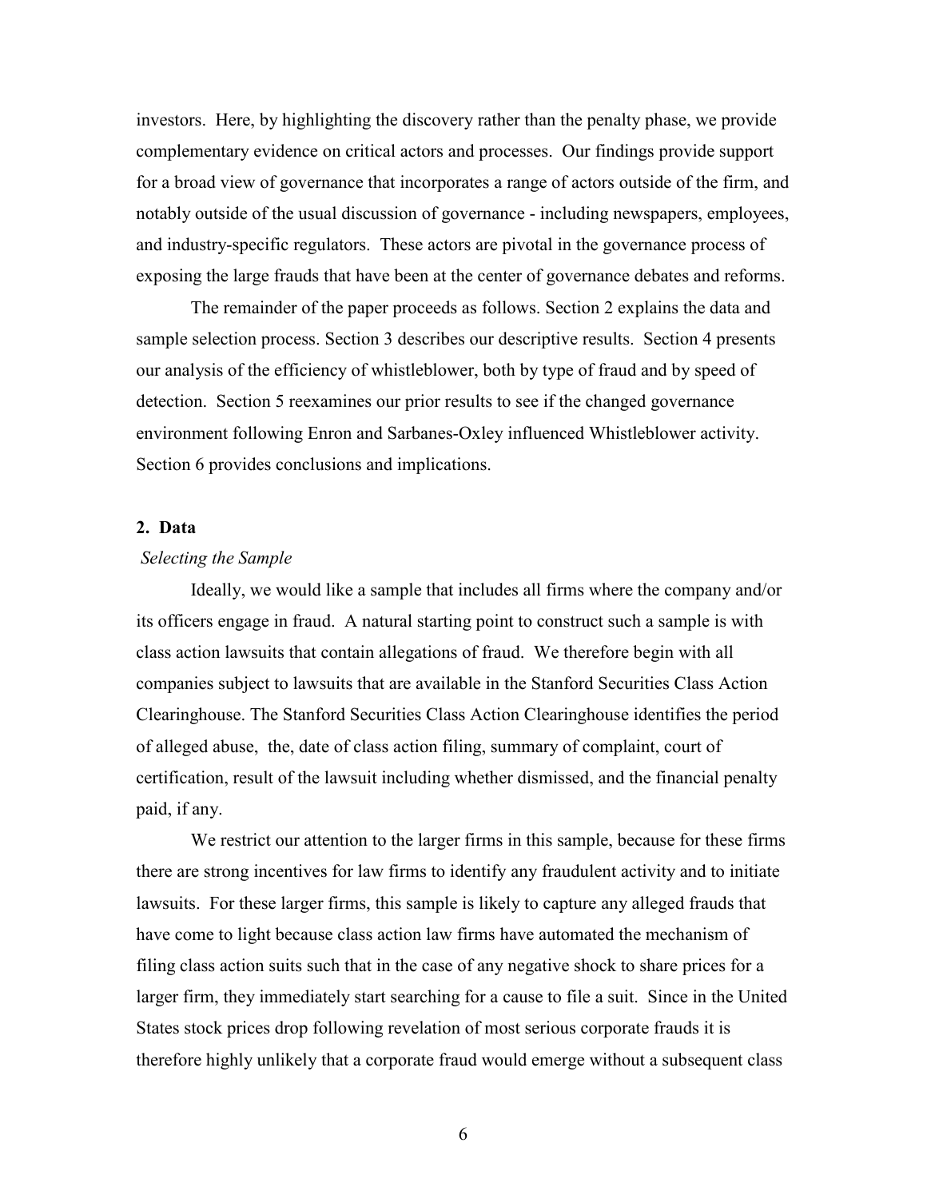investors. Here, by highlighting the discovery rather than the penalty phase, we provide complementary evidence on critical actors and processes. Our findings provide support for a broad view of governance that incorporates a range of actors outside of the firm, and notably outside of the usual discussion of governance - including newspapers, employees, and industry-specific regulators. These actors are pivotal in the governance process of exposing the large frauds that have been at the center of governance debates and reforms.

The remainder of the paper proceeds as follows. Section 2 explains the data and sample selection process. Section 3 describes our descriptive results. Section 4 presents our analysis of the efficiency of whistleblower, both by type of fraud and by speed of detection. Section 5 reexamines our prior results to see if the changed governance environment following Enron and Sarbanes-Oxley influenced Whistleblower activity. Section 6 provides conclusions and implications.

## 2. Data

*Selecting the Sample*

Ideally, we would like a sample that includes all firms where the company and/or its officers engage in fraud. A natural starting point to construct such a sample is with class action lawsuits that contain allegations of fraud. We therefore begin with all companies subject to lawsuits that are available in the Stanford Securities Class Action Clearinghouse. The Stanford Securities Class Action Clearinghouse identifies the period of alleged abuse, the, date of class action filing, summary of complaint, court of certification, result of the lawsuit including whether dismissed, and the financial penalty paid, if any.

We restrict our attention to the larger firms in this sample, because for these firms there are strong incentives for law firms to identify any fraudulent activity and to initiate lawsuits. For these larger firms, this sample is likely to capture any alleged frauds that have come to light because class action law firms have automated the mechanism of filing class action suits such that in the case of any negative shock to share prices for a larger firm, they immediately start searching for a cause to file a suit. Since in the United States stock prices drop following revelation of most serious corporate frauds it is therefore highly unlikely that a corporate fraud would emerge without a subsequent class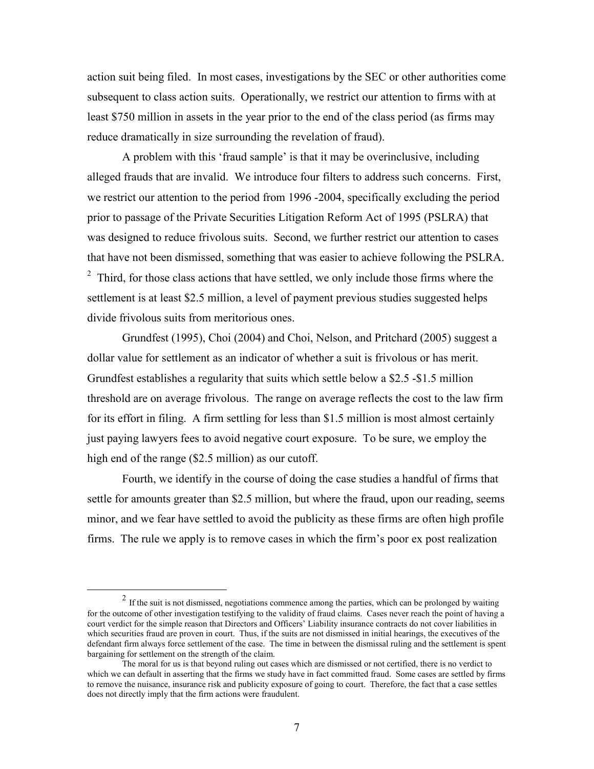action suit being filed. In most cases, investigations by the SEC or other authorities come subsequent to class action suits. Operationally, we restrict our attention to firms with at least $750 million in assets in the year prior to the end of the class period (as firms may reduce dramatically in size surrounding the revelation of fraud).

A problem with this 'fraud sample' is that it may be overinclusive, including alleged frauds that are invalid. We introduce four filters to address such concerns. First, we restrict our attention to the period from 1996 -2004, specifically excluding the period prior to passage of the Private Securities Litigation Reform Act of 1995 (PSLRA) that was designed to reduce frivolous suits. Second, we further restrict our attention to cases that have not been dismissed, something that was easier to achieve following the PSLRA. [2] Third, for those class actions that have settled, we only include those firms where the settlement is at least $2.5 million, a level of payment previous studies suggested helps divide frivolous suits from meritorious ones.

Grundfest (1995), Choi (2004) and Choi, Nelson, and Pritchard (2005) suggest a dollar value for settlement as an indicator of whether a suit is frivolous or has merit. Grundfest establishes a regularity that suits which settle below a $2.5 -$1.5 million threshold are on average frivolous. The range on average reflects the cost to the law firm for its effort in filing. A firm settling for less than $1.5 million is most almost certainly just paying lawyers fees to avoid negative court exposure. To be sure, we employ the high end of the range ($2.5 million) as our cutoff.

Fourth, we identify in the course of doing the case studies a handful of firms that settle for amounts greater than $2.5 million, but where the fraud, upon our reading, seems minor, and we fear have settled to avoid the publicity as these firms are often high profile firms. The rule we apply is to remove cases in which the firm's poor ex post realization

---

[2] If the suit is not dismissed, negotiations commence among the parties, which can be prolonged by waiting for the outcome of other investigation testifying to the validity of fraud claims. Cases never reach the point of having a court verdict for the simple reason that Directors and Officers' Liability insurance contracts do not cover liabilities in which securities fraud are proven in court. Thus, if the suits are not dismissed in initial hearings, the executives of the defendant firm always force settlement of the case. The time in between the dismissal ruling and the settlement is spent bargaining for settlement on the strength of the claim.

The moral for us is that beyond ruling out cases which are dismissed or not certified, there is no verdict to which we can default in asserting that the firms we study have in fact committed fraud. Some cases are settled by firms to remove the nuisance, insurance risk and publicity exposure of going to court. Therefore, the fact that a case settles does not directly imply that the firm actions were fraudulent.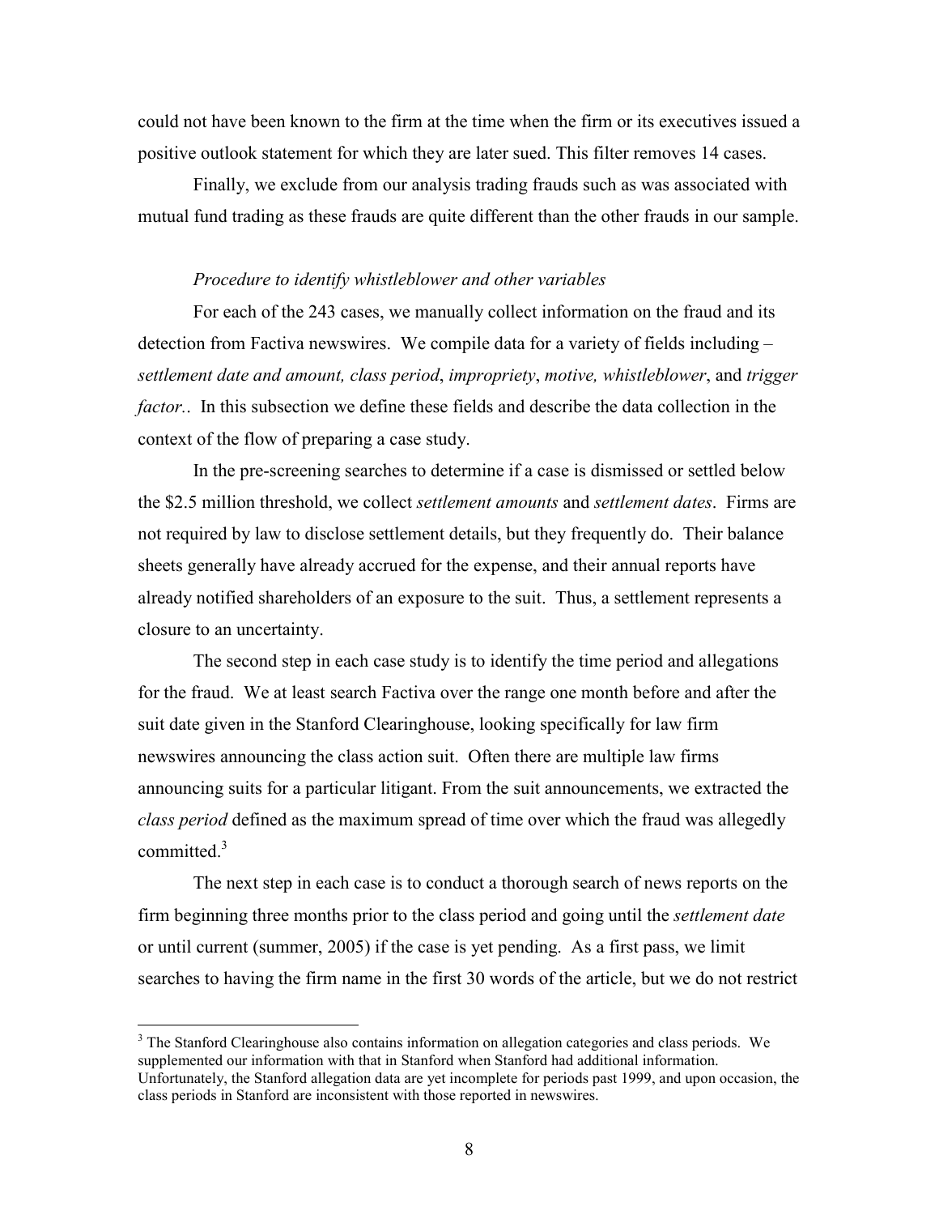could not have been known to the firm at the time when the firm or its executives issued a positive outlook statement for which they are later sued. This filter removes 14 cases.

Finally, we exclude from our analysis trading frauds such as was associated with mutual fund trading as these frauds are quite different than the other frauds in our sample.

*Procedure to identify whistleblower and other variables*

For each of the 243 cases, we manually collect information on the fraud and its detection from Factiva newswires. We compile data for a variety of fields including – *settlement date and amount, class period*, *impropriety*, *motive, whistleblower*, and *trigger factor.*. In this subsection we define these fields and describe the data collection in the context of the flow of preparing a case study.

In the pre-screening searches to determine if a case is dismissed or settled below the \$2.5 million threshold, we collect *settlement amounts* and *settlement dates*. Firms are not required by law to disclose settlement details, but they frequently do. Their balance sheets generally have already accrued for the expense, and their annual reports have already notified shareholders of an exposure to the suit. Thus, a settlement represents a closure to an uncertainty.

The second step in each case study is to identify the time period and allegations for the fraud. We at least search Factiva over the range one month before and after the suit date given in the Stanford Clearinghouse, looking specifically for law firm newswires announcing the class action suit. Often there are multiple law firms announcing suits for a particular litigant. From the suit announcements, we extracted the *class period* defined as the maximum spread of time over which the fraud was allegedly committed.[3]

The next step in each case is to conduct a thorough search of news reports on the firm beginning three months prior to the class period and going until the *settlement date* or until current (summer, 2005) if the case is yet pending. As a first pass, we limit searches to having the firm name in the first 30 words of the article, but we do not restrict

[3] The Stanford Clearinghouse also contains information on allegation categories and class periods. We supplemented our information with that in Stanford when Stanford had additional information. Unfortunately, the Stanford allegation data are yet incomplete for periods past 1999, and upon occasion, the class periods in Stanford are inconsistent with those reported in newswires.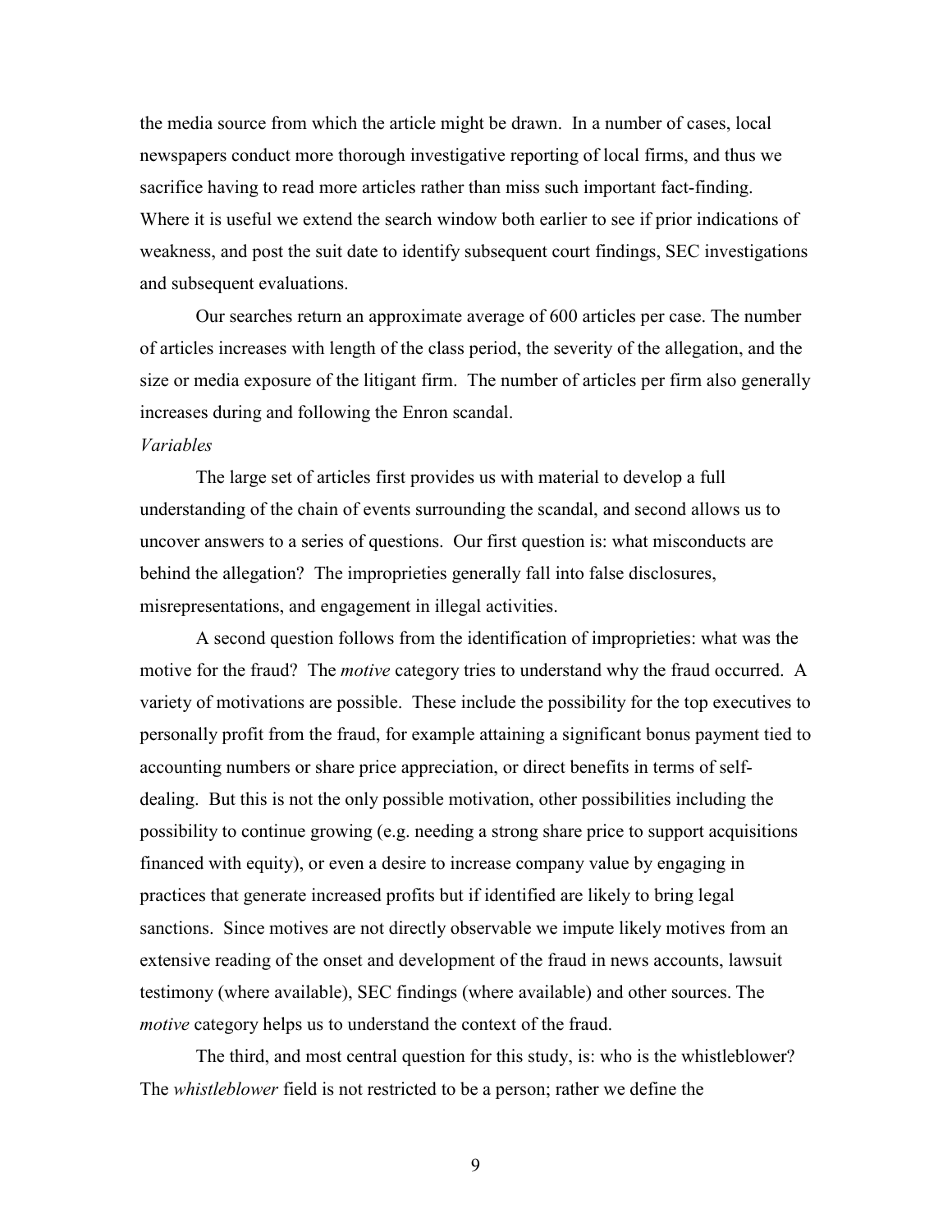the media source from which the article might be drawn. In a number of cases, local newspapers conduct more thorough investigative reporting of local firms, and thus we sacrifice having to read more articles rather than miss such important fact-finding. Where it is useful we extend the search window both earlier to see if prior indications of weakness, and post the suit date to identify subsequent court findings, SEC investigations and subsequent evaluations.

Our searches return an approximate average of 600 articles per case. The number of articles increases with length of the class period, the severity of the allegation, and the size or media exposure of the litigant firm. The number of articles per firm also generally increases during and following the Enron scandal.

*Variables*

The large set of articles first provides us with material to develop a full understanding of the chain of events surrounding the scandal, and second allows us to uncover answers to a series of questions. Our first question is: what misconducts are behind the allegation? The improprieties generally fall into false disclosures, misrepresentations, and engagement in illegal activities.

A second question follows from the identification of improprieties: what was the motive for the fraud? The *motive* category tries to understand why the fraud occurred. A variety of motivations are possible. These include the possibility for the top executives to personally profit from the fraud, for example attaining a significant bonus payment tied to accounting numbers or share price appreciation, or direct benefits in terms of self-dealing. But this is not the only possible motivation, other possibilities including the possibility to continue growing (e.g. needing a strong share price to support acquisitions financed with equity), or even a desire to increase company value by engaging in practices that generate increased profits but if identified are likely to bring legal sanctions. Since motives are not directly observable we impute likely motives from an extensive reading of the onset and development of the fraud in news accounts, lawsuit testimony (where available), SEC findings (where available) and other sources. The *motive* category helps us to understand the context of the fraud.

The third, and most central question for this study, is: who is the whistleblower? The *whistleblower* field is not restricted to be a person; rather we define the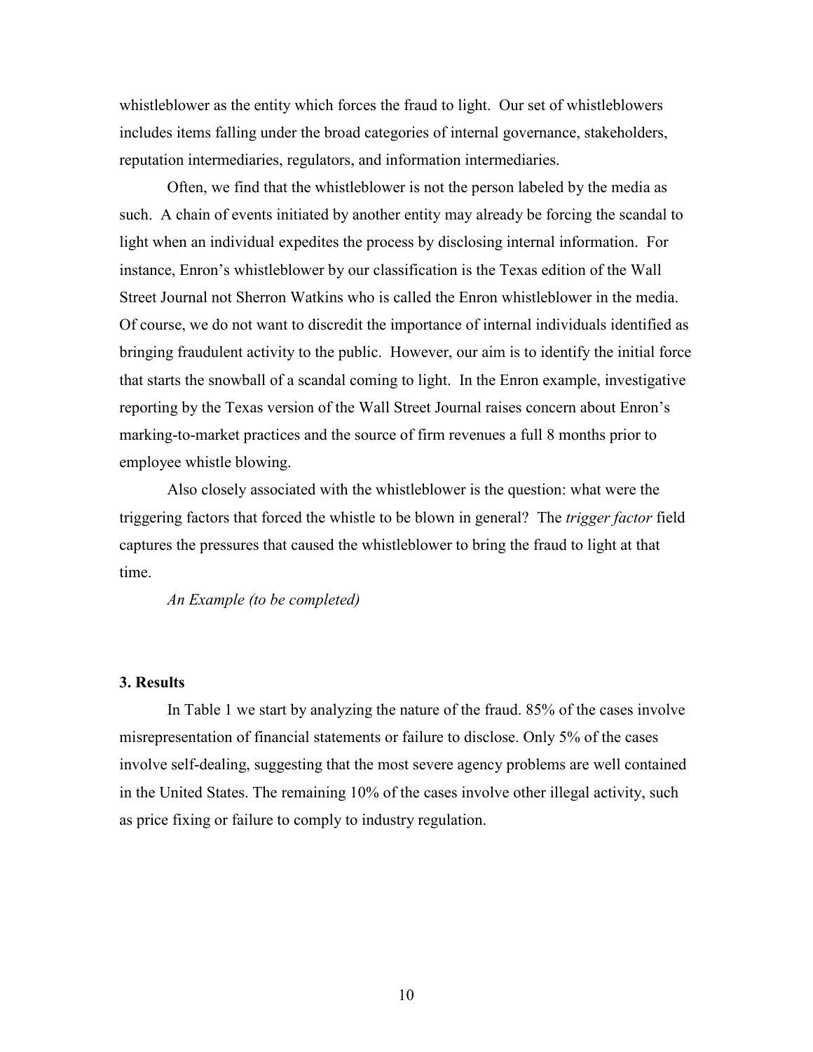whistleblower as the entity which forces the fraud to light. Our set of whistleblowers includes items falling under the broad categories of internal governance, stakeholders, reputation intermediaries, regulators, and information intermediaries.

Often, we find that the whistleblower is not the person labeled by the media as such. A chain of events initiated by another entity may already be forcing the scandal to light when an individual expedites the process by disclosing internal information. For instance, Enron's whistleblower by our classification is the Texas edition of the Wall Street Journal not Sherron Watkins who is called the Enron whistleblower in the media. Of course, we do not want to discredit the importance of internal individuals identified as bringing fraudulent activity to the public. However, our aim is to identify the initial force that starts the snowball of a scandal coming to light. In the Enron example, investigative reporting by the Texas version of the Wall Street Journal raises concern about Enron's marking-to-market practices and the source of firm revenues a full 8 months prior to employee whistle blowing.

Also closely associated with the whistleblower is the question: what were the triggering factors that forced the whistle to be blown in general? The *trigger factor* field captures the pressures that caused the whistleblower to bring the fraud to light at that time.

*An Example (to be completed)*

## 3. Results

In Table 1 we start by analyzing the nature of the fraud. 85% of the cases involve misrepresentation of financial statements or failure to disclose. Only 5% of the cases involve self-dealing, suggesting that the most severe agency problems are well contained in the United States. The remaining 10% of the cases involve other illegal activity, such as price fixing or failure to comply to industry regulation.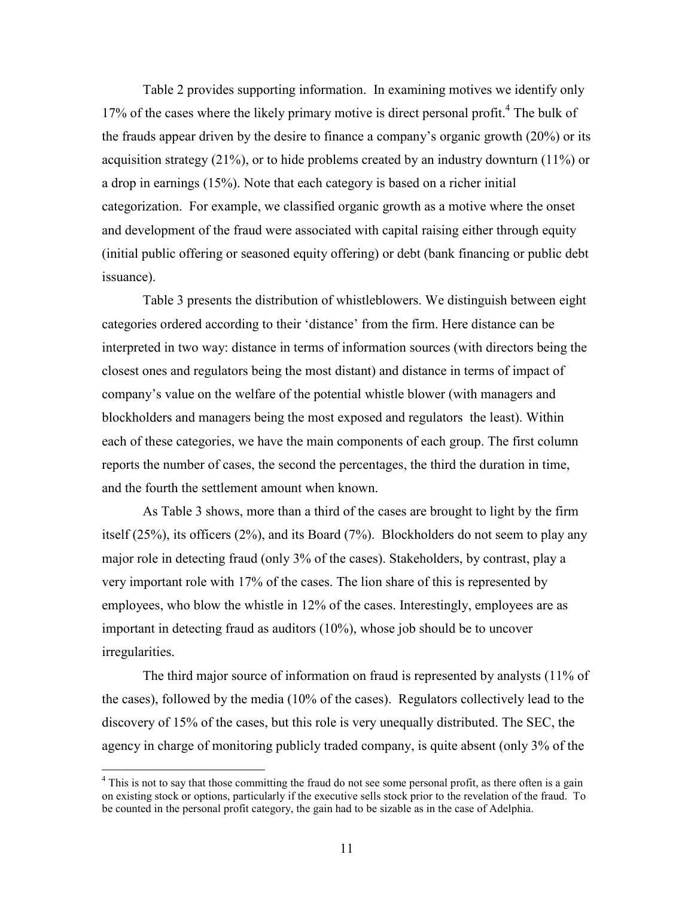Table 2 provides supporting information. In examining motives we identify only 17% of the cases where the likely primary motive is direct personal profit.[4] The bulk of the frauds appear driven by the desire to finance a company's organic growth (20%) or its acquisition strategy (21%), or to hide problems created by an industry downturn (11%) or a drop in earnings (15%). Note that each category is based on a richer initial categorization. For example, we classified organic growth as a motive where the onset and development of the fraud were associated with capital raising either through equity (initial public offering or seasoned equity offering) or debt (bank financing or public debt issuance).

Table 3 presents the distribution of whistleblowers. We distinguish between eight categories ordered according to their 'distance' from the firm. Here distance can be interpreted in two way: distance in terms of information sources (with directors being the closest ones and regulators being the most distant) and distance in terms of impact of company's value on the welfare of the potential whistle blower (with managers and blockholders and managers being the most exposed and regulators the least). Within each of these categories, we have the main components of each group. The first column reports the number of cases, the second the percentages, the third the duration in time, and the fourth the settlement amount when known.

As Table 3 shows, more than a third of the cases are brought to light by the firm itself (25%), its officers (2%), and its Board (7%). Blockholders do not seem to play any major role in detecting fraud (only 3% of the cases). Stakeholders, by contrast, play a very important role with 17% of the cases. The lion share of this is represented by employees, who blow the whistle in 12% of the cases. Interestingly, employees are as important in detecting fraud as auditors (10%), whose job should be to uncover irregularities.

The third major source of information on fraud is represented by analysts (11% of the cases), followed by the media (10% of the cases). Regulators collectively lead to the discovery of 15% of the cases, but this role is very unequally distributed. The SEC, the agency in charge of monitoring publicly traded company, is quite absent (only 3% of the

[4] This is not to say that those committing the fraud do not see some personal profit, as there often is a gain on existing stock or options, particularly if the executive sells stock prior to the revelation of the fraud. To be counted in the personal profit category, the gain had to be sizable as in the case of Adelphia.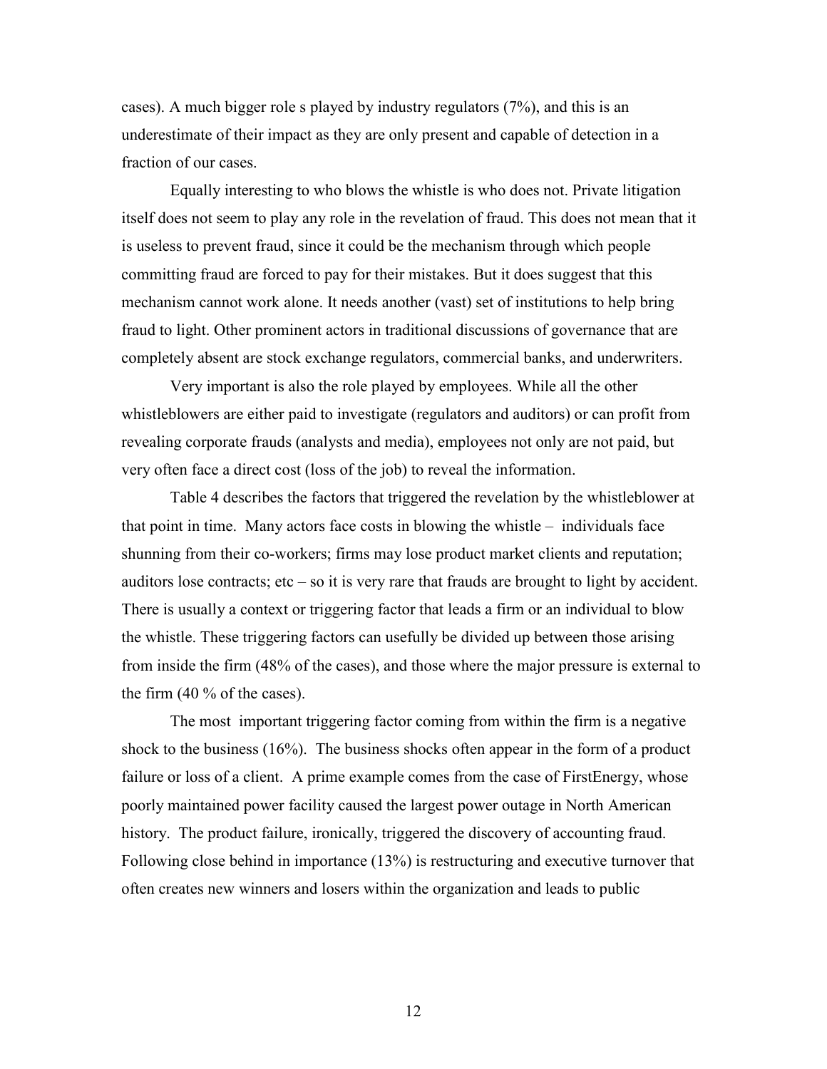cases). A much bigger role s played by industry regulators (7%), and this is an underestimate of their impact as they are only present and capable of detection in a fraction of our cases.

Equally interesting to who blows the whistle is who does not. Private litigation itself does not seem to play any role in the revelation of fraud. This does not mean that it is useless to prevent fraud, since it could be the mechanism through which people committing fraud are forced to pay for their mistakes. But it does suggest that this mechanism cannot work alone. It needs another (vast) set of institutions to help bring fraud to light. Other prominent actors in traditional discussions of governance that are completely absent are stock exchange regulators, commercial banks, and underwriters.

Very important is also the role played by employees. While all the other whistleblowers are either paid to investigate (regulators and auditors) or can profit from revealing corporate frauds (analysts and media), employees not only are not paid, but very often face a direct cost (loss of the job) to reveal the information.

Table 4 describes the factors that triggered the revelation by the whistleblower at that point in time. Many actors face costs in blowing the whistle – individuals face shunning from their co-workers; firms may lose product market clients and reputation; auditors lose contracts; etc – so it is very rare that frauds are brought to light by accident. There is usually a context or triggering factor that leads a firm or an individual to blow the whistle. These triggering factors can usefully be divided up between those arising from inside the firm (48% of the cases), and those where the major pressure is external to the firm (40 % of the cases).

The most important triggering factor coming from within the firm is a negative shock to the business (16%). The business shocks often appear in the form of a product failure or loss of a client. A prime example comes from the case of FirstEnergy, whose poorly maintained power facility caused the largest power outage in North American history. The product failure, ironically, triggered the discovery of accounting fraud. Following close behind in importance (13%) is restructuring and executive turnover that often creates new winners and losers within the organization and leads to public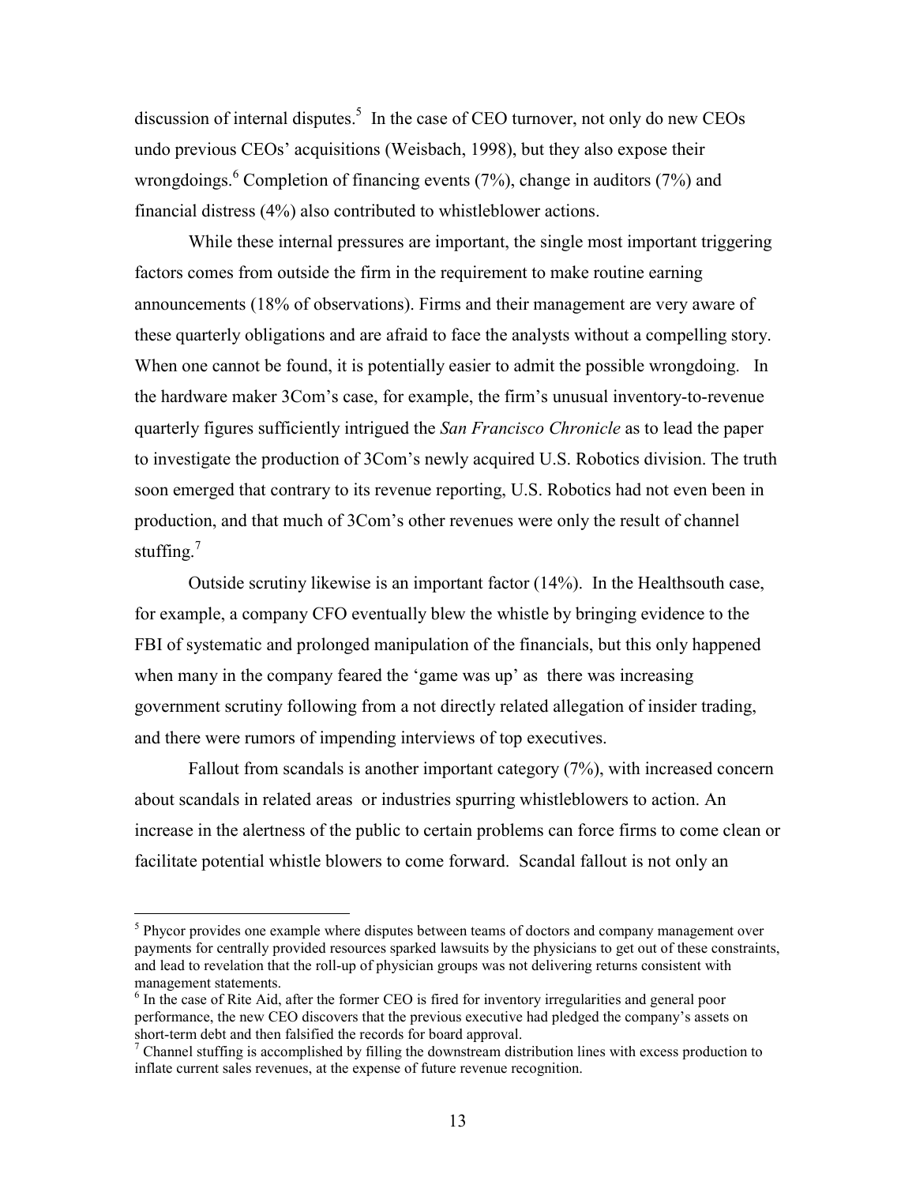discussion of internal disputes.[5] In the case of CEO turnover, not only do new CEOs undo previous CEOs' acquisitions (Weisbach, 1998), but they also expose their wrongdoings.[6] Completion of financing events (7%), change in auditors (7%) and financial distress (4%) also contributed to whistleblower actions.

While these internal pressures are important, the single most important triggering factors comes from outside the firm in the requirement to make routine earning announcements (18% of observations). Firms and their management are very aware of these quarterly obligations and are afraid to face the analysts without a compelling story. When one cannot be found, it is potentially easier to admit the possible wrongdoing. In the hardware maker 3Com's case, for example, the firm's unusual inventory-to-revenue quarterly figures sufficiently intrigued the *San Francisco Chronicle* as to lead the paper to investigate the production of 3Com's newly acquired U.S. Robotics division. The truth soon emerged that contrary to its revenue reporting, U.S. Robotics had not even been in production, and that much of 3Com's other revenues were only the result of channel stuffing.[7]

Outside scrutiny likewise is an important factor (14%). In the Healthsouth case, for example, a company CFO eventually blew the whistle by bringing evidence to the FBI of systematic and prolonged manipulation of the financials, but this only happened when many in the company feared the 'game was up' as there was increasing government scrutiny following from a not directly related allegation of insider trading, and there were rumors of impending interviews of top executives.

Fallout from scandals is another important category (7%), with increased concern about scandals in related areas or industries spurring whistleblowers to action. An increase in the alertness of the public to certain problems can force firms to come clean or facilitate potential whistle blowers to come forward. Scandal fallout is not only an

---

[5] Phycor provides one example where disputes between teams of doctors and company management over payments for centrally provided resources sparked lawsuits by the physicians to get out of these constraints, and lead to revelation that the roll-up of physician groups was not delivering returns consistent with management statements.

[6] In the case of Rite Aid, after the former CEO is fired for inventory irregularities and general poor performance, the new CEO discovers that the previous executive had pledged the company's assets on short-term debt and then falsified the records for board approval.

[7] Channel stuffing is accomplished by filling the downstream distribution lines with excess production to inflate current sales revenues, at the expense of future revenue recognition.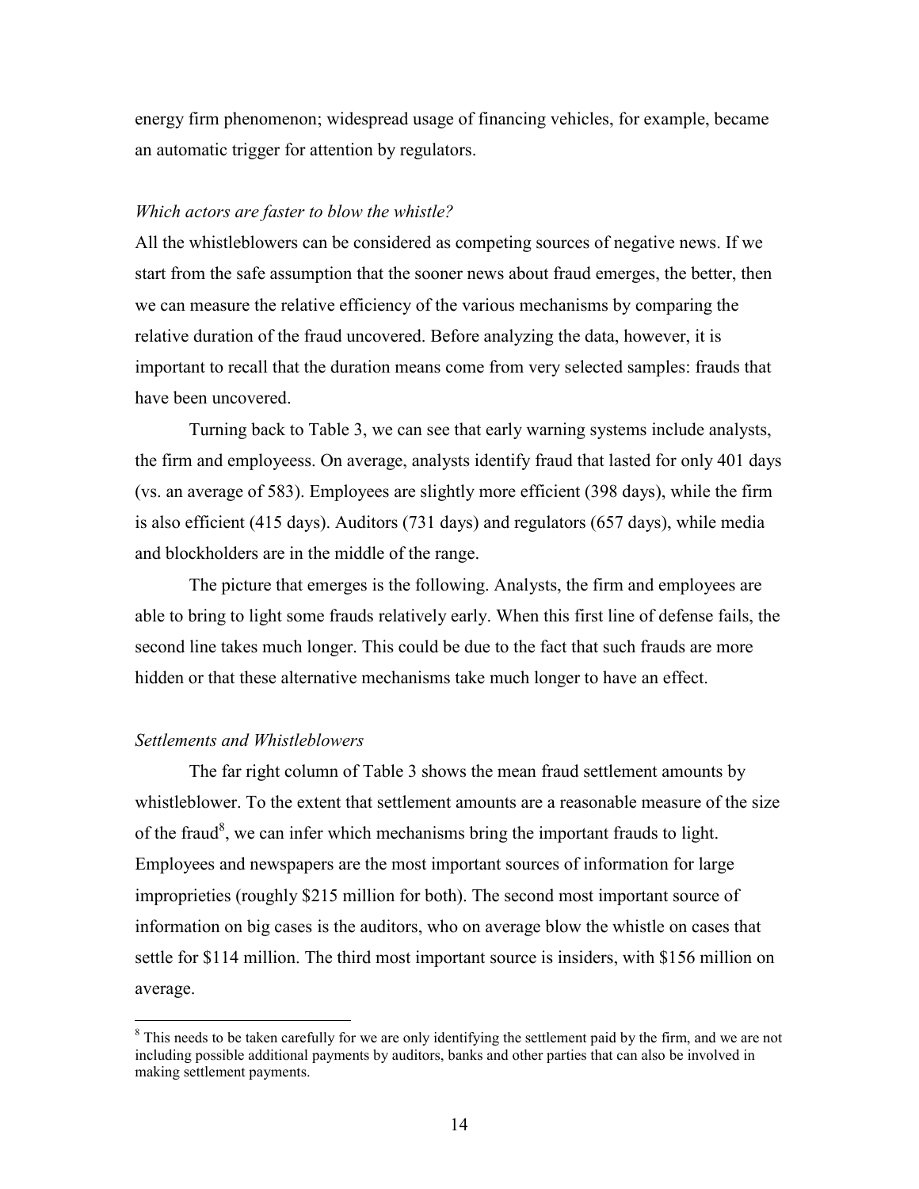energy firm phenomenon; widespread usage of financing vehicles, for example, became an automatic trigger for attention by regulators.

*Which actors are faster to blow the whistle?*

All the whistleblowers can be considered as competing sources of negative news. If we start from the safe assumption that the sooner news about fraud emerges, the better, then we can measure the relative efficiency of the various mechanisms by comparing the relative duration of the fraud uncovered. Before analyzing the data, however, it is important to recall that the duration means come from very selected samples: frauds that have been uncovered.

Turning back to Table 3, we can see that early warning systems include analysts, the firm and employeess. On average, analysts identify fraud that lasted for only 401 days (vs. an average of 583). Employees are slightly more efficient (398 days), while the firm is also efficient (415 days). Auditors (731 days) and regulators (657 days), while media and blockholders are in the middle of the range.

The picture that emerges is the following. Analysts, the firm and employees are able to bring to light some frauds relatively early. When this first line of defense fails, the second line takes much longer. This could be due to the fact that such frauds are more hidden or that these alternative mechanisms take much longer to have an effect.

*Settlements and Whistleblowers*

The far right column of Table 3 shows the mean fraud settlement amounts by whistleblower. To the extent that settlement amounts are a reasonable measure of the size of the fraud[8], we can infer which mechanisms bring the important frauds to light. Employees and newspapers are the most important sources of information for large improprieties (roughly $215 million for both). The second most important source of information on big cases is the auditors, who on average blow the whistle on cases that settle for $114 million. The third most important source is insiders, with $156 million on average.

[8] This needs to be taken carefully for we are only identifying the settlement paid by the firm, and we are not including possible additional payments by auditors, banks and other parties that can also be involved in making settlement payments.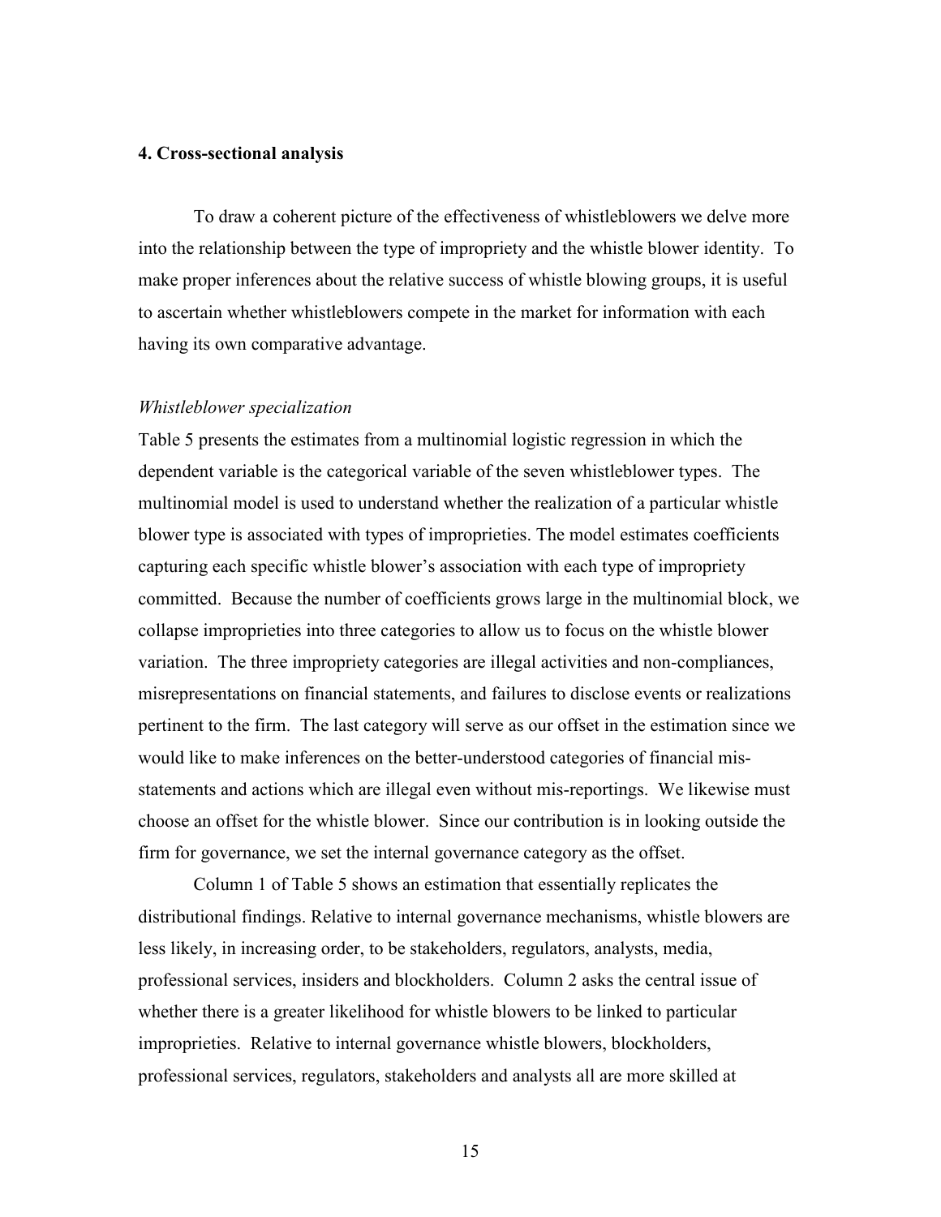## 4. Cross-sectional analysis

To draw a coherent picture of the effectiveness of whistleblowers we delve more into the relationship between the type of impropriety and the whistle blower identity. To make proper inferences about the relative success of whistle blowing groups, it is useful to ascertain whether whistleblowers compete in the market for information with each having its own comparative advantage.

### *Whistleblower specialization*

Table 5 presents the estimates from a multinomial logistic regression in which the dependent variable is the categorical variable of the seven whistleblower types. The multinomial model is used to understand whether the realization of a particular whistle blower type is associated with types of improprieties. The model estimates coefficients capturing each specific whistle blower's association with each type of impropriety committed. Because the number of coefficients grows large in the multinomial block, we collapse improprieties into three categories to allow us to focus on the whistle blower variation. The three impropriety categories are illegal activities and non-compliances, misrepresentations on financial statements, and failures to disclose events or realizations pertinent to the firm. The last category will serve as our offset in the estimation since we would like to make inferences on the better-understood categories of financial mis-statements and actions which are illegal even without mis-reportings. We likewise must choose an offset for the whistle blower. Since our contribution is in looking outside the firm for governance, we set the internal governance category as the offset.

Column 1 of Table 5 shows an estimation that essentially replicates the distributional findings. Relative to internal governance mechanisms, whistle blowers are less likely, in increasing order, to be stakeholders, regulators, analysts, media, professional services, insiders and blockholders. Column 2 asks the central issue of whether there is a greater likelihood for whistle blowers to be linked to particular improprieties. Relative to internal governance whistle blowers, blockholders, professional services, regulators, stakeholders and analysts all are more skilled at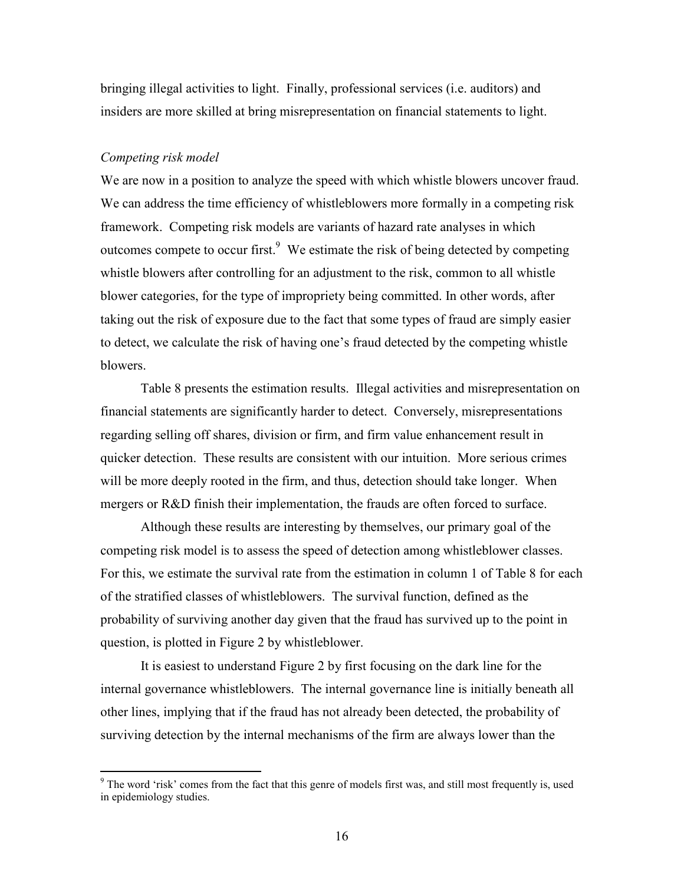bringing illegal activities to light. Finally, professional services (i.e. auditors) and insiders are more skilled at bring misrepresentation on financial statements to light.

*Competing risk model*

We are now in a position to analyze the speed with which whistle blowers uncover fraud. We can address the time efficiency of whistleblowers more formally in a competing risk framework. Competing risk models are variants of hazard rate analyses in which outcomes compete to occur first.[9] We estimate the risk of being detected by competing whistle blowers after controlling for an adjustment to the risk, common to all whistle blower categories, for the type of impropriety being committed. In other words, after taking out the risk of exposure due to the fact that some types of fraud are simply easier to detect, we calculate the risk of having one's fraud detected by the competing whistle blowers.

Table 8 presents the estimation results. Illegal activities and misrepresentation on financial statements are significantly harder to detect. Conversely, misrepresentations regarding selling off shares, division or firm, and firm value enhancement result in quicker detection. These results are consistent with our intuition. More serious crimes will be more deeply rooted in the firm, and thus, detection should take longer. When mergers or R&D finish their implementation, the frauds are often forced to surface.

Although these results are interesting by themselves, our primary goal of the competing risk model is to assess the speed of detection among whistleblower classes. For this, we estimate the survival rate from the estimation in column 1 of Table 8 for each of the stratified classes of whistleblowers. The survival function, defined as the probability of surviving another day given that the fraud has survived up to the point in question, is plotted in Figure 2 by whistleblower.

It is easiest to understand Figure 2 by first focusing on the dark line for the internal governance whistleblowers. The internal governance line is initially beneath all other lines, implying that if the fraud has not already been detected, the probability of surviving detection by the internal mechanisms of the firm are always lower than the

[9] The word 'risk' comes from the fact that this genre of models first was, and still most frequently is, used in epidemiology studies.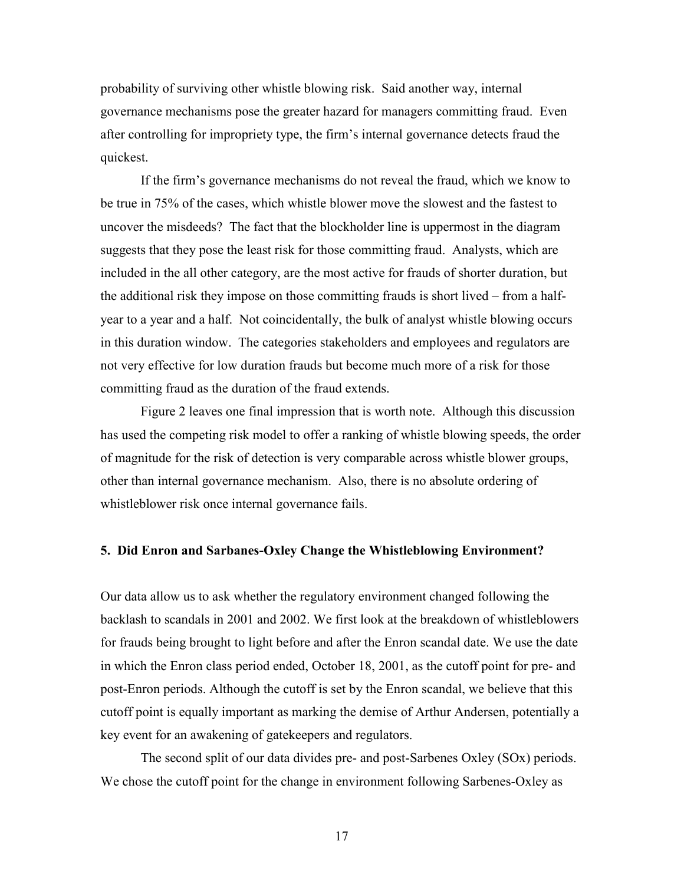probability of surviving other whistle blowing risk. Said another way, internal governance mechanisms pose the greater hazard for managers committing fraud. Even after controlling for impropriety type, the firm's internal governance detects fraud the quickest.

If the firm's governance mechanisms do not reveal the fraud, which we know to be true in 75% of the cases, which whistle blower move the slowest and the fastest to uncover the misdeeds? The fact that the blockholder line is uppermost in the diagram suggests that they pose the least risk for those committing fraud. Analysts, which are included in the all other category, are the most active for frauds of shorter duration, but the additional risk they impose on those committing frauds is short lived – from a half-year to a year and a half. Not coincidentally, the bulk of analyst whistle blowing occurs in this duration window. The categories stakeholders and employees and regulators are not very effective for low duration frauds but become much more of a risk for those committing fraud as the duration of the fraud extends.

Figure 2 leaves one final impression that is worth note. Although this discussion has used the competing risk model to offer a ranking of whistle blowing speeds, the order of magnitude for the risk of detection is very comparable across whistle blower groups, other than internal governance mechanism. Also, there is no absolute ordering of whistleblower risk once internal governance fails.

## 5. Did Enron and Sarbanes-Oxley Change the Whistleblowing Environment?

Our data allow us to ask whether the regulatory environment changed following the backlash to scandals in 2001 and 2002. We first look at the breakdown of whistleblowers for frauds being brought to light before and after the Enron scandal date. We use the date in which the Enron class period ended, October 18, 2001, as the cutoff point for pre- and post-Enron periods. Although the cutoff is set by the Enron scandal, we believe that this cutoff point is equally important as marking the demise of Arthur Andersen, potentially a key event for an awakening of gatekeepers and regulators.

The second split of our data divides pre- and post-Sarbenes Oxley (SOx) periods. We chose the cutoff point for the change in environment following Sarbenes-Oxley as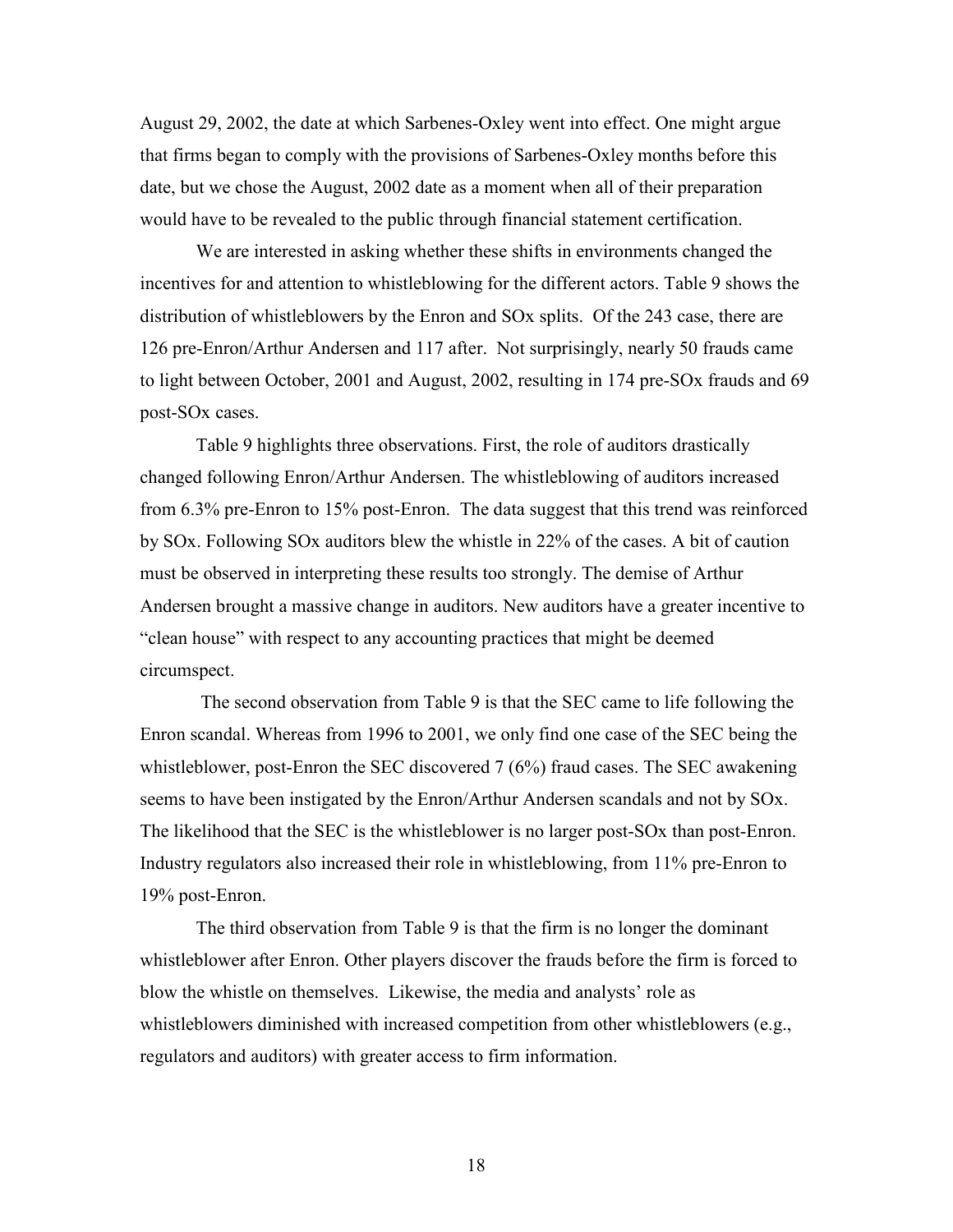August 29, 2002, the date at which Sarbenes-Oxley went into effect. One might argue that firms began to comply with the provisions of Sarbenes-Oxley months before this date, but we chose the August, 2002 date as a moment when all of their preparation would have to be revealed to the public through financial statement certification.

We are interested in asking whether these shifts in environments changed the incentives for and attention to whistleblowing for the different actors. Table 9 shows the distribution of whistleblowers by the Enron and SOx splits. Of the 243 case, there are 126 pre-Enron/Arthur Andersen and 117 after. Not surprisingly, nearly 50 frauds came to light between October, 2001 and August, 2002, resulting in 174 pre-SOx frauds and 69 post-SOx cases.

Table 9 highlights three observations. First, the role of auditors drastically changed following Enron/Arthur Andersen. The whistleblowing of auditors increased from 6.3% pre-Enron to 15% post-Enron. The data suggest that this trend was reinforced by SOx. Following SOx auditors blew the whistle in 22% of the cases. A bit of caution must be observed in interpreting these results too strongly. The demise of Arthur Andersen brought a massive change in auditors. New auditors have a greater incentive to "clean house" with respect to any accounting practices that might be deemed circumspect.

The second observation from Table 9 is that the SEC came to life following the Enron scandal. Whereas from 1996 to 2001, we only find one case of the SEC being the whistleblower, post-Enron the SEC discovered 7 (6%) fraud cases. The SEC awakening seems to have been instigated by the Enron/Arthur Andersen scandals and not by SOx. The likelihood that the SEC is the whistleblower is no larger post-SOx than post-Enron. Industry regulators also increased their role in whistleblowing, from 11% pre-Enron to 19% post-Enron.

The third observation from Table 9 is that the firm is no longer the dominant whistleblower after Enron. Other players discover the frauds before the firm is forced to blow the whistle on themselves. Likewise, the media and analysts' role as whistleblowers diminished with increased competition from other whistleblowers (e.g., regulators and auditors) with greater access to firm information.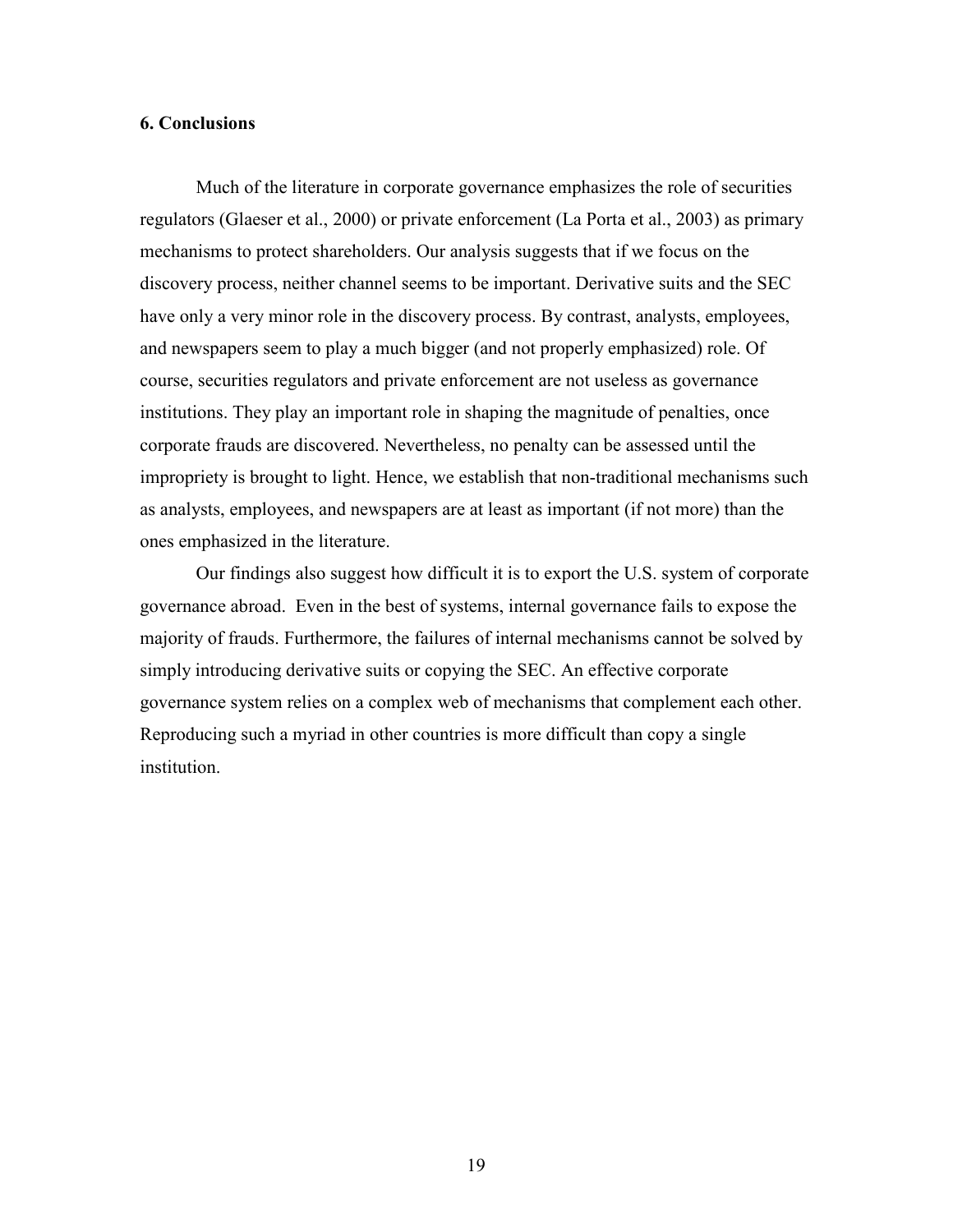## 6. Conclusions

Much of the literature in corporate governance emphasizes the role of securities regulators (Glaeser et al., 2000) or private enforcement (La Porta et al., 2003) as primary mechanisms to protect shareholders. Our analysis suggests that if we focus on the discovery process, neither channel seems to be important. Derivative suits and the SEC have only a very minor role in the discovery process. By contrast, analysts, employees, and newspapers seem to play a much bigger (and not properly emphasized) role. Of course, securities regulators and private enforcement are not useless as governance institutions. They play an important role in shaping the magnitude of penalties, once corporate frauds are discovered. Nevertheless, no penalty can be assessed until the impropriety is brought to light. Hence, we establish that non-traditional mechanisms such as analysts, employees, and newspapers are at least as important (if not more) than the ones emphasized in the literature.

Our findings also suggest how difficult it is to export the U.S. system of corporate governance abroad. Even in the best of systems, internal governance fails to expose the majority of frauds. Furthermore, the failures of internal mechanisms cannot be solved by simply introducing derivative suits or copying the SEC. An effective corporate governance system relies on a complex web of mechanisms that complement each other. Reproducing such a myriad in other countries is more difficult than copy a single institution.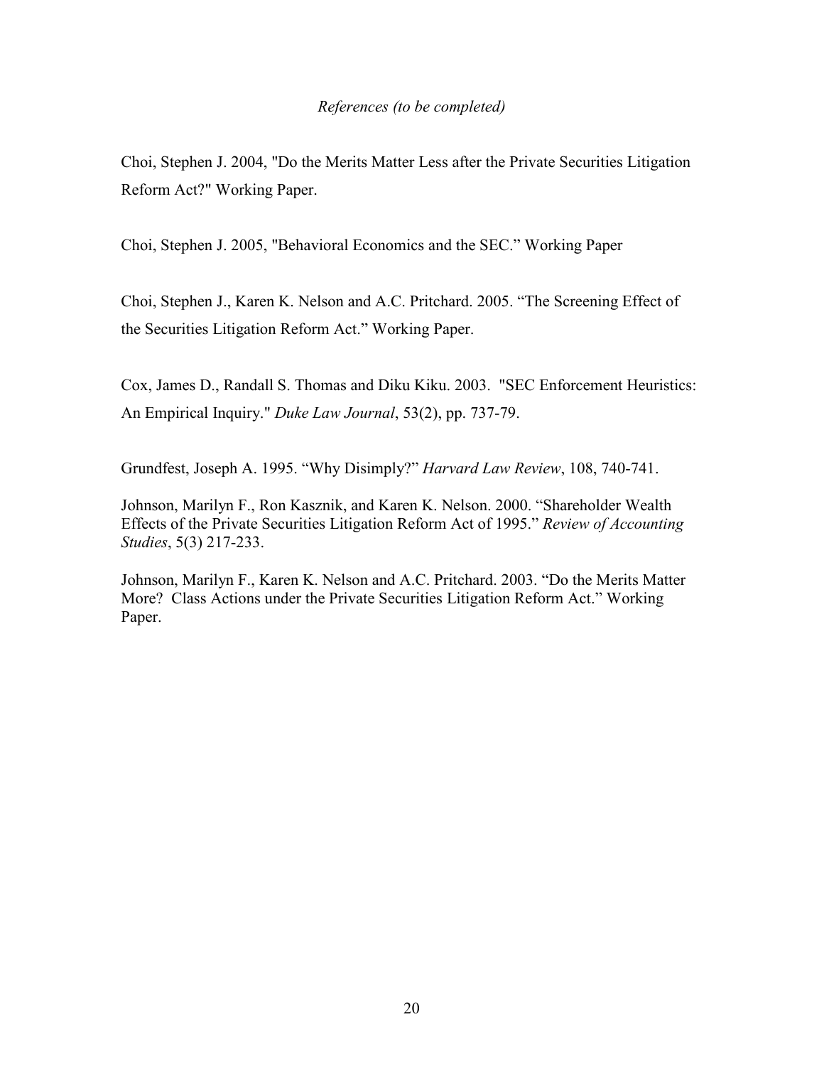*References (to be completed)*

Choi, Stephen J. 2004, "Do the Merits Matter Less after the Private Securities Litigation Reform Act?" Working Paper.

Choi, Stephen J. 2005, "Behavioral Economics and the SEC." Working Paper

Choi, Stephen J., Karen K. Nelson and A.C. Pritchard. 2005. "The Screening Effect of the Securities Litigation Reform Act." Working Paper.

Cox, James D., Randall S. Thomas and Diku Kiku. 2003. "SEC Enforcement Heuristics: An Empirical Inquiry." *Duke Law Journal*, 53(2), pp. 737-79.

Grundfest, Joseph A. 1995. "Why Disimply?" *Harvard Law Review*, 108, 740-741.

Johnson, Marilyn F., Ron Kasznik, and Karen K. Nelson. 2000. "Shareholder Wealth Effects of the Private Securities Litigation Reform Act of 1995." *Review of Accounting Studies*, 5(3) 217-233.

Johnson, Marilyn F., Karen K. Nelson and A.C. Pritchard. 2003. "Do the Merits Matter More? Class Actions under the Private Securities Litigation Reform Act." Working Paper.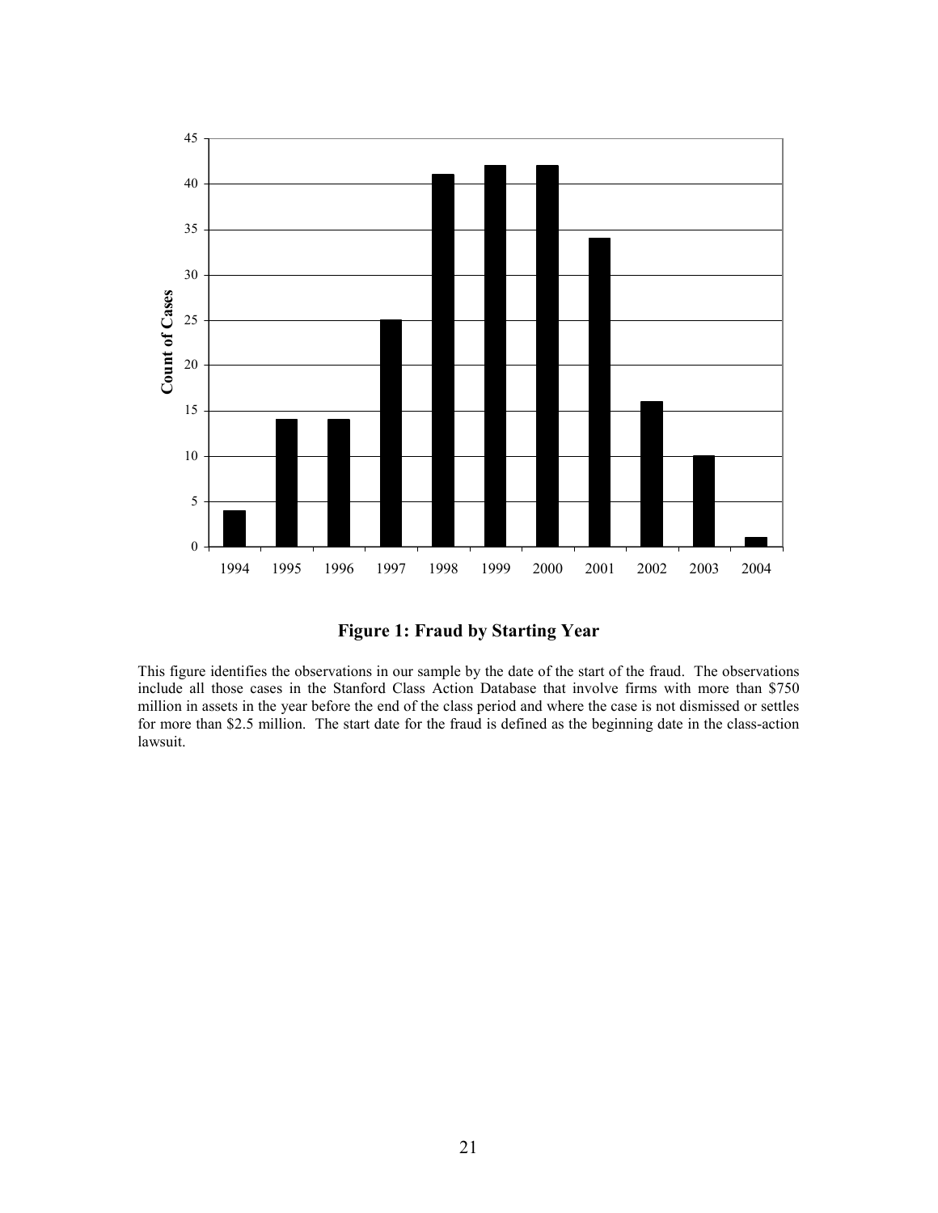**Figure 1: Fraud by Starting Year**

This figure identifies the observations in our sample by the date of the start of the fraud. The observations include all those cases in the Stanford Class Action Database that involve firms with more than $750 million in assets in the year before the end of the class period and where the case is not dismissed or settles for more than $2.5 million. The start date for the fraud is defined as the beginning date in the class-action lawsuit.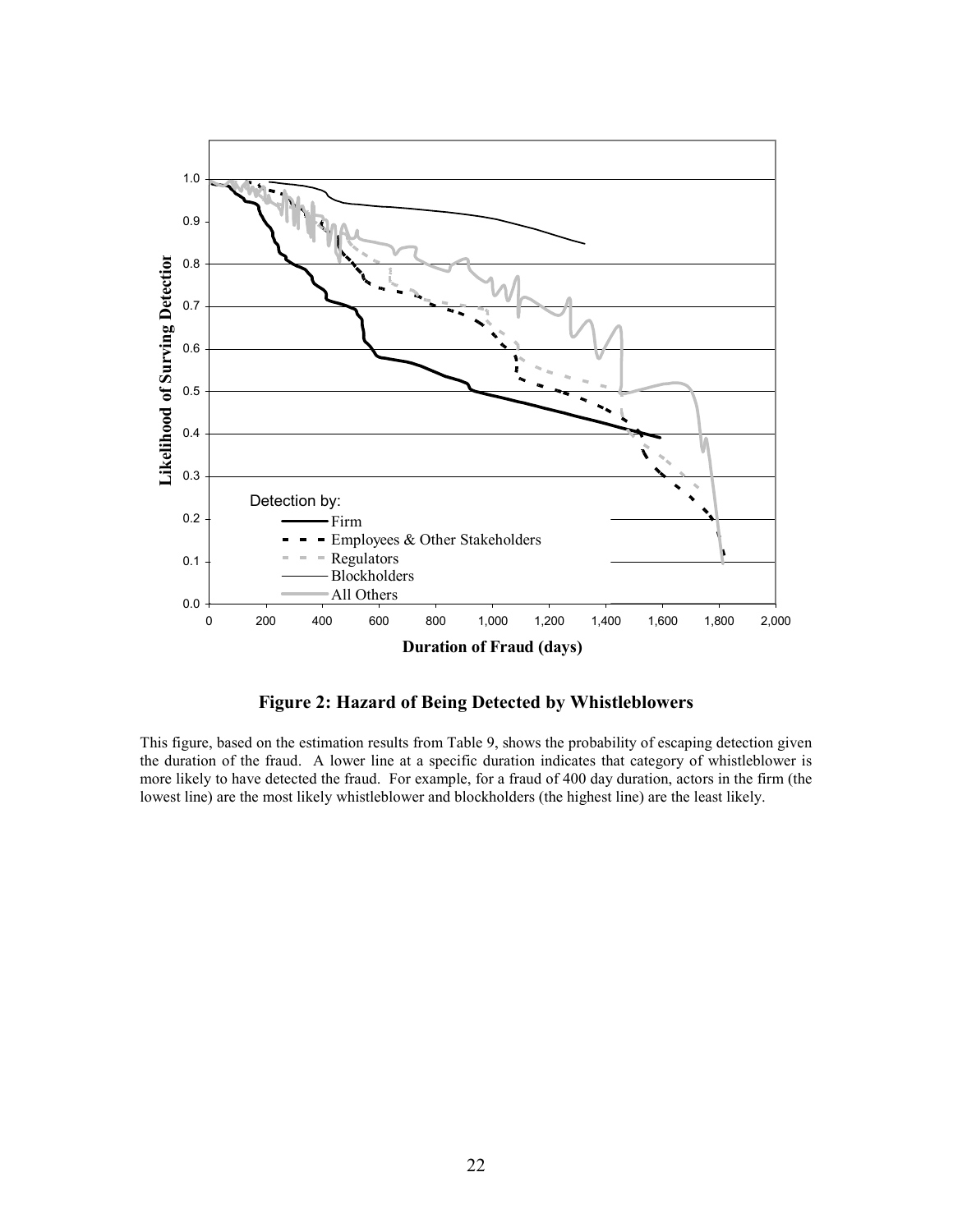**Figure 2: Hazard of Being Detected by Whistleblowers**

This figure, based on the estimation results from Table 9, shows the probability of escaping detection given the duration of the fraud. A lower line at a specific duration indicates that category of whistleblower is more likely to have detected the fraud. For example, for a fraud of 400 day duration, actors in the firm (the lowest line) are the most likely whistleblower and blockholders (the highest line) are the least likely.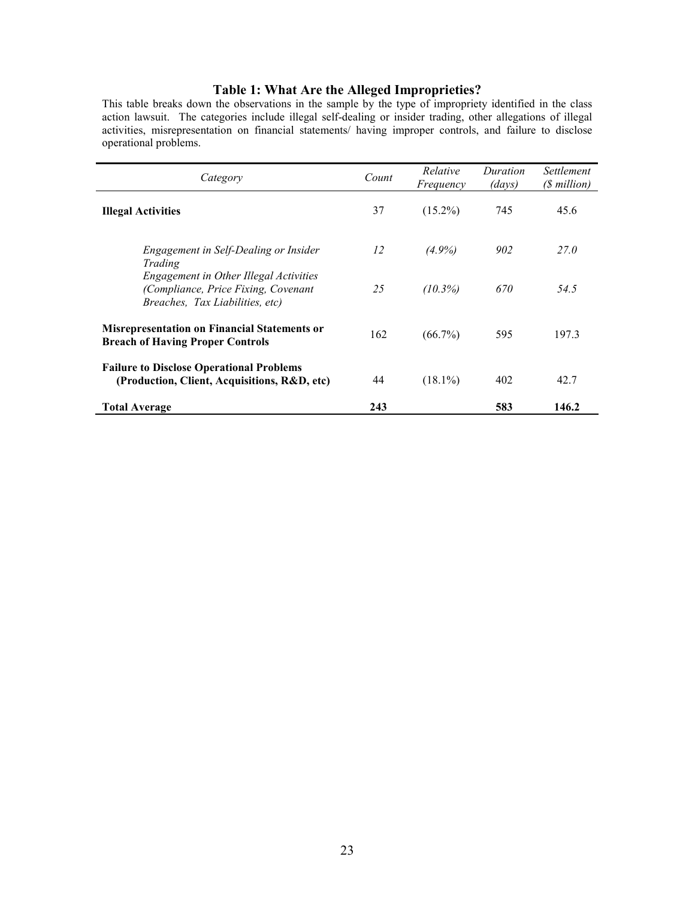## Table 1: What Are the Alleged Improprieties?

This table breaks down the observations in the sample by the type of impropriety identified in the class action lawsuit. The categories include illegal self-dealing or insider trading, other allegations of illegal activities, misrepresentation on financial statements/ having improper controls, and failure to disclose operational problems.

| *Category* | *Count* | *Relative Frequency* | *Duration (days)* | *Settlement ($ million)* |
|---|---|---|---|---|
| **Illegal Activities** | 37 | (15.2%) | 745 | 45.6 |
| *Engagement in Self-Dealing or Insider Trading* | *12* | *(4.9%)* | *902* | *27.0* |
| *Engagement in Other Illegal Activities (Compliance, Price Fixing, Covenant Breaches, Tax Liabilities, etc)* | *25* | *(10.3%)* | *670* | *54.5* |
| **Misrepresentation on Financial Statements or Breach of Having Proper Controls** | 162 | (66.7%) | 595 | 197.3 |
| **Failure to Disclose Operational Problems (Production, Client, Acquisitions, R&D, etc)** | 44 | (18.1%) | 402 | 42.7 |
| **Total Average** | **243** | | **583** | **146.2** |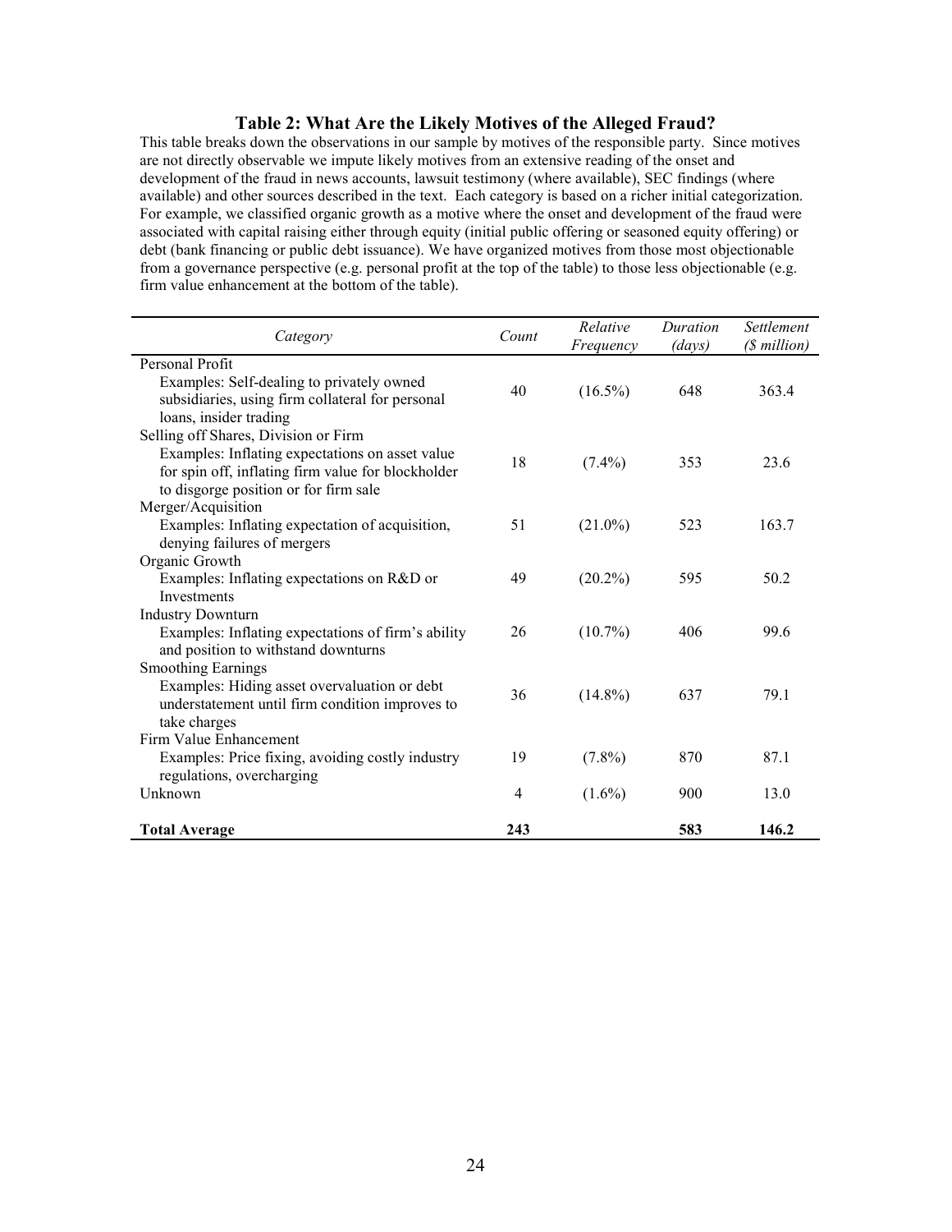### Table 2: What Are the Likely Motives of the Alleged Fraud?

This table breaks down the observations in our sample by motives of the responsible party. Since motives are not directly observable we impute likely motives from an extensive reading of the onset and development of the fraud in news accounts, lawsuit testimony (where available), SEC findings (where available) and other sources described in the text. Each category is based on a richer initial categorization. For example, we classified organic growth as a motive where the onset and development of the fraud were associated with capital raising either through equity (initial public offering or seasoned equity offering) or debt (bank financing or public debt issuance). We have organized motives from those most objectionable from a governance perspective (e.g. personal profit at the top of the table) to those less objectionable (e.g. firm value enhancement at the bottom of the table).

| *Category* | *Count* | *Relative Frequency* | *Duration (days)* | *Settlement ($ million)* |
|---|---|---|---|---|
| Personal Profit<br>Examples: Self-dealing to privately owned subsidiaries, using firm collateral for personal loans, insider trading | 40 | (16.5%) | 648 | 363.4 |
| Selling off Shares, Division or Firm<br>Examples: Inflating expectations on asset value for spin off, inflating firm value for blockholder to disgorge position or for firm sale | 18 | (7.4%) | 353 | 23.6 |
| Merger/Acquisition<br>Examples: Inflating expectation of acquisition, denying failures of mergers | 51 | (21.0%) | 523 | 163.7 |
| Organic Growth<br>Examples: Inflating expectations on R&D or Investments | 49 | (20.2%) | 595 | 50.2 |
| Industry Downturn<br>Examples: Inflating expectations of firm's ability and position to withstand downturns | 26 | (10.7%) | 406 | 99.6 |
| Smoothing Earnings<br>Examples: Hiding asset overvaluation or debt understatement until firm condition improves to take charges | 36 | (14.8%) | 637 | 79.1 |
| Firm Value Enhancement<br>Examples: Price fixing, avoiding costly industry regulations, overcharging | 19 | (7.8%) | 870 | 87.1 |
| Unknown | 4 | (1.6%) | 900 | 13.0 |
| **Total Average** | **243** | | **583** | **146.2** |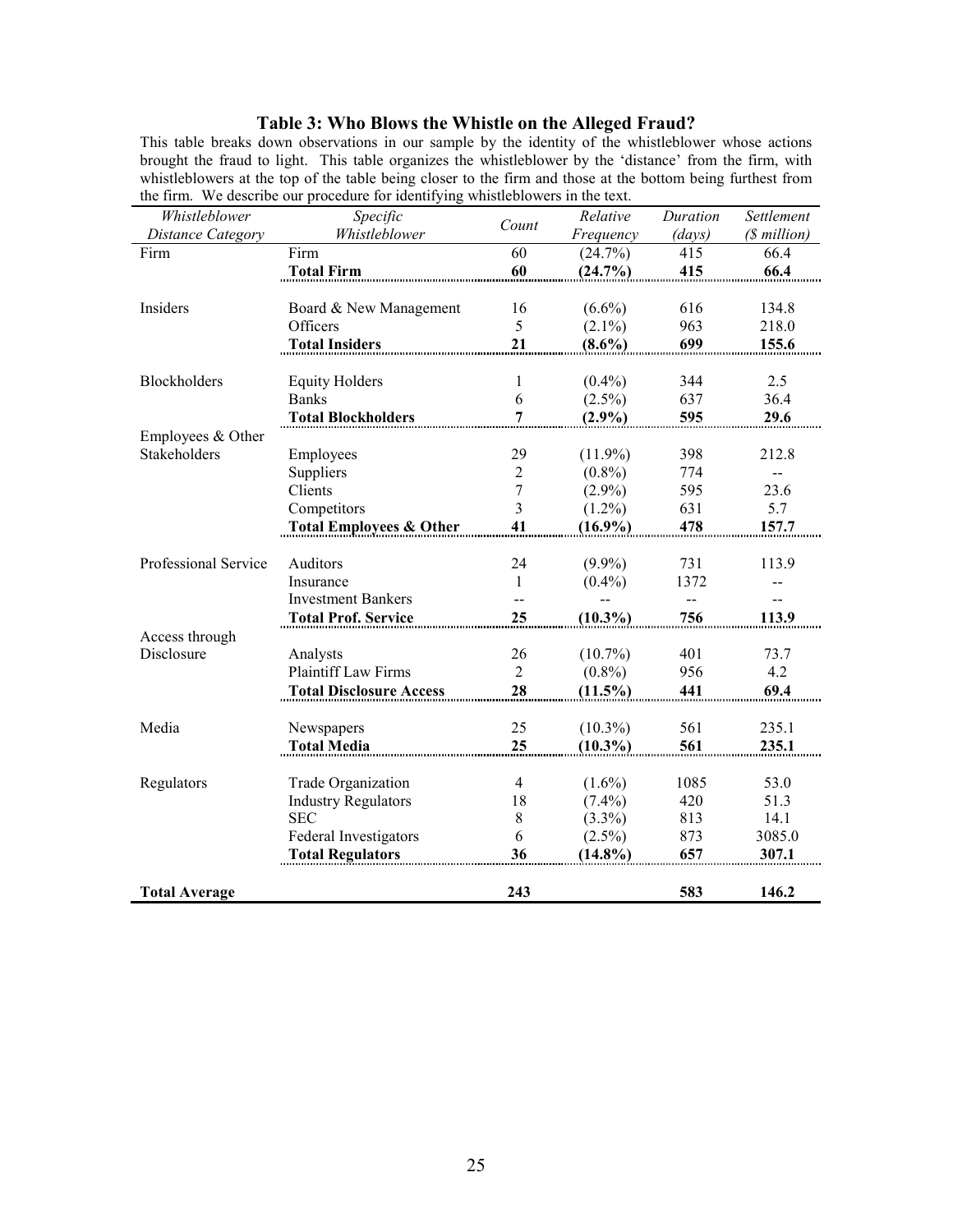### Table 3: Who Blows the Whistle on the Alleged Fraud?

This table breaks down observations in our sample by the identity of the whistleblower whose actions brought the fraud to light. This table organizes the whistleblower by the 'distance' from the firm, with whistleblowers at the top of the table being closer to the firm and those at the bottom being furthest from the firm. We describe our procedure for identifying whistleblowers in the text.

| *Whistleblower Distance Category* | *Specific Whistleblower* | *Count* | *Relative Frequency* | *Duration (days)* | *Settlement ($ million)* |
|---|---|---|---|---|---|
| Firm | Firm | 60 | (24.7%) | 415 | 66.4 |
| | **Total Firm** | **60** | **(24.7%)** | **415** | **66.4** |
| Insiders | Board & New Management | 16 | (6.6%) | 616 | 134.8 |
| | Officers | 5 | (2.1%) | 963 | 218.0 |
| | **Total Insiders** | **21** | **(8.6%)** | **699** | **155.6** |
| Blockholders | Equity Holders | 1 | (0.4%) | 344 | 2.5 |
| | Banks | 6 | (2.5%) | 637 | 36.4 |
| | **Total Blockholders** | **7** | **(2.9%)** | **595** | **29.6** |
| Employees & Other Stakeholders | Employees | 29 | (11.9%) | 398 | 212.8 |
| | Suppliers | 2 | (0.8%) | 774 | -- |
| | Clients | 7 | (2.9%) | 595 | 23.6 |
| | Competitors | 3 | (1.2%) | 631 | 5.7 |
| | **Total Employees & Other** | **41** | **(16.9%)** | **478** | **157.7** |
| Professional Service | Auditors | 24 | (9.9%) | 731 | 113.9 |
| | Insurance | 1 | (0.4%) | 1372 | -- |
| | Investment Bankers | -- | -- | -- | -- |
| | **Total Prof. Service** | **25** | **(10.3%)** | **756** | **113.9** |
| Access through Disclosure | Analysts | 26 | (10.7%) | 401 | 73.7 |
| | Plaintiff Law Firms | 2 | (0.8%) | 956 | 4.2 |
| | **Total Disclosure Access** | **28** | **(11.5%)** | **441** | **69.4** |
| Media | Newspapers | 25 | (10.3%) | 561 | 235.1 |
| | **Total Media** | **25** | **(10.3%)** | **561** | **235.1** |
| Regulators | Trade Organization | 4 | (1.6%) | 1085 | 53.0 |
| | Industry Regulators | 18 | (7.4%) | 420 | 51.3 |
| | SEC | 8 | (3.3%) | 813 | 14.1 |
| | Federal Investigators | 6 | (2.5%) | 873 | 3085.0 |
| | **Total Regulators** | **36** | **(14.8%)** | **657** | **307.1** |
| **Total Average** | | **243** | | **583** | **146.2** |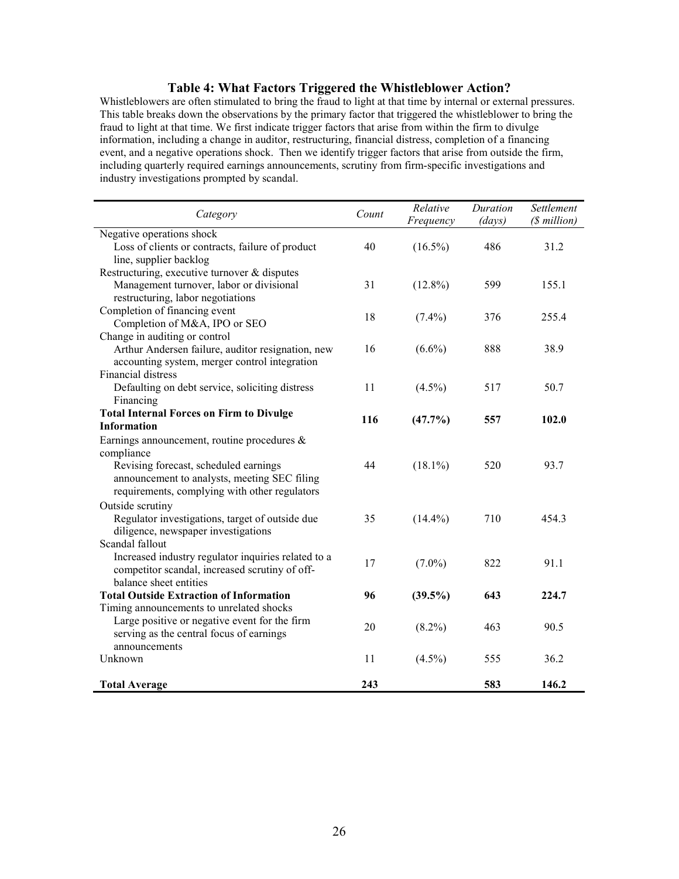### Table 4: What Factors Triggered the Whistleblower Action?

Whistleblowers are often stimulated to bring the fraud to light at that time by internal or external pressures. This table breaks down the observations by the primary factor that triggered the whistleblower to bring the fraud to light at that time. We first indicate trigger factors that arise from within the firm to divulge information, including a change in auditor, restructuring, financial distress, completion of a financing event, and a negative operations shock. Then we identify trigger factors that arise from outside the firm, including quarterly required earnings announcements, scrutiny from firm-specific investigations and industry investigations prompted by scandal.

| *Category* | *Count* | *Relative Frequency* | *Duration (days)* | *Settlement ($ million)* |
|---|---|---|---|---|
| Negative operations shock<br>Loss of clients or contracts, failure of product line, supplier backlog | 40 | (16.5%) | 486 | 31.2 |
| Restructuring, executive turnover & disputes<br>Management turnover, labor or divisional restructuring, labor negotiations | 31 | (12.8%) | 599 | 155.1 |
| Completion of financing event<br>Completion of M&A, IPO or SEO | 18 | (7.4%) | 376 | 255.4 |
| Change in auditing or control<br>Arthur Andersen failure, auditor resignation, new accounting system, merger control integration | 16 | (6.6%) | 888 | 38.9 |
| Financial distress<br>Defaulting on debt service, soliciting distress Financing | 11 | (4.5%) | 517 | 50.7 |
| **Total Internal Forces on Firm to Divulge Information** | **116** | **(47.7%)** | **557** | **102.0** |
| Earnings announcement, routine procedures & compliance<br>Revising forecast, scheduled earnings announcement to analysts, meeting SEC filing requirements, complying with other regulators | 44 | (18.1%) | 520 | 93.7 |
| Outside scrutiny<br>Regulator investigations, target of outside due diligence, newspaper investigations | 35 | (14.4%) | 710 | 454.3 |
| Scandal fallout<br>Increased industry regulator inquiries related to a competitor scandal, increased scrutiny of off-balance sheet entities | 17 | (7.0%) | 822 | 91.1 |
| **Total Outside Extraction of Information** | **96** | **(39.5%)** | **643** | **224.7** |
| Timing announcements to unrelated shocks<br>Large positive or negative event for the firm serving as the central focus of earnings announcements | 20 | (8.2%) | 463 | 90.5 |
| Unknown | 11 | (4.5%) | 555 | 36.2 |
| **Total Average** | **243** | | **583** | **146.2** |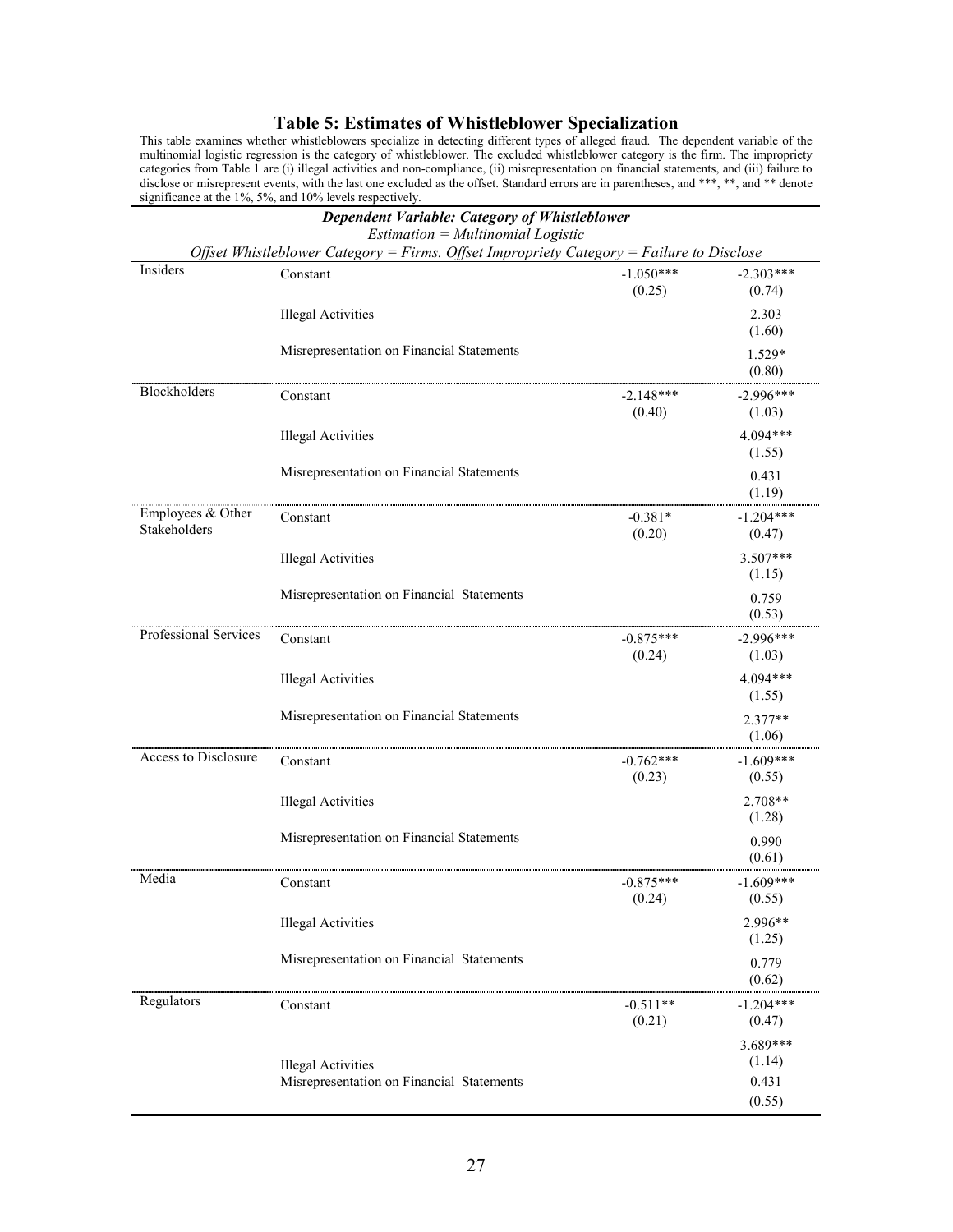## Table 5: Estimates of Whistleblower Specialization

This table examines whether whistleblowers specialize in detecting different types of alleged fraud. The dependent variable of the multinomial logistic regression is the category of whistleblower. The excluded whistleblower category is the firm. The impropriety categories from Table 1 are (i) illegal activities and non-compliance, (ii) misrepresentation on financial statements, and (iii) failure to disclose or misrepresent events, with the last one excluded as the offset. Standard errors are in parentheses, and ***, **, and ** denote significance at the 1%, 5%, and 10% levels respectively.

| *Dependent Variable: Category of Whistleblower* | | | |
|---|---|---|---|
| *Estimation = Multinomial Logistic* | | | |
| *Offset Whistleblower Category = Firms. Offset Impropriety Category = Failure to Disclose* | | | |
| Insiders | Constant | -1.050*** (0.25) | -2.303*** (0.74) |
| | Illegal Activities | | 2.303 (1.60) |
| | Misrepresentation on Financial Statements | | 1.529* (0.80) |
| Blockholders | Constant | -2.148*** (0.40) | -2.996*** (1.03) |
| | Illegal Activities | | 4.094*** (1.55) |
| | Misrepresentation on Financial Statements | | 0.431 (1.19) |
| Employees & Other Stakeholders | Constant | -0.381* (0.20) | -1.204*** (0.47) |
| | Illegal Activities | | 3.507*** (1.15) |
| | Misrepresentation on Financial Statements | | 0.759 (0.53) |
| Professional Services | Constant | -0.875*** (0.24) | -2.996*** (1.03) |
| | Illegal Activities | | 4.094*** (1.55) |
| | Misrepresentation on Financial Statements | | 2.377** (1.06) |
| Access to Disclosure | Constant | -0.762*** (0.23) | -1.609*** (0.55) |
| | Illegal Activities | | 2.708** (1.28) |
| | Misrepresentation on Financial Statements | | 0.990 (0.61) |
| Media | Constant | -0.875*** (0.24) | -1.609*** (0.55) |
| | Illegal Activities | | 2.996** (1.25) |
| | Misrepresentation on Financial Statements | | 0.779 (0.62) |
| Regulators | Constant | -0.511** (0.21) | -1.204*** (0.47) |
| | Illegal Activities | | 3.689*** (1.14) |
| | Misrepresentation on Financial Statements | | 0.431 (0.55) |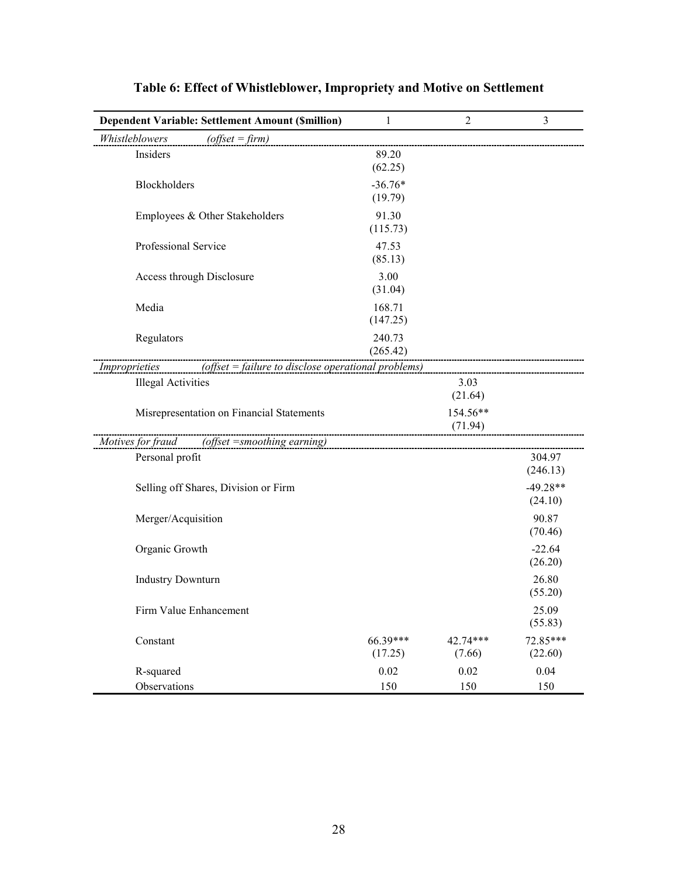## Table 6: Effect of Whistleblower, Impropriety and Motive on Settlement

| Dependent Variable: Settlement Amount ($million) | 1 | 2 | 3 |
|---|---|---|---|
| *Whistleblowers* *(offset = firm)* | | | |
| Insiders | 89.20 (62.25) | | |
| Blockholders | -36.76* (19.79) | | |
| Employees & Other Stakeholders | 91.30 (115.73) | | |
| Professional Service | 47.53 (85.13) | | |
| Access through Disclosure | 3.00 (31.04) | | |
| Media | 168.71 (147.25) | | |
| Regulators | 240.73 (265.42) | | |
| *Improprieties* *(offset = failure to disclose operational problems)* | | | |
| Illegal Activities | | 3.03 (21.64) | |
| Misrepresentation on Financial Statements | | 154.56** (71.94) | |
| *Motives for fraud* *(offset =smoothing earning)* | | | |
| Personal profit | | | 304.97 (246.13) |
| Selling off Shares, Division or Firm | | | -49.28** (24.10) |
| Merger/Acquisition | | | 90.87 (70.46) |
| Organic Growth | | | -22.64 (26.20) |
| Industry Downturn | | | 26.80 (55.20) |
| Firm Value Enhancement | | | 25.09 (55.83) |
| Constant | 66.39*** (17.25) | 42.74*** (7.66) | 72.85*** (22.60) |
| R-squared | 0.02 | 0.02 | 0.04 |
| Observations | 150 | 150 | 150 |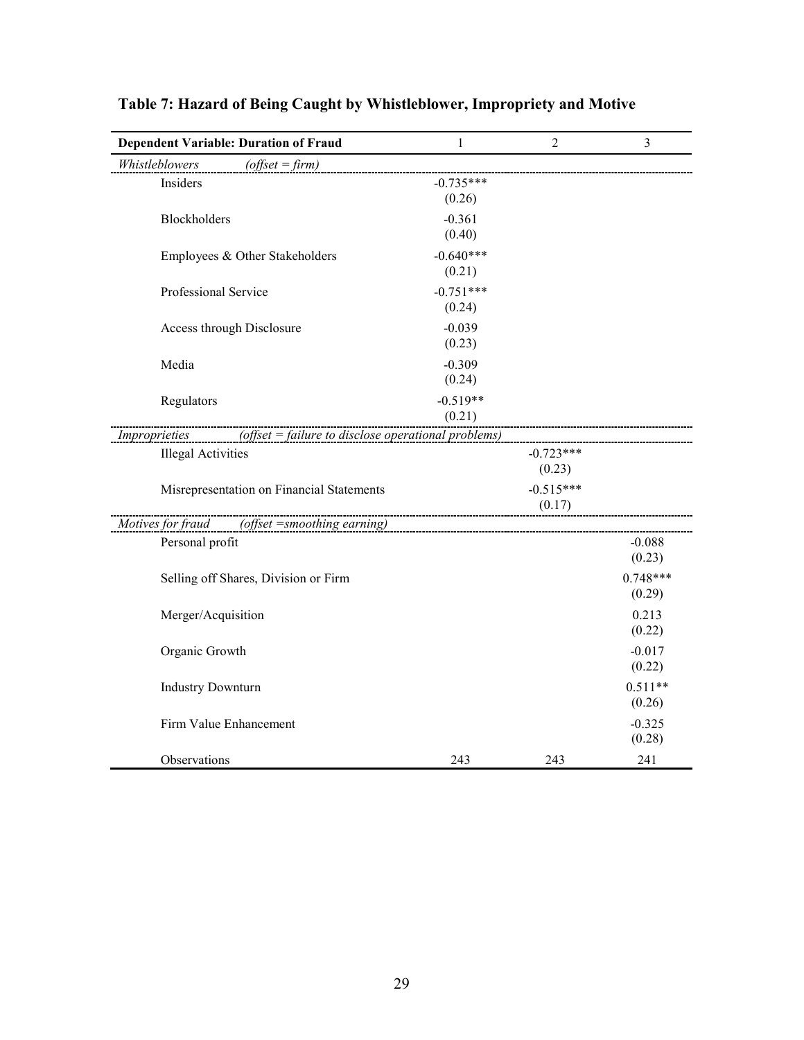## Table 7: Hazard of Being Caught by Whistleblower, Impropriety and Motive

| Dependent Variable: Duration of Fraud | 1 | 2 | 3 |
|---|---|---|---|
| *Whistleblowers (offset = firm)* | | | |
| Insiders | -0.735***<br>(0.26) | | |
| Blockholders | -0.361<br>(0.40) | | |
| Employees & Other Stakeholders | -0.640***<br>(0.21) | | |
| Professional Service | -0.751***<br>(0.24) | | |
| Access through Disclosure | -0.039<br>(0.23) | | |
| Media | -0.309<br>(0.24) | | |
| Regulators | -0.519**<br>(0.21) | | |
| *Improprieties (offset = failure to disclose operational problems)* | | | |
| Illegal Activities | | -0.723***<br>(0.23) | |
| Misrepresentation on Financial Statements | | -0.515***<br>(0.17) | |
| *Motives for fraud (offset =smoothing earning)* | | | |
| Personal profit | | | -0.088<br>(0.23) |
| Selling off Shares, Division or Firm | | | 0.748***<br>(0.29) |
| Merger/Acquisition | | | 0.213<br>(0.22) |
| Organic Growth | | | -0.017<br>(0.22) |
| Industry Downturn | | | 0.511**<br>(0.26) |
| Firm Value Enhancement | | | -0.325<br>(0.28) |
| Observations | 243 | 243 | 241 |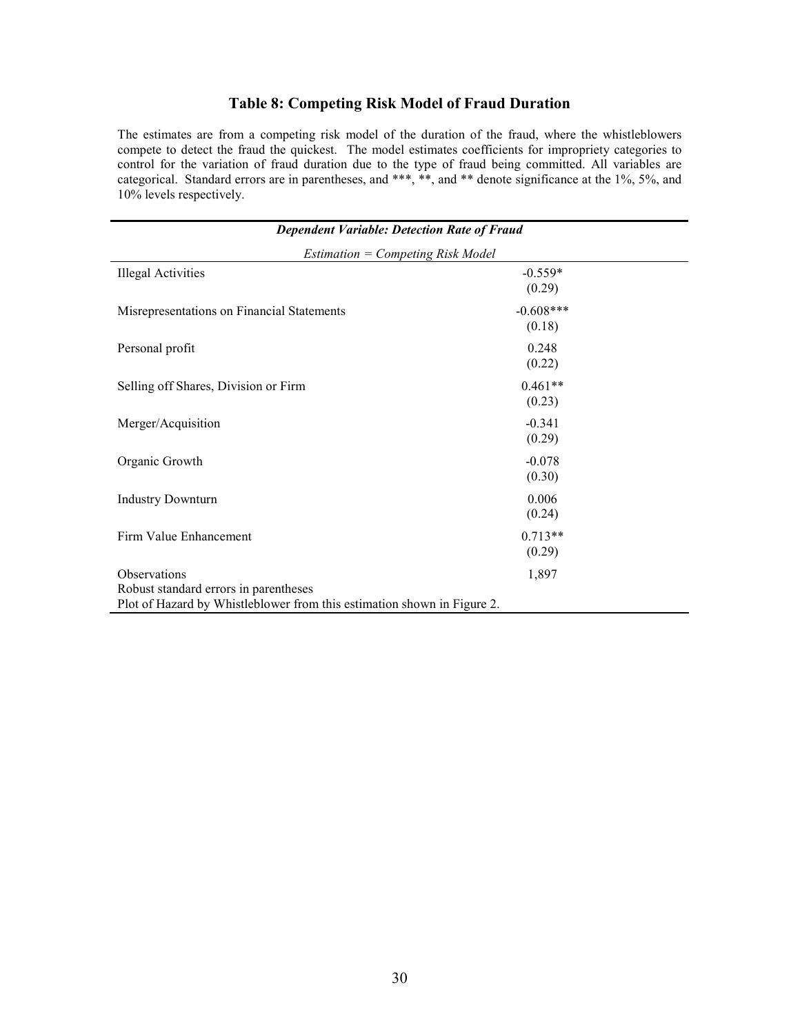### Table 8: Competing Risk Model of Fraud Duration

The estimates are from a competing risk model of the duration of the fraud, where the whistleblowers compete to detect the fraud the quickest. The model estimates coefficients for impropriety categories to control for the variation of fraud duration due to the type of fraud being committed. All variables are categorical. Standard errors are in parentheses, and ***, **, and ** denote significance at the 1%, 5%, and 10% levels respectively.

| *Dependent Variable: Detection Rate of Fraud* | |
|---|---|
| *Estimation = Competing Risk Model* | |
| Illegal Activities | -0.559* |
| | (0.29) |
| Misrepresentations on Financial Statements | -0.608*** |
| | (0.18) |
| Personal profit | 0.248 |
| | (0.22) |
| Selling off Shares, Division or Firm | 0.461** |
| | (0.23) |
| Merger/Acquisition | -0.341 |
| | (0.29) |
| Organic Growth | -0.078 |
| | (0.30) |
| Industry Downturn | 0.006 |
| | (0.24) |
| Firm Value Enhancement | 0.713** |
| | (0.29) |
| Observations | 1,897 |

Robust standard errors in parentheses
Plot of Hazard by Whistleblower from this estimation shown in Figure 2.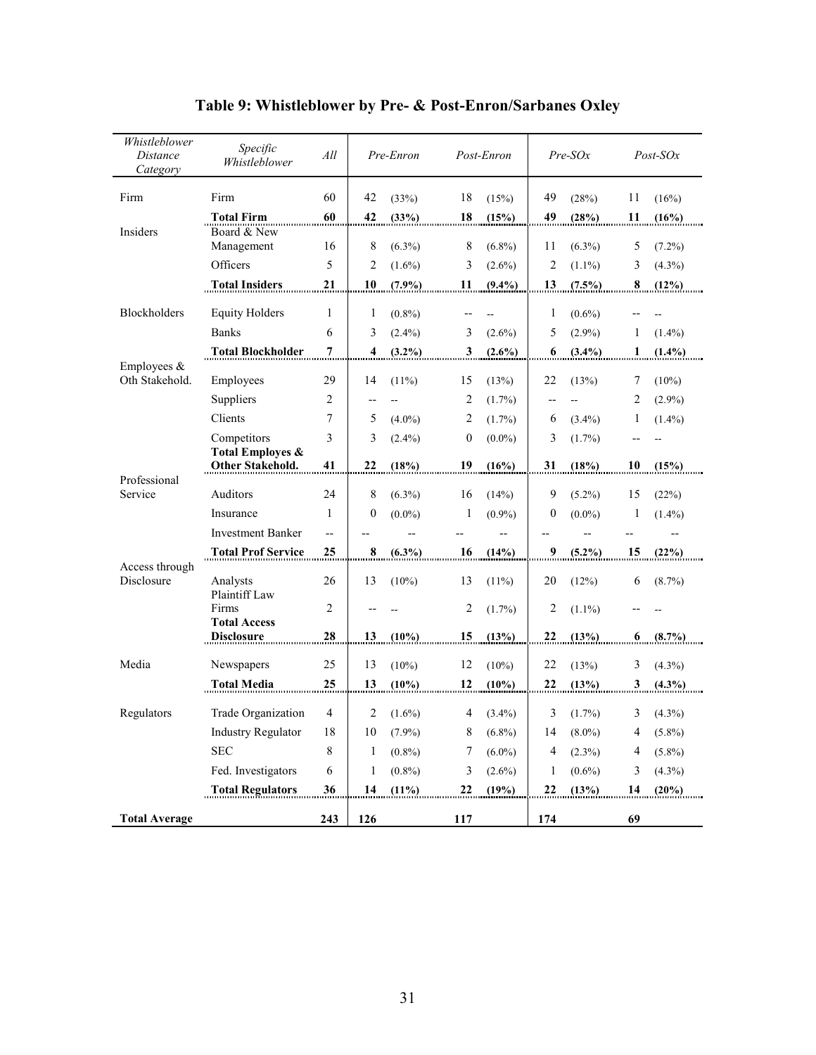# Table 9: Whistleblower by Pre- & Post-Enron/Sarbanes Oxley

| *Whistleblower Distance Category* | *Specific Whistleblower* | *All* | *Pre-Enron* | | *Post-Enron* | | *Pre-SOx* | | *Post-SOx* | |
|---|---|---|---|---|---|---|---|---|---|---|
| Firm | Firm | 60 | 42 | (33%) | 18 | (15%) | 49 | (28%) | 11 | (16%) |
| | **Total Firm** | **60** | **42** | **(33%)** | **18** | **(15%)** | **49** | **(28%)** | **11** | **(16%)** |
| Insiders | Board & New Management | 16 | 8 | (6.3%) | 8 | (6.8%) | 11 | (6.3%) | 5 | (7.2%) |
| | Officers | 5 | 2 | (1.6%) | 3 | (2.6%) | 2 | (1.1%) | 3 | (4.3%) |
| | **Total Insiders** | **21** | **10** | **(7.9%)** | **11** | **(9.4%)** | **13** | **(7.5%)** | **8** | **(12%)** |
| Blockholders | Equity Holders | 1 | 1 | (0.8%) | -- | -- | 1 | (0.6%) | -- | -- |
| | Banks | 6 | 3 | (2.4%) | 3 | (2.6%) | 5 | (2.9%) | 1 | (1.4%) |
| | **Total Blockholder** | **7** | **4** | **(3.2%)** | **3** | **(2.6%)** | **6** | **(3.4%)** | **1** | **(1.4%)** |
| Employees & Oth Stakehold. | Employees | 29 | 14 | (11%) | 15 | (13%) | 22 | (13%) | 7 | (10%) |
| | Suppliers | 2 | -- | -- | 2 | (1.7%) | -- | -- | 2 | (2.9%) |
| | Clients | 7 | 5 | (4.0%) | 2 | (1.7%) | 6 | (3.4%) | 1 | (1.4%) |
| | Competitors | 3 | 3 | (2.4%) | 0 | (0.0%) | 3 | (1.7%) | -- | -- |
| | **Total Employes & Other Stakehold.** | **41** | **22** | **(18%)** | **19** | **(16%)** | **31** | **(18%)** | **10** | **(15%)** |
| Professional Service | Auditors | 24 | 8 | (6.3%) | 16 | (14%) | 9 | (5.2%) | 15 | (22%) |
| | Insurance | 1 | 0 | (0.0%) | 1 | (0.9%) | 0 | (0.0%) | 1 | (1.4%) |
| | Investment Banker | -- | -- | -- | -- | -- | -- | -- | -- | -- |
| | **Total Prof Service** | **25** | **8** | **(6.3%)** | **16** | **(14%)** | **9** | **(5.2%)** | **15** | **(22%)** |
| Access through Disclosure | Analysts | 26 | 13 | (10%) | 13 | (11%) | 20 | (12%) | 6 | (8.7%) |
| | Plaintiff Law Firms | 2 | -- | -- | 2 | (1.7%) | 2 | (1.1%) | -- | -- |
| | **Total Access Disclosure** | **28** | **13** | **(10%)** | **15** | **(13%)** | **22** | **(13%)** | **6** | **(8.7%)** |
| Media | Newspapers | 25 | 13 | (10%) | 12 | (10%) | 22 | (13%) | 3 | (4.3%) |
| | **Total Media** | **25** | **13** | **(10%)** | **12** | **(10%)** | **22** | **(13%)** | **3** | **(4.3%)** |
| Regulators | Trade Organization | 4 | 2 | (1.6%) | 4 | (3.4%) | 3 | (1.7%) | 3 | (4.3%) |
| | Industry Regulator | 18 | 10 | (7.9%) | 8 | (6.8%) | 14 | (8.0%) | 4 | (5.8%) |
| | SEC | 8 | 1 | (0.8%) | 7 | (6.0%) | 4 | (2.3%) | 4 | (5.8%) |
| | Fed. Investigators | 6 | 1 | (0.8%) | 3 | (2.6%) | 1 | (0.6%) | 3 | (4.3%) |
| | **Total Regulators** | **36** | **14** | **(11%)** | **22** | **(19%)** | **22** | **(13%)** | **14** | **(20%)** |
| **Total Average** | | **243** | **126** | | **117** | | **174** | | **69** | |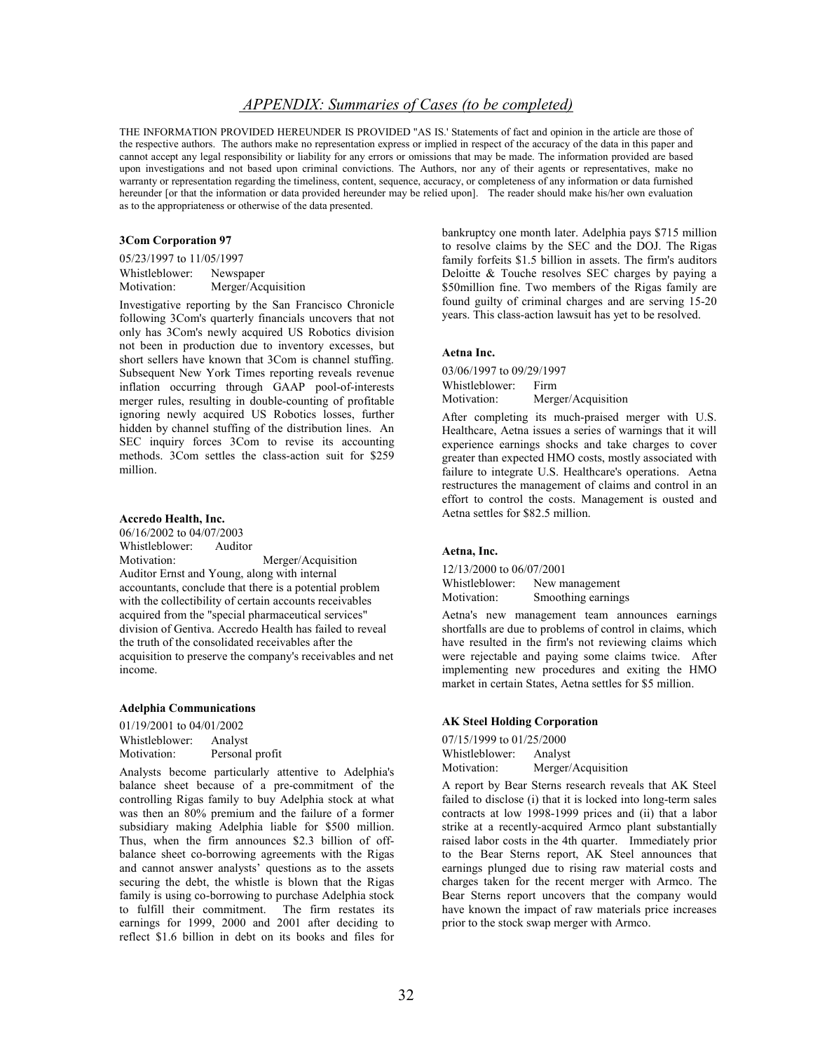## *APPENDIX: Summaries of Cases (to be completed)*

THE INFORMATION PROVIDED HEREUNDER IS PROVIDED "AS IS.' Statements of fact and opinion in the article are those of the respective authors. The authors make no representation express or implied in respect of the accuracy of the data in this paper and cannot accept any legal responsibility or liability for any errors or omissions that may be made. The information provided are based upon investigations and not based upon criminal convictions. The Authors, nor any of their agents or representatives, make no warranty or representation regarding the timeliness, content, sequence, accuracy, or completeness of any information or data furnished hereunder [or that the information or data provided hereunder may be relied upon]. The reader should make his/her own evaluation as to the appropriateness or otherwise of the data presented.

**3Com Corporation 97**

05/23/1997 to 11/05/1997
Whistleblower: Newspaper
Motivation: Merger/Acquisition

Investigative reporting by the San Francisco Chronicle following 3Com's quarterly financials uncovers that not only has 3Com's newly acquired US Robotics division not been in production due to inventory excesses, but short sellers have known that 3Com is channel stuffing. Subsequent New York Times reporting reveals revenue inflation occurring through GAAP pool-of-interests merger rules, resulting in double-counting of profitable ignoring newly acquired US Robotics losses, further hidden by channel stuffing of the distribution lines. An SEC inquiry forces 3Com to revise its accounting methods. 3Com settles the class-action suit for $259 million.

**Accredo Health, Inc.**

06/16/2002 to 04/07/2003
Whistleblower: Auditor
Motivation: Merger/Acquisition

Auditor Ernst and Young, along with internal accountants, conclude that there is a potential problem with the collectibility of certain accounts receivables acquired from the "special pharmaceutical services" division of Gentiva. Accredo Health has failed to reveal the truth of the consolidated receivables after the acquisition to preserve the company's receivables and net income.

**Adelphia Communications**

01/19/2001 to 04/01/2002
Whistleblower: Analyst
Motivation: Personal profit

Analysts become particularly attentive to Adelphia's balance sheet because of a pre-commitment of the controlling Rigas family to buy Adelphia stock at what was then an 80% premium and the failure of a former subsidiary making Adelphia liable for $500 million. Thus, when the firm announces $2.3 billion of off-balance sheet co-borrowing agreements with the Rigas and cannot answer analysts' questions as to the assets securing the debt, the whistle is blown that the Rigas family is using co-borrowing to purchase Adelphia stock to fulfill their commitment. The firm restates its earnings for 1999, 2000 and 2001 after deciding to reflect $1.6 billion in debt on its books and files for bankruptcy one month later. Adelphia pays $715 million to resolve claims by the SEC and the DOJ. The Rigas family forfeits $1.5 billion in assets. The firm's auditors Deloitte & Touche resolves SEC charges by paying a $50million fine. Two members of the Rigas family are found guilty of criminal charges and are serving 15-20 years. This class-action lawsuit has yet to be resolved.

**Aetna Inc.**

03/06/1997 to 09/29/1997
Whistleblower: Firm
Motivation: Merger/Acquisition

After completing its much-praised merger with U.S. Healthcare, Aetna issues a series of warnings that it will experience earnings shocks and take charges to cover greater than expected HMO costs, mostly associated with failure to integrate U.S. Healthcare's operations. Aetna restructures the management of claims and control in an effort to control the costs. Management is ousted and Aetna settles for $82.5 million.

**Aetna, Inc.**

12/13/2000 to 06/07/2001
Whistleblower: New management
Motivation: Smoothing earnings

Aetna's new management team announces earnings shortfalls are due to problems of control in claims, which have resulted in the firm's not reviewing claims which were rejectable and paying some claims twice. After implementing new procedures and exiting the HMO market in certain States, Aetna settles for $5 million.

**AK Steel Holding Corporation**

07/15/1999 to 01/25/2000
Whistleblower: Analyst
Motivation: Merger/Acquisition

A report by Bear Sterns research reveals that AK Steel failed to disclose (i) that it is locked into long-term sales contracts at low 1998-1999 prices and (ii) that a labor strike at a recently-acquired Armco plant substantially raised labor costs in the 4th quarter. Immediately prior to the Bear Sterns report, AK Steel announces that earnings plunged due to rising raw material costs and charges taken for the recent merger with Armco. The Bear Sterns report uncovers that the company would have known the impact of raw materials price increases prior to the stock swap merger with Armco.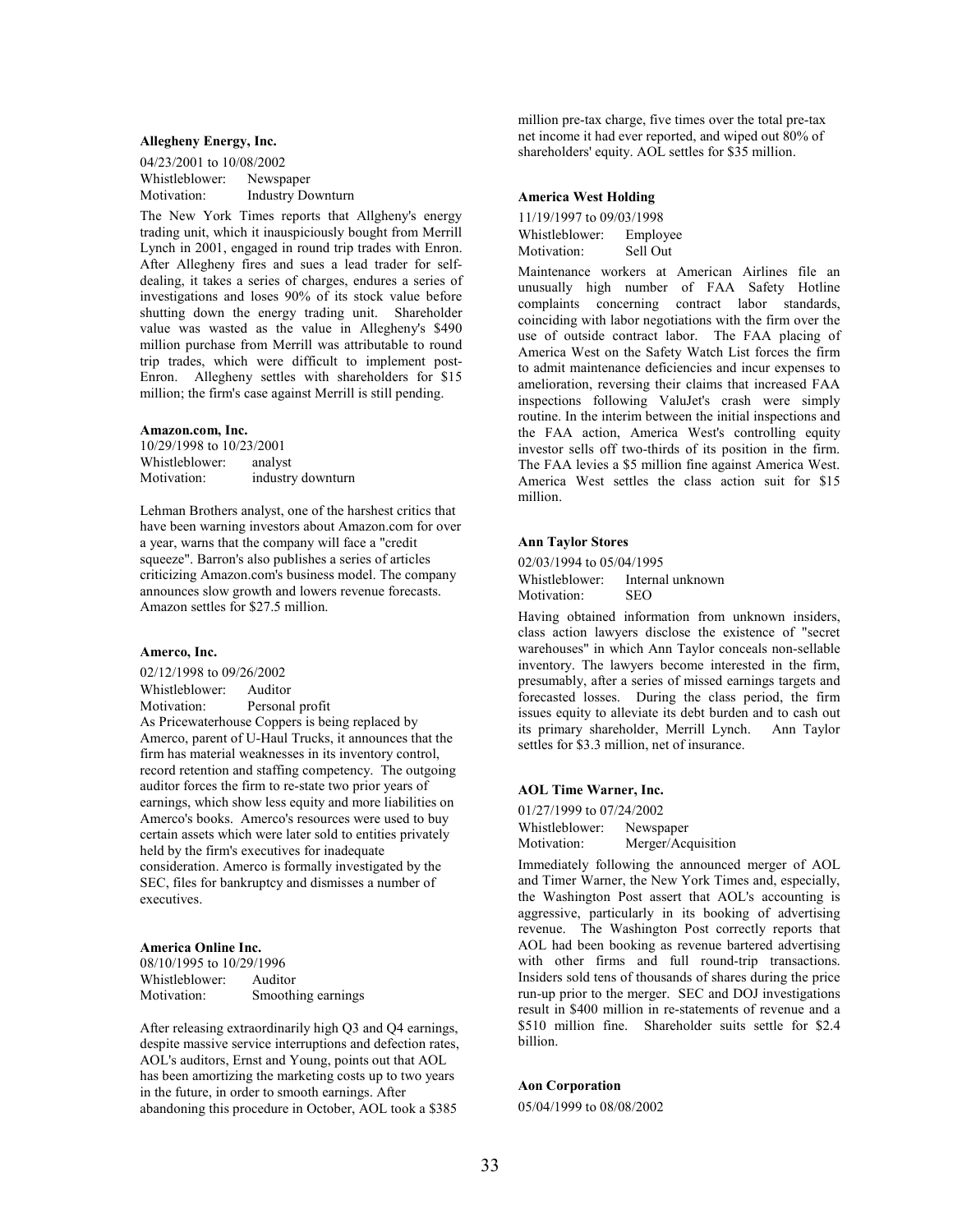**Allegheny Energy, Inc.**

04/23/2001 to 10/08/2002
Whistleblower: Newspaper
Motivation: Industry Downturn

The New York Times reports that Allgheny's energy trading unit, which it inauspiciously bought from Merrill Lynch in 2001, engaged in round trip trades with Enron. After Allegheny fires and sues a lead trader for self-dealing, it takes a series of charges, endures a series of investigations and loses 90% of its stock value before shutting down the energy trading unit. Shareholder value was wasted as the value in Allegheny's \$490 million purchase from Merrill was attributable to round trip trades, which were difficult to implement post-Enron. Allegheny settles with shareholders for \$15 million; the firm's case against Merrill is still pending.

**Amazon.com, Inc.**

10/29/1998 to 10/23/2001
Whistleblower: analyst
Motivation: industry downturn

Lehman Brothers analyst, one of the harshest critics that have been warning investors about Amazon.com for over a year, warns that the company will face a "credit squeeze". Barron's also publishes a series of articles criticizing Amazon.com's business model. The company announces slow growth and lowers revenue forecasts. Amazon settles for \$27.5 million.

**Amerco, Inc.**

02/12/1998 to 09/26/2002
Whistleblower: Auditor
Motivation: Personal profit

As Pricewaterhouse Coppers is being replaced by Amerco, parent of U-Haul Trucks, it announces that the firm has material weaknesses in its inventory control, record retention and staffing competency. The outgoing auditor forces the firm to re-state two prior years of earnings, which show less equity and more liabilities on Amerco's books. Amerco's resources were used to buy certain assets which were later sold to entities privately held by the firm's executives for inadequate consideration. Amerco is formally investigated by the SEC, files for bankruptcy and dismisses a number of executives.

**America Online Inc.**

08/10/1995 to 10/29/1996
Whistleblower: Auditor
Motivation: Smoothing earnings

After releasing extraordinarily high Q3 and Q4 earnings, despite massive service interruptions and defection rates, AOL's auditors, Ernst and Young, points out that AOL has been amortizing the marketing costs up to two years in the future, in order to smooth earnings. After abandoning this procedure in October, AOL took a \$385 million pre-tax charge, five times over the total pre-tax net income it had ever reported, and wiped out 80% of shareholders' equity. AOL settles for \$35 million.

**America West Holding**

11/19/1997 to 09/03/1998
Whistleblower: Employee
Motivation: Sell Out

Maintenance workers at American Airlines file an unusually high number of FAA Safety Hotline complaints concerning contract labor standards, coinciding with labor negotiations with the firm over the use of outside contract labor. The FAA placing of America West on the Safety Watch List forces the firm to admit maintenance deficiencies and incur expenses to amelioration, reversing their claims that increased FAA inspections following ValuJet's crash were simply routine. In the interim between the initial inspections and the FAA action, America West's controlling equity investor sells off two-thirds of its position in the firm. The FAA levies a \$5 million fine against America West. America West settles the class action suit for \$15 million.

**Ann Taylor Stores**

02/03/1994 to 05/04/1995
Whistleblower: Internal unknown
Motivation: SEO

Having obtained information from unknown insiders, class action lawyers disclose the existence of "secret warehouses" in which Ann Taylor conceals non-sellable inventory. The lawyers become interested in the firm, presumably, after a series of missed earnings targets and forecasted losses. During the class period, the firm issues equity to alleviate its debt burden and to cash out its primary shareholder, Merrill Lynch. Ann Taylor settles for \$3.3 million, net of insurance.

**AOL Time Warner, Inc.**

01/27/1999 to 07/24/2002
Whistleblower: Newspaper
Motivation: Merger/Acquisition

Immediately following the announced merger of AOL and Timer Warner, the New York Times and, especially, the Washington Post assert that AOL's accounting is aggressive, particularly in its booking of advertising revenue. The Washington Post correctly reports that AOL had been booking as revenue bartered advertising with other firms and full round-trip transactions. Insiders sold tens of thousands of shares during the price run-up prior to the merger. SEC and DOJ investigations result in \$400 million in re-statements of revenue and a \$510 million fine. Shareholder suits settle for \$2.4 billion.

**Aon Corporation**

05/04/1999 to 08/08/2002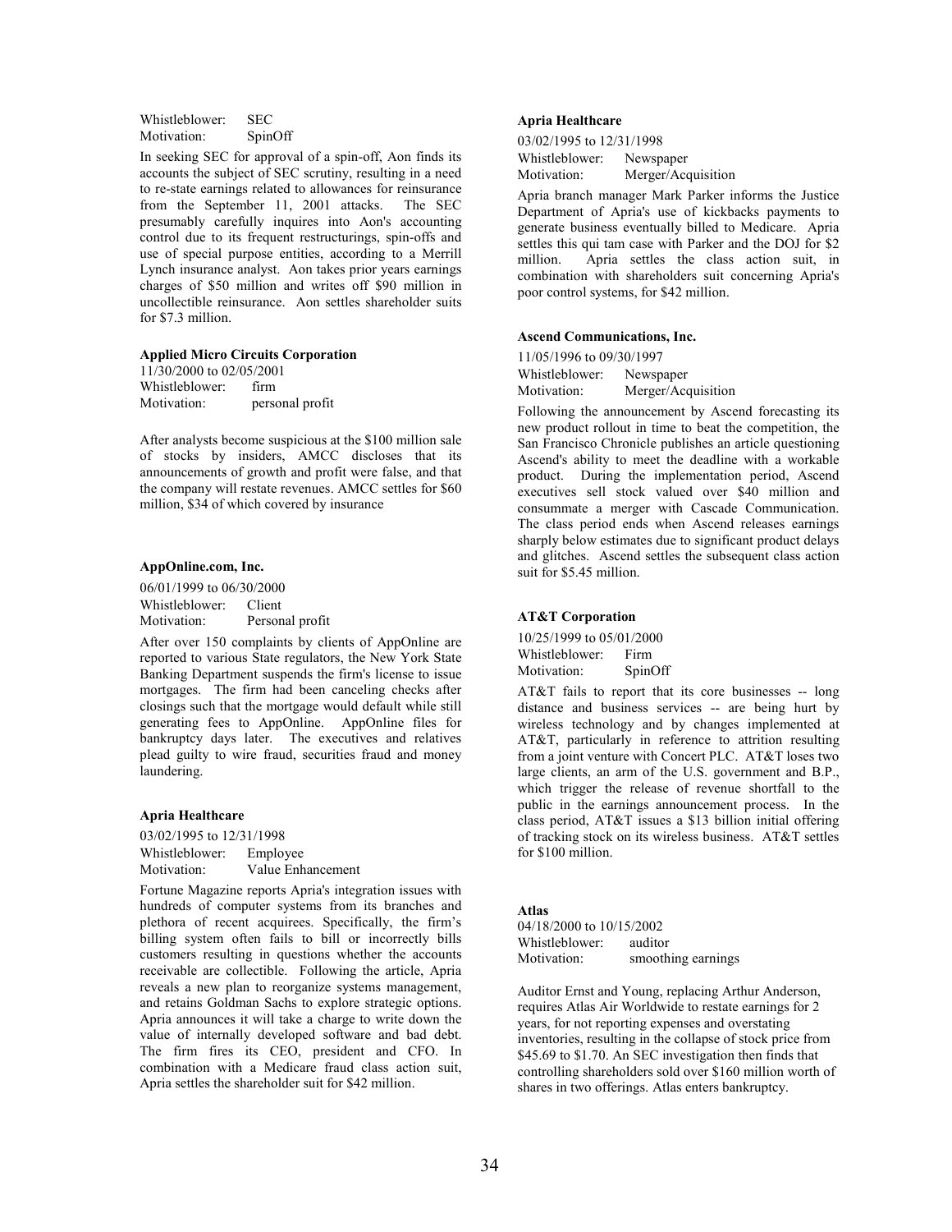Whistleblower: SEC
Motivation: SpinOff

In seeking SEC for approval of a spin-off, Aon finds its accounts the subject of SEC scrutiny, resulting in a need to re-state earnings related to allowances for reinsurance from the September 11, 2001 attacks. The SEC presumably carefully inquires into Aon's accounting control due to its frequent restructurings, spin-offs and use of special purpose entities, according to a Merrill Lynch insurance analyst. Aon takes prior years earnings charges of $50 million and writes off $90 million in uncollectible reinsurance. Aon settles shareholder suits for $7.3 million.

**Applied Micro Circuits Corporation**

11/30/2000 to 02/05/2001
Whistleblower: firm
Motivation: personal profit

After analysts become suspicious at the $100 million sale of stocks by insiders, AMCC discloses that its announcements of growth and profit were false, and that the company will restate revenues. AMCC settles for $60 million, $34 of which covered by insurance

**AppOnline.com, Inc.**

06/01/1999 to 06/30/2000
Whistleblower: Client
Motivation: Personal profit

After over 150 complaints by clients of AppOnline are reported to various State regulators, the New York State Banking Department suspends the firm's license to issue mortgages. The firm had been canceling checks after closings such that the mortgage would default while still generating fees to AppOnline. AppOnline files for bankruptcy days later. The executives and relatives plead guilty to wire fraud, securities fraud and money laundering.

**Apria Healthcare**

03/02/1995 to 12/31/1998
Whistleblower: Employee
Motivation: Value Enhancement

Fortune Magazine reports Apria's integration issues with hundreds of computer systems from its branches and plethora of recent acquirees. Specifically, the firm's billing system often fails to bill or incorrectly bills customers resulting in questions whether the accounts receivable are collectible. Following the article, Apria reveals a new plan to reorganize systems management, and retains Goldman Sachs to explore strategic options. Apria announces it will take a charge to write down the value of internally developed software and bad debt. The firm fires its CEO, president and CFO. In combination with a Medicare fraud class action suit, Apria settles the shareholder suit for $42 million.

**Apria Healthcare**

03/02/1995 to 12/31/1998
Whistleblower: Newspaper
Motivation: Merger/Acquisition

Apria branch manager Mark Parker informs the Justice Department of Apria's use of kickbacks payments to generate business eventually billed to Medicare. Apria settles this qui tam case with Parker and the DOJ for $2 million. Apria settles the class action suit, in combination with shareholders suit concerning Apria's poor control systems, for $42 million.

**Ascend Communications, Inc.**

11/05/1996 to 09/30/1997
Whistleblower: Newspaper
Motivation: Merger/Acquisition

Following the announcement by Ascend forecasting its new product rollout in time to beat the competition, the San Francisco Chronicle publishes an article questioning Ascend's ability to meet the deadline with a workable product. During the implementation period, Ascend executives sell stock valued over $40 million and consummate a merger with Cascade Communication. The class period ends when Ascend releases earnings sharply below estimates due to significant product delays and glitches. Ascend settles the subsequent class action suit for $5.45 million.

**AT&T Corporation**

10/25/1999 to 05/01/2000
Whistleblower: Firm
Motivation: SpinOff

AT&T fails to report that its core businesses -- long distance and business services -- are being hurt by wireless technology and by changes implemented at AT&T, particularly in reference to attrition resulting from a joint venture with Concert PLC. AT&T loses two large clients, an arm of the U.S. government and B.P., which trigger the release of revenue shortfall to the public in the earnings announcement process. In the class period, AT&T issues a $13 billion initial offering of tracking stock on its wireless business. AT&T settles for $100 million.

**Atlas**

04/18/2000 to 10/15/2002
Whistleblower: auditor
Motivation: smoothing earnings

Auditor Ernst and Young, replacing Arthur Anderson, requires Atlas Air Worldwide to restate earnings for 2 years, for not reporting expenses and overstating inventories, resulting in the collapse of stock price from $45.69 to $1.70. An SEC investigation then finds that controlling shareholders sold over $160 million worth of shares in two offerings. Atlas enters bankruptcy.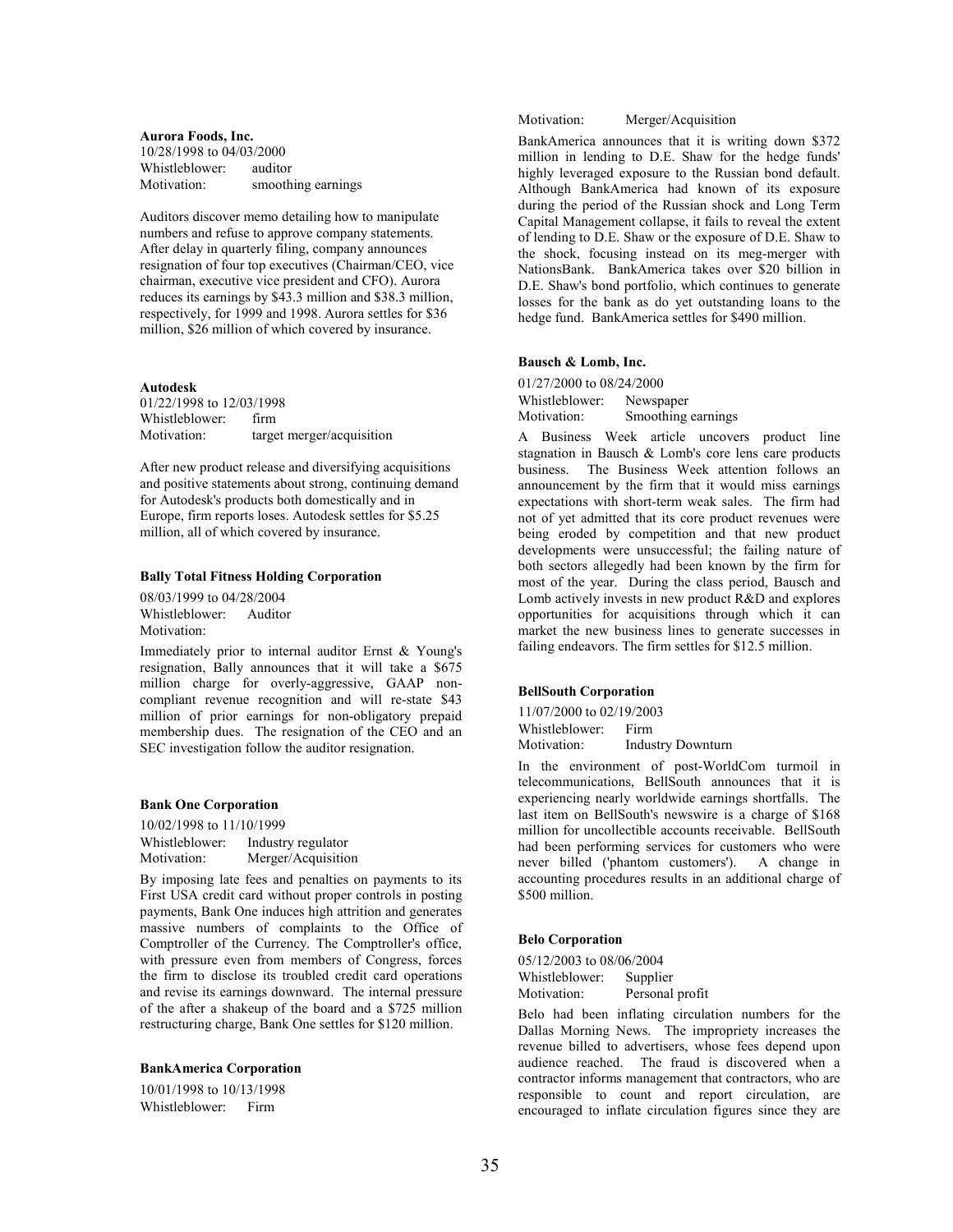**Aurora Foods, Inc.**

10/28/1998 to 04/03/2000
Whistleblower: auditor
Motivation: smoothing earnings

Auditors discover memo detailing how to manipulate numbers and refuse to approve company statements. After delay in quarterly filing, company announces resignation of four top executives (Chairman/CEO, vice chairman, executive vice president and CFO). Aurora reduces its earnings by $43.3 million and $38.3 million, respectively, for 1999 and 1998. Aurora settles for $36 million, $26 million of which covered by insurance.

**Autodesk**

01/22/1998 to 12/03/1998
Whistleblower: firm
Motivation: target merger/acquisition

After new product release and diversifying acquisitions and positive statements about strong, continuing demand for Autodesk's products both domestically and in Europe, firm reports loses. Autodesk settles for $5.25 million, all of which covered by insurance.

**Bally Total Fitness Holding Corporation**

08/03/1999 to 04/28/2004
Whistleblower: Auditor
Motivation:

Immediately prior to internal auditor Ernst & Young's resignation, Bally announces that it will take a $675 million charge for overly-aggressive, GAAP non-compliant revenue recognition and will re-state $43 million of prior earnings for non-obligatory prepaid membership dues. The resignation of the CEO and an SEC investigation follow the auditor resignation.

**Bank One Corporation**

10/02/1998 to 11/10/1999
Whistleblower: Industry regulator
Motivation: Merger/Acquisition

By imposing late fees and penalties on payments to its First USA credit card without proper controls in posting payments, Bank One induces high attrition and generates massive numbers of complaints to the Office of Comptroller of the Currency. The Comptroller's office, with pressure even from members of Congress, forces the firm to disclose its troubled credit card operations and revise its earnings downward. The internal pressure of the after a shakeup of the board and a $725 million restructuring charge, Bank One settles for $120 million.

**BankAmerica Corporation**

10/01/1998 to 10/13/1998
Whistleblower: Firm
Motivation: Merger/Acquisition

BankAmerica announces that it is writing down $372 million in lending to D.E. Shaw for the hedge funds' highly leveraged exposure to the Russian bond default. Although BankAmerica had known of its exposure during the period of the Russian shock and Long Term Capital Management collapse, it fails to reveal the extent of lending to D.E. Shaw or the exposure of D.E. Shaw to the shock, focusing instead on its meg-merger with NationsBank. BankAmerica takes over $20 billion in D.E. Shaw's bond portfolio, which continues to generate losses for the bank as do yet outstanding loans to the hedge fund. BankAmerica settles for $490 million.

**Bausch & Lomb, Inc.**

01/27/2000 to 08/24/2000
Whistleblower: Newspaper
Motivation: Smoothing earnings

A Business Week article uncovers product line stagnation in Bausch & Lomb's core lens care products business. The Business Week attention follows an announcement by the firm that it would miss earnings expectations with short-term weak sales. The firm had not of yet admitted that its core product revenues were being eroded by competition and that new product developments were unsuccessful; the failing nature of both sectors allegedly had been known by the firm for most of the year. During the class period, Bausch and Lomb actively invests in new product R&D and explores opportunities for acquisitions through which it can market the new business lines to generate successes in failing endeavors. The firm settles for $12.5 million.

**BellSouth Corporation**

11/07/2000 to 02/19/2003
Whistleblower: Firm
Motivation: Industry Downturn

In the environment of post-WorldCom turmoil in telecommunications, BellSouth announces that it is experiencing nearly worldwide earnings shortfalls. The last item on BellSouth's newswire is a charge of $168 million for uncollectible accounts receivable. BellSouth had been performing services for customers who were never billed ('phantom customers'). A change in accounting procedures results in an additional charge of $500 million.

**Belo Corporation**

05/12/2003 to 08/06/2004
Whistleblower: Supplier
Motivation: Personal profit

Belo had been inflating circulation numbers for the Dallas Morning News. The impropriety increases the revenue billed to advertisers, whose fees depend upon audience reached. The fraud is discovered when a contractor informs management that contractors, who are responsible to count and report circulation, are encouraged to inflate circulation figures since they are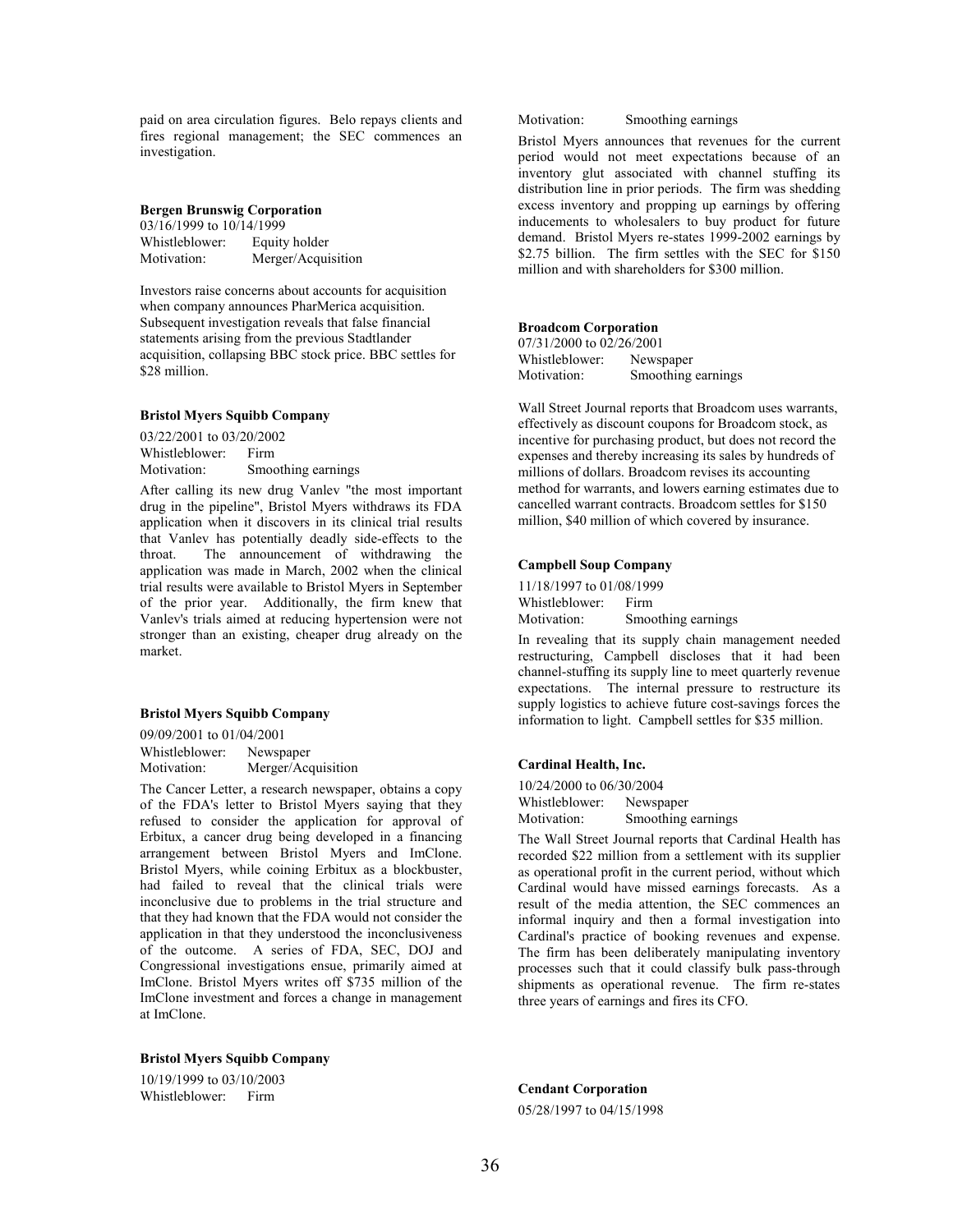paid on area circulation figures. Belo repays clients and fires regional management; the SEC commences an investigation.

**Bergen Brunswig Corporation**

03/16/1999 to 10/14/1999
Whistleblower: Equity holder
Motivation: Merger/Acquisition

Investors raise concerns about accounts for acquisition when company announces PharMerica acquisition. Subsequent investigation reveals that false financial statements arising from the previous Stadtlander acquisition, collapsing BBC stock price. BBC settles for $28 million.

**Bristol Myers Squibb Company**

03/22/2001 to 03/20/2002
Whistleblower: Firm
Motivation: Smoothing earnings

After calling its new drug Vanlev "the most important drug in the pipeline", Bristol Myers withdraws its FDA application when it discovers in its clinical trial results that Vanlev has potentially deadly side-effects to the throat. The announcement of withdrawing the application was made in March, 2002 when the clinical trial results were available to Bristol Myers in September of the prior year. Additionally, the firm knew that Vanlev's trials aimed at reducing hypertension were not stronger than an existing, cheaper drug already on the market.

**Bristol Myers Squibb Company**

09/09/2001 to 01/04/2001
Whistleblower: Newspaper
Motivation: Merger/Acquisition

The Cancer Letter, a research newspaper, obtains a copy of the FDA's letter to Bristol Myers saying that they refused to consider the application for approval of Erbitux, a cancer drug being developed in a financing arrangement between Bristol Myers and ImClone. Bristol Myers, while coining Erbitux as a blockbuster, had failed to reveal that the clinical trials were inconclusive due to problems in the trial structure and that they had known that the FDA would not consider the application in that they understood the inconclusiveness of the outcome. A series of FDA, SEC, DOJ and Congressional investigations ensue, primarily aimed at ImClone. Bristol Myers writes off $735 million of the ImClone investment and forces a change in management at ImClone.

**Bristol Myers Squibb Company**

10/19/1999 to 03/10/2003
Whistleblower: Firm
Motivation: Smoothing earnings

Bristol Myers announces that revenues for the current period would not meet expectations because of an inventory glut associated with channel stuffing its distribution line in prior periods. The firm was shedding excess inventory and propping up earnings by offering inducements to wholesalers to buy product for future demand. Bristol Myers re-states 1999-2002 earnings by $2.75 billion. The firm settles with the SEC for $150 million and with shareholders for $300 million.

**Broadcom Corporation**

07/31/2000 to 02/26/2001
Whistleblower: Newspaper
Motivation: Smoothing earnings

Wall Street Journal reports that Broadcom uses warrants, effectively as discount coupons for Broadcom stock, as incentive for purchasing product, but does not record the expenses and thereby increasing its sales by hundreds of millions of dollars. Broadcom revises its accounting method for warrants, and lowers earning estimates due to cancelled warrant contracts. Broadcom settles for $150 million, $40 million of which covered by insurance.

**Campbell Soup Company**

11/18/1997 to 01/08/1999
Whistleblower: Firm
Motivation: Smoothing earnings

In revealing that its supply chain management needed restructuring, Campbell discloses that it had been channel-stuffing its supply line to meet quarterly revenue expectations. The internal pressure to restructure its supply logistics to achieve future cost-savings forces the information to light. Campbell settles for $35 million.

**Cardinal Health, Inc.**

10/24/2000 to 06/30/2004
Whistleblower: Newspaper
Motivation: Smoothing earnings

The Wall Street Journal reports that Cardinal Health has recorded $22 million from a settlement with its supplier as operational profit in the current period, without which Cardinal would have missed earnings forecasts. As a result of the media attention, the SEC commences an informal inquiry and then a formal investigation into Cardinal's practice of booking revenues and expense. The firm has been deliberately manipulating inventory processes such that it could classify bulk pass-through shipments as operational revenue. The firm re-states three years of earnings and fires its CFO.

**Cendant Corporation**

05/28/1997 to 04/15/1998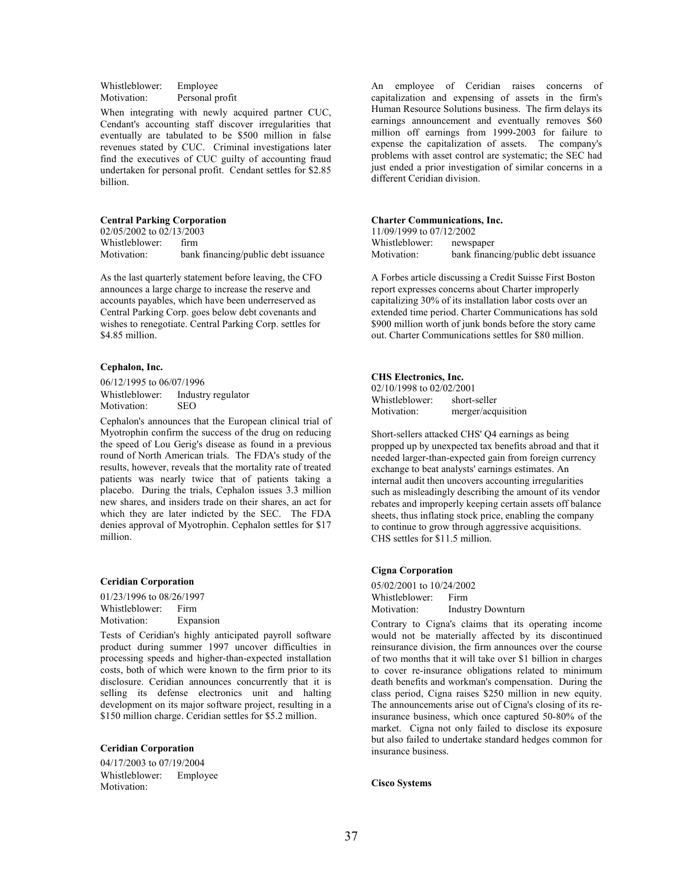Whistleblower: Employee
Motivation: Personal profit

When integrating with newly acquired partner CUC, Cendant's accounting staff discover irregularities that eventually are tabulated to be $500 million in false revenues stated by CUC. Criminal investigations later find the executives of CUC guilty of accounting fraud undertaken for personal profit. Cendant settles for $2.85 billion.

**Central Parking Corporation**

02/05/2002 to 02/13/2003
Whistleblower: firm
Motivation: bank financing/public debt issuance

As the last quarterly statement before leaving, the CFO announces a large charge to increase the reserve and accounts payables, which have been underreserved as Central Parking Corp. goes below debt covenants and wishes to renegotiate. Central Parking Corp. settles for $4.85 million.

**Cephalon, Inc.**

06/12/1995 to 06/07/1996
Whistleblower: Industry regulator
Motivation: SEO

Cephalon's announces that the European clinical trial of Myotrophin confirm the success of the drug on reducing the speed of Lou Gerig's disease as found in a previous round of North American trials. The FDA's study of the results, however, reveals that the mortality rate of treated patients was nearly twice that of patients taking a placebo. During the trials, Cephalon issues 3.3 million new shares, and insiders trade on their shares, an act for which they are later indicted by the SEC. The FDA denies approval of Myotrophin. Cephalon settles for $17 million.

**Ceridian Corporation**

01/23/1996 to 08/26/1997
Whistleblower: Firm
Motivation: Expansion

Tests of Ceridian's highly anticipated payroll software product during summer 1997 uncover difficulties in processing speeds and higher-than-expected installation costs, both of which were known to the firm prior to its disclosure. Ceridian announces concurrently that it is selling its defense electronics unit and halting development on its major software project, resulting in a $150 million charge. Ceridian settles for $5.2 million.

**Ceridian Corporation**

04/17/2003 to 07/19/2004
Whistleblower: Employee
Motivation:

An employee of Ceridian raises concerns of capitalization and expensing of assets in the firm's Human Resource Solutions business. The firm delays its earnings announcement and eventually removes $60 million off earnings from 1999-2003 for failure to expense the capitalization of assets. The company's problems with asset control are systematic; the SEC had just ended a prior investigation of similar concerns in a different Ceridian division.

**Charter Communications, Inc.**

11/09/1999 to 07/12/2002
Whistleblower: newspaper
Motivation: bank financing/public debt issuance

A Forbes article discussing a Credit Suisse First Boston report expresses concerns about Charter improperly capitalizing 30% of its installation labor costs over an extended time period. Charter Communications has sold $900 million worth of junk bonds before the story came out. Charter Communications settles for $80 million.

**CHS Electronics, Inc.**

02/10/1998 to 02/02/2001
Whistleblower: short-seller
Motivation: merger/acquisition

Short-sellers attacked CHS' Q4 earnings as being propped up by unexpected tax benefits abroad and that it needed larger-than-expected gain from foreign currency exchange to beat analysts' earnings estimates. An internal audit then uncovers accounting irregularities such as misleadingly describing the amount of its vendor rebates and improperly keeping certain assets off balance sheets, thus inflating stock price, enabling the company to continue to grow through aggressive acquisitions. CHS settles for $11.5 million.

**Cigna Corporation**

05/02/2001 to 10/24/2002
Whistleblower: Firm
Motivation: Industry Downturn

Contrary to Cigna's claims that its operating income would not be materially affected by its discontinued reinsurance division, the firm announces over the course of two months that it will take over $1 billion in charges to cover re-insurance obligations related to minimum death benefits and workman's compensation. During the class period, Cigna raises $250 million in new equity. The announcements arise out of Cigna's closing of its re-insurance business, which once captured 50-80% of the market. Cigna not only failed to disclose its exposure but also failed to undertake standard hedges common for insurance business.

**Cisco Systems**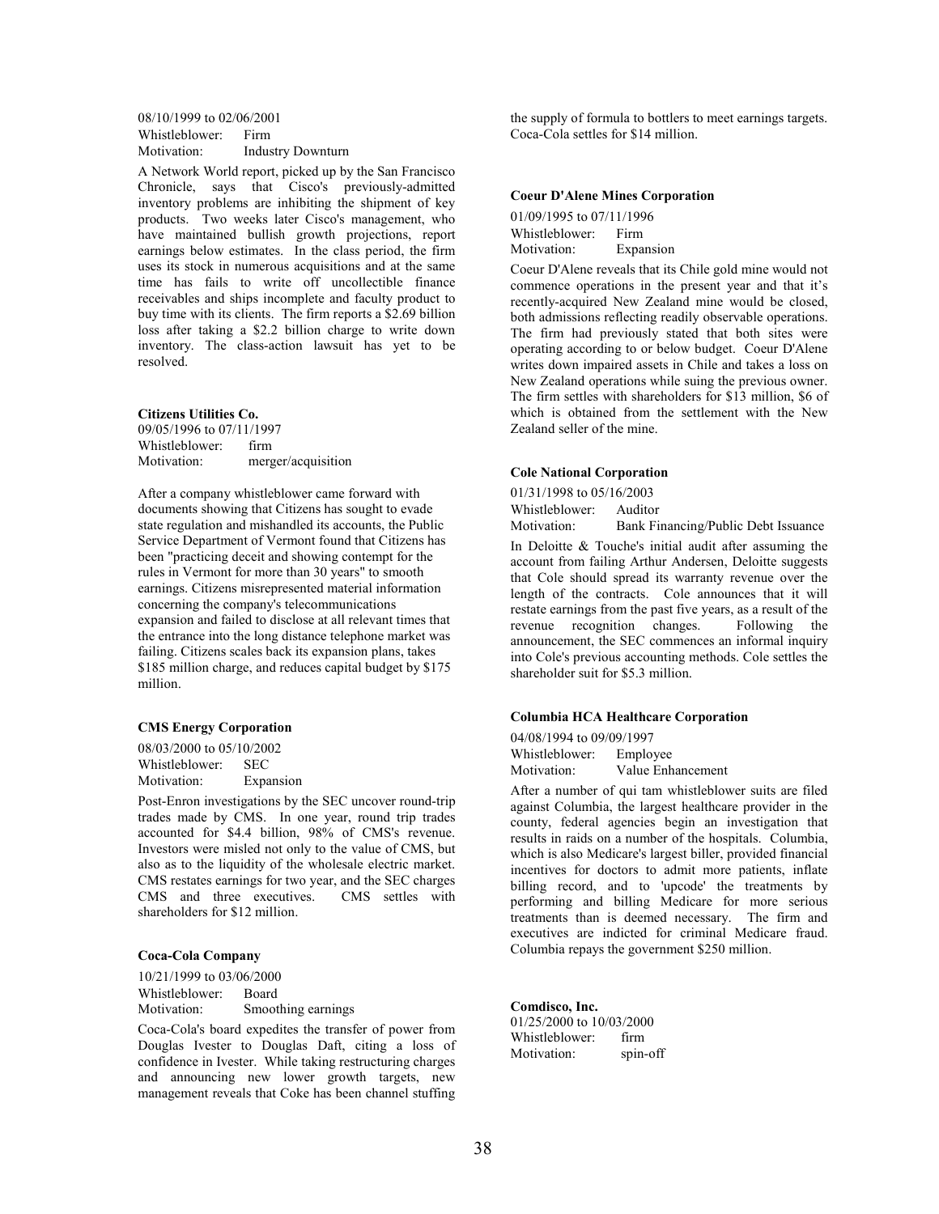08/10/1999 to 02/06/2001
Whistleblower: Firm
Motivation: Industry Downturn

A Network World report, picked up by the San Francisco Chronicle, says that Cisco's previously-admitted inventory problems are inhibiting the shipment of key products. Two weeks later Cisco's management, who have maintained bullish growth projections, report earnings below estimates. In the class period, the firm uses its stock in numerous acquisitions and at the same time has fails to write off uncollectible finance receivables and ships incomplete and faculty product to buy time with its clients. The firm reports a $2.69 billion loss after taking a $2.2 billion charge to write down inventory. The class-action lawsuit has yet to be resolved.

**Citizens Utilities Co.**

09/05/1996 to 07/11/1997
Whistleblower: firm
Motivation: merger/acquisition

After a company whistleblower came forward with documents showing that Citizens has sought to evade state regulation and mishandled its accounts, the Public Service Department of Vermont found that Citizens has been "practicing deceit and showing contempt for the rules in Vermont for more than 30 years" to smooth earnings. Citizens misrepresented material information concerning the company's telecommunications expansion and failed to disclose at all relevant times that the entrance into the long distance telephone market was failing. Citizens scales back its expansion plans, takes $185 million charge, and reduces capital budget by $175 million.

**CMS Energy Corporation**

08/03/2000 to 05/10/2002
Whistleblower: SEC
Motivation: Expansion

Post-Enron investigations by the SEC uncover round-trip trades made by CMS. In one year, round trip trades accounted for $4.4 billion, 98% of CMS's revenue. Investors were misled not only to the value of CMS, but also as to the liquidity of the wholesale electric market. CMS restates earnings for two year, and the SEC charges CMS and three executives. CMS settles with shareholders for $12 million.

**Coca-Cola Company**

10/21/1999 to 03/06/2000
Whistleblower: Board
Motivation: Smoothing earnings

Coca-Cola's board expedites the transfer of power from Douglas Ivester to Douglas Daft, citing a loss of confidence in Ivester. While taking restructuring charges and announcing new lower growth targets, new management reveals that Coke has been channel stuffing the supply of formula to bottlers to meet earnings targets. Coca-Cola settles for $14 million.

**Coeur D'Alene Mines Corporation**

01/09/1995 to 07/11/1996
Whistleblower: Firm
Motivation: Expansion

Coeur D'Alene reveals that its Chile gold mine would not commence operations in the present year and that it's recently-acquired New Zealand mine would be closed, both admissions reflecting readily observable operations. The firm had previously stated that both sites were operating according to or below budget. Coeur D'Alene writes down impaired assets in Chile and takes a loss on New Zealand operations while suing the previous owner. The firm settles with shareholders for $13 million, $6 of which is obtained from the settlement with the New Zealand seller of the mine.

**Cole National Corporation**

01/31/1998 to 05/16/2003
Whistleblower: Auditor
Motivation: Bank Financing/Public Debt Issuance

In Deloitte & Touche's initial audit after assuming the account from failing Arthur Andersen, Deloitte suggests that Cole should spread its warranty revenue over the length of the contracts. Cole announces that it will restate earnings from the past five years, as a result of the revenue recognition changes. Following the announcement, the SEC commences an informal inquiry into Cole's previous accounting methods. Cole settles the shareholder suit for $5.3 million.

**Columbia HCA Healthcare Corporation**

04/08/1994 to 09/09/1997
Whistleblower: Employee
Motivation: Value Enhancement

After a number of qui tam whistleblower suits are filed against Columbia, the largest healthcare provider in the county, federal agencies begin an investigation that results in raids on a number of the hospitals. Columbia, which is also Medicare's largest biller, provided financial incentives for doctors to admit more patients, inflate billing record, and to 'upcode' the treatments by performing and billing Medicare for more serious treatments than is deemed necessary. The firm and executives are indicted for criminal Medicare fraud. Columbia repays the government $250 million.

**Comdisco, Inc.**

01/25/2000 to 10/03/2000
Whistleblower: firm
Motivation: spin-off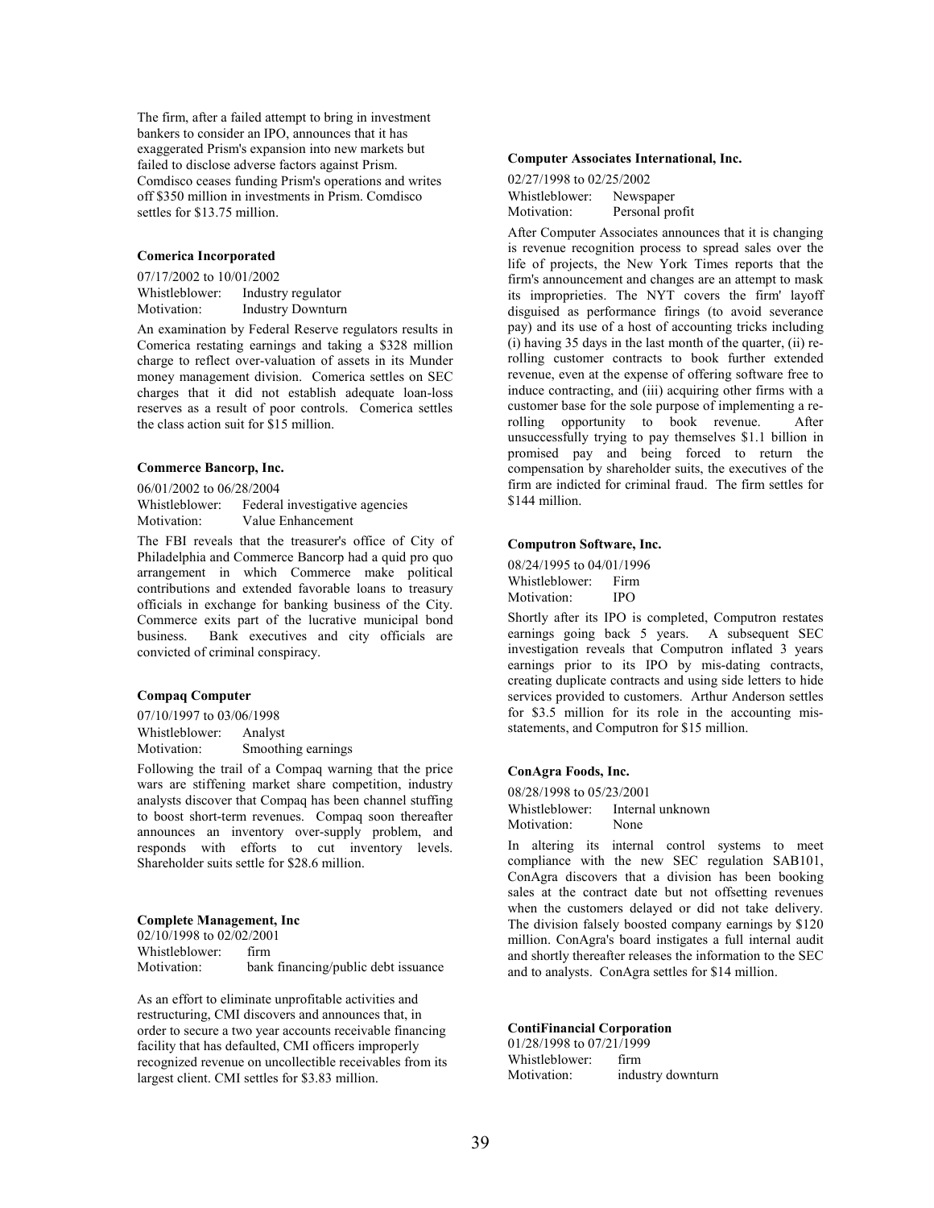The firm, after a failed attempt to bring in investment bankers to consider an IPO, announces that it has exaggerated Prism's expansion into new markets but failed to disclose adverse factors against Prism. Comdisco ceases funding Prism's operations and writes off $350 million in investments in Prism. Comdisco settles for $13.75 million.

**Comerica Incorporated**

07/17/2002 to 10/01/2002
Whistleblower: Industry regulator
Motivation: Industry Downturn

An examination by Federal Reserve regulators results in Comerica restating earnings and taking a $328 million charge to reflect over-valuation of assets in its Munder money management division. Comerica settles on SEC charges that it did not establish adequate loan-loss reserves as a result of poor controls. Comerica settles the class action suit for $15 million.

**Commerce Bancorp, Inc.**

06/01/2002 to 06/28/2004
Whistleblower: Federal investigative agencies
Motivation: Value Enhancement

The FBI reveals that the treasurer's office of City of Philadelphia and Commerce Bancorp had a quid pro quo arrangement in which Commerce make political contributions and extended favorable loans to treasury officials in exchange for banking business of the City. Commerce exits part of the lucrative municipal bond business. Bank executives and city officials are convicted of criminal conspiracy.

**Compaq Computer**

07/10/1997 to 03/06/1998
Whistleblower: Analyst
Motivation: Smoothing earnings

Following the trail of a Compaq warning that the price wars are stiffening market share competition, industry analysts discover that Compaq has been channel stuffing to boost short-term revenues. Compaq soon thereafter announces an inventory over-supply problem, and responds with efforts to cut inventory levels. Shareholder suits settle for $28.6 million.

**Complete Management, Inc**

02/10/1998 to 02/02/2001
Whistleblower: firm
Motivation: bank financing/public debt issuance

As an effort to eliminate unprofitable activities and restructuring, CMI discovers and announces that, in order to secure a two year accounts receivable financing facility that has defaulted, CMI officers improperly recognized revenue on uncollectible receivables from its largest client. CMI settles for $3.83 million.

**Computer Associates International, Inc.**

02/27/1998 to 02/25/2002
Whistleblower: Newspaper
Motivation: Personal profit

After Computer Associates announces that it is changing is revenue recognition process to spread sales over the life of projects, the New York Times reports that the firm's announcement and changes are an attempt to mask its improprieties. The NYT covers the firm' layoff disguised as performance firings (to avoid severance pay) and its use of a host of accounting tricks including (i) having 35 days in the last month of the quarter, (ii) re-rolling customer contracts to book further extended revenue, even at the expense of offering software free to induce contracting, and (iii) acquiring other firms with a customer base for the sole purpose of implementing a re-rolling opportunity to book revenue. After unsuccessfully trying to pay themselves $1.1 billion in promised pay and being forced to return the compensation by shareholder suits, the executives of the firm are indicted for criminal fraud. The firm settles for $144 million.

**Computron Software, Inc.**

08/24/1995 to 04/01/1996
Whistleblower: Firm
Motivation: IPO

Shortly after its IPO is completed, Computron restates earnings going back 5 years. A subsequent SEC investigation reveals that Computron inflated 3 years earnings prior to its IPO by mis-dating contracts, creating duplicate contracts and using side letters to hide services provided to customers. Arthur Anderson settles for $3.5 million for its role in the accounting mis-statements, and Computron for $15 million.

**ConAgra Foods, Inc.**

08/28/1998 to 05/23/2001
Whistleblower: Internal unknown
Motivation: None

In altering its internal control systems to meet compliance with the new SEC regulation SAB101, ConAgra discovers that a division has been booking sales at the contract date but not offsetting revenues when the customers delayed or did not take delivery. The division falsely boosted company earnings by $120 million. ConAgra's board instigates a full internal audit and shortly thereafter releases the information to the SEC and to analysts. ConAgra settles for $14 million.

**ContiFinancial Corporation**

01/28/1998 to 07/21/1999
Whistleblower: firm
Motivation: industry downturn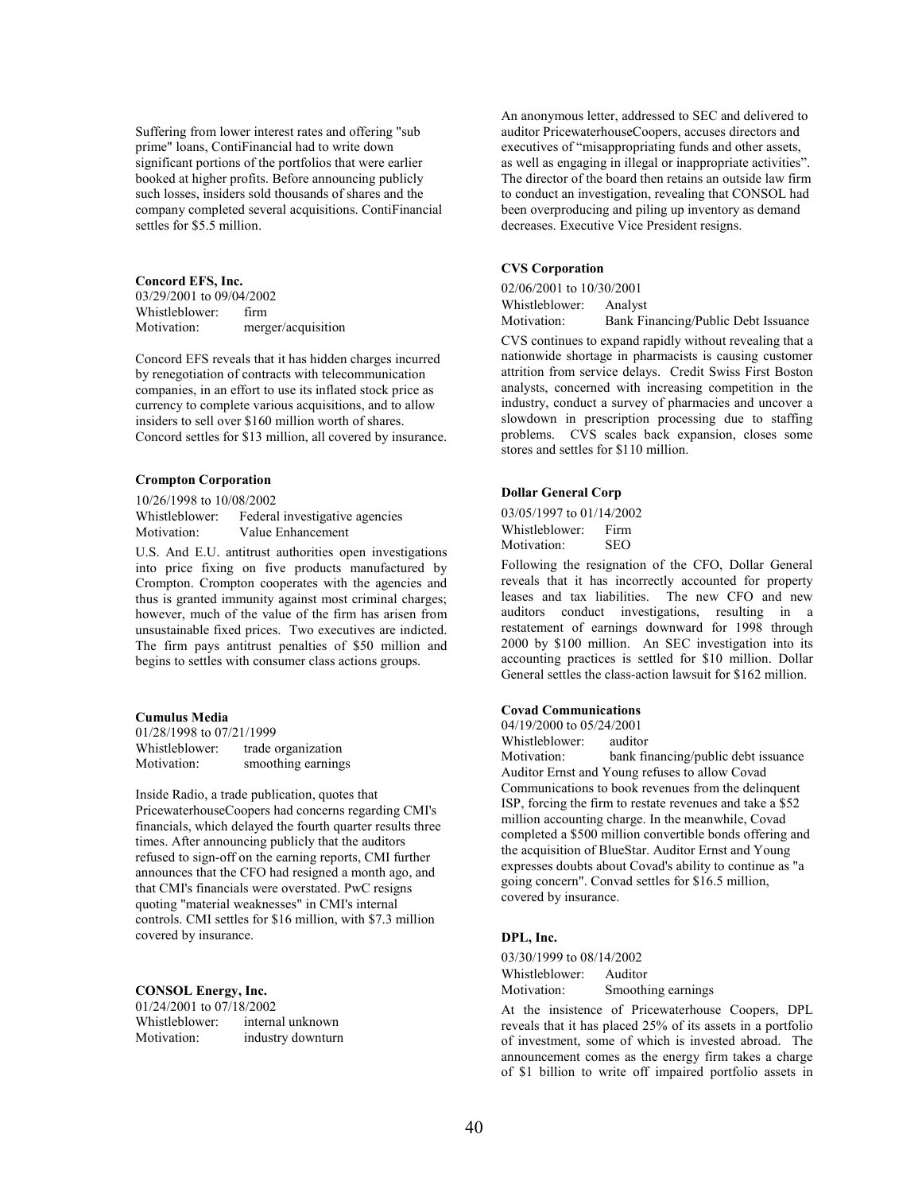Suffering from lower interest rates and offering "sub prime" loans, ContiFinancial had to write down significant portions of the portfolios that were earlier booked at higher profits. Before announcing publicly such losses, insiders sold thousands of shares and the company completed several acquisitions. ContiFinancial settles for $5.5 million.

**Concord EFS, Inc.**
03/29/2001 to 09/04/2002
Whistleblower: firm
Motivation: merger/acquisition

Concord EFS reveals that it has hidden charges incurred by renegotiation of contracts with telecommunication companies, in an effort to use its inflated stock price as currency to complete various acquisitions, and to allow insiders to sell over $160 million worth of shares. Concord settles for $13 million, all covered by insurance.

**Crompton Corporation**
10/26/1998 to 10/08/2002
Whistleblower: Federal investigative agencies
Motivation: Value Enhancement

U.S. And E.U. antitrust authorities open investigations into price fixing on five products manufactured by Crompton. Crompton cooperates with the agencies and thus is granted immunity against most criminal charges; however, much of the value of the firm has arisen from unsustainable fixed prices. Two executives are indicted. The firm pays antitrust penalties of $50 million and begins to settles with consumer class actions groups.

**Cumulus Media**
01/28/1998 to 07/21/1999
Whistleblower: trade organization
Motivation: smoothing earnings

Inside Radio, a trade publication, quotes that PricewaterhouseCoopers had concerns regarding CMI's financials, which delayed the fourth quarter results three times. After announcing publicly that the auditors refused to sign-off on the earning reports, CMI further announces that the CFO had resigned a month ago, and that CMI's financials were overstated. PwC resigns quoting "material weaknesses" in CMI's internal controls. CMI settles for $16 million, with $7.3 million covered by insurance.

**CONSOL Energy, Inc.**
01/24/2001 to 07/18/2002
Whistleblower: internal unknown
Motivation: industry downturn

An anonymous letter, addressed to SEC and delivered to auditor PricewaterhouseCoopers, accuses directors and executives of "misappropriating funds and other assets, as well as engaging in illegal or inappropriate activities". The director of the board then retains an outside law firm to conduct an investigation, revealing that CONSOL had been overproducing and piling up inventory as demand decreases. Executive Vice President resigns.

**CVS Corporation**
02/06/2001 to 10/30/2001
Whistleblower: Analyst
Motivation: Bank Financing/Public Debt Issuance

CVS continues to expand rapidly without revealing that a nationwide shortage in pharmacists is causing customer attrition from service delays. Credit Swiss First Boston analysts, concerned with increasing competition in the industry, conduct a survey of pharmacies and uncover a slowdown in prescription processing due to staffing problems. CVS scales back expansion, closes some stores and settles for $110 million.

**Dollar General Corp**
03/05/1997 to 01/14/2002
Whistleblower: Firm
Motivation: SEO

Following the resignation of the CFO, Dollar General reveals that it has incorrectly accounted for property leases and tax liabilities. The new CFO and new auditors conduct investigations, resulting in a restatement of earnings downward for 1998 through 2000 by $100 million. An SEC investigation into its accounting practices is settled for $10 million. Dollar General settles the class-action lawsuit for $162 million.

**Covad Communications**
04/19/2000 to 05/24/2001
Whistleblower: auditor
Motivation: bank financing/public debt issuance

Auditor Ernst and Young refuses to allow Covad Communications to book revenues from the delinquent ISP, forcing the firm to restate revenues and take a $52 million accounting charge. In the meanwhile, Covad completed a $500 million convertible bonds offering and the acquisition of BlueStar. Auditor Ernst and Young expresses doubts about Covad's ability to continue as "a going concern". Convad settles for $16.5 million, covered by insurance.

**DPL, Inc.**
03/30/1999 to 08/14/2002
Whistleblower: Auditor
Motivation: Smoothing earnings

At the insistence of Pricewaterhouse Coopers, DPL reveals that it has placed 25% of its assets in a portfolio of investment, some of which is invested abroad. The announcement comes as the energy firm takes a charge of $1 billion to write off impaired portfolio assets in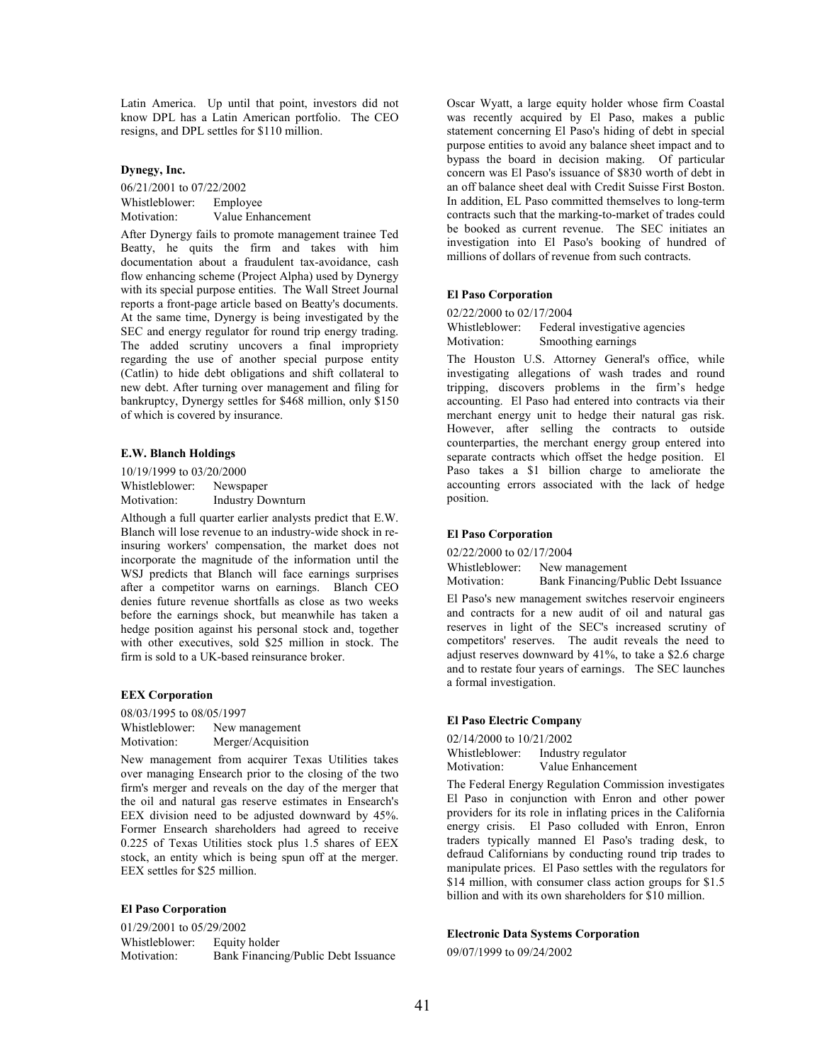Latin America. Up until that point, investors did not know DPL has a Latin American portfolio. The CEO resigns, and DPL settles for $110 million.

**Dynegy, Inc.**

06/21/2001 to 07/22/2002
Whistleblower: Employee
Motivation: Value Enhancement

After Dynergy fails to promote management trainee Ted Beatty, he quits the firm and takes with him documentation about a fraudulent tax-avoidance, cash flow enhancing scheme (Project Alpha) used by Dynergy with its special purpose entities. The Wall Street Journal reports a front-page article based on Beatty's documents. At the same time, Dynergy is being investigated by the SEC and energy regulator for round trip energy trading. The added scrutiny uncovers a final impropriety regarding the use of another special purpose entity (Catlin) to hide debt obligations and shift collateral to new debt. After turning over management and filing for bankruptcy, Dynergy settles for $468 million, only $150 of which is covered by insurance.

**E.W. Blanch Holdings**

10/19/1999 to 03/20/2000
Whistleblower: Newspaper
Motivation: Industry Downturn

Although a full quarter earlier analysts predict that E.W. Blanch will lose revenue to an industry-wide shock in re-insuring workers' compensation, the market does not incorporate the magnitude of the information until the WSJ predicts that Blanch will face earnings surprises after a competitor warns on earnings. Blanch CEO denies future revenue shortfalls as close as two weeks before the earnings shock, but meanwhile has taken a hedge position against his personal stock and, together with other executives, sold $25 million in stock. The firm is sold to a UK-based reinsurance broker.

**EEX Corporation**

08/03/1995 to 08/05/1997
Whistleblower: New management
Motivation: Merger/Acquisition

New management from acquirer Texas Utilities takes over managing Ensearch prior to the closing of the two firm's merger and reveals on the day of the merger that the oil and natural gas reserve estimates in Ensearch's EEX division need to be adjusted downward by 45%. Former Ensearch shareholders had agreed to receive 0.225 of Texas Utilities stock plus 1.5 shares of EEX stock, an entity which is being spun off at the merger. EEX settles for $25 million.

**El Paso Corporation**

01/29/2001 to 05/29/2002
Whistleblower: Equity holder
Motivation: Bank Financing/Public Debt Issuance

Oscar Wyatt, a large equity holder whose firm Coastal was recently acquired by El Paso, makes a public statement concerning El Paso's hiding of debt in special purpose entities to avoid any balance sheet impact and to bypass the board in decision making. Of particular concern was El Paso's issuance of $830 worth of debt in an off balance sheet deal with Credit Suisse First Boston. In addition, EL Paso committed themselves to long-term contracts such that the marking-to-market of trades could be booked as current revenue. The SEC initiates an investigation into El Paso's booking of hundred of millions of dollars of revenue from such contracts.

**El Paso Corporation**

02/22/2000 to 02/17/2004
Whistleblower: Federal investigative agencies
Motivation: Smoothing earnings

The Houston U.S. Attorney General's office, while investigating allegations of wash trades and round tripping, discovers problems in the firm's hedge accounting. El Paso had entered into contracts via their merchant energy unit to hedge their natural gas risk. However, after selling the contracts to outside counterparties, the merchant energy group entered into separate contracts which offset the hedge position. El Paso takes a $1 billion charge to ameliorate the accounting errors associated with the lack of hedge position.

**El Paso Corporation**

02/22/2000 to 02/17/2004
Whistleblower: New management
Motivation: Bank Financing/Public Debt Issuance

El Paso's new management switches reservoir engineers and contracts for a new audit of oil and natural gas reserves in light of the SEC's increased scrutiny of competitors' reserves. The audit reveals the need to adjust reserves downward by 41%, to take a $2.6 charge and to restate four years of earnings. The SEC launches a formal investigation.

**El Paso Electric Company**

02/14/2000 to 10/21/2002
Whistleblower: Industry regulator
Motivation: Value Enhancement

The Federal Energy Regulation Commission investigates El Paso in conjunction with Enron and other power providers for its role in inflating prices in the California energy crisis. El Paso colluded with Enron, Enron traders typically manned El Paso's trading desk, to defraud Californians by conducting round trip trades to manipulate prices. El Paso settles with the regulators for $14 million, with consumer class action groups for $1.5 billion and with its own shareholders for $10 million.

**Electronic Data Systems Corporation**

09/07/1999 to 09/24/2002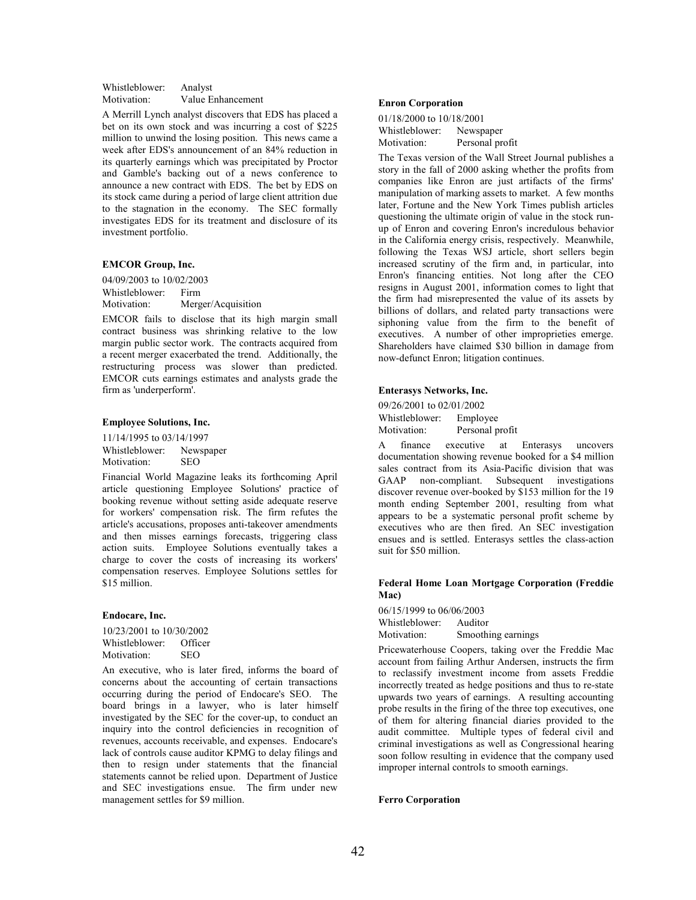Whistleblower: Analyst
Motivation: Value Enhancement

A Merrill Lynch analyst discovers that EDS has placed a bet on its own stock and was incurring a cost of $225 million to unwind the losing position. This news came a week after EDS's announcement of an 84% reduction in its quarterly earnings which was precipitated by Proctor and Gamble's backing out of a news conference to announce a new contract with EDS. The bet by EDS on its stock came during a period of large client attrition due to the stagnation in the economy. The SEC formally investigates EDS for its treatment and disclosure of its investment portfolio.

**EMCOR Group, Inc.**

04/09/2003 to 10/02/2003
Whistleblower: Firm
Motivation: Merger/Acquisition

EMCOR fails to disclose that its high margin small contract business was shrinking relative to the low margin public sector work. The contracts acquired from a recent merger exacerbated the trend. Additionally, the restructuring process was slower than predicted. EMCOR cuts earnings estimates and analysts grade the firm as 'underperform'.

**Employee Solutions, Inc.**

11/14/1995 to 03/14/1997
Whistleblower: Newspaper
Motivation: SEO

Financial World Magazine leaks its forthcoming April article questioning Employee Solutions' practice of booking revenue without setting aside adequate reserve for workers' compensation risk. The firm refutes the article's accusations, proposes anti-takeover amendments and then misses earnings forecasts, triggering class action suits. Employee Solutions eventually takes a charge to cover the costs of increasing its workers' compensation reserves. Employee Solutions settles for $15 million.

**Endocare, Inc.**

10/23/2001 to 10/30/2002
Whistleblower: Officer
Motivation: SEO

An executive, who is later fired, informs the board of concerns about the accounting of certain transactions occurring during the period of Endocare's SEO. The board brings in a lawyer, who is later himself investigated by the SEC for the cover-up, to conduct an inquiry into the control deficiencies in recognition of revenues, accounts receivable, and expenses. Endocare's lack of controls cause auditor KPMG to delay filings and then to resign under statements that the financial statements cannot be relied upon. Department of Justice and SEC investigations ensue. The firm under new management settles for $9 million.

**Enron Corporation**

01/18/2000 to 10/18/2001
Whistleblower: Newspaper
Motivation: Personal profit

The Texas version of the Wall Street Journal publishes a story in the fall of 2000 asking whether the profits from companies like Enron are just artifacts of the firms' manipulation of marking assets to market. A few months later, Fortune and the New York Times publish articles questioning the ultimate origin of value in the stock run-up of Enron and covering Enron's incredulous behavior in the California energy crisis, respectively. Meanwhile, following the Texas WSJ article, short sellers begin increased scrutiny of the firm and, in particular, into Enron's financing entities. Not long after the CEO resigns in August 2001, information comes to light that the firm had misrepresented the value of its assets by billions of dollars, and related party transactions were siphoning value from the firm to the benefit of executives. A number of other improprieties emerge. Shareholders have claimed $30 billion in damage from now-defunct Enron; litigation continues.

**Enterasys Networks, Inc.**

09/26/2001 to 02/01/2002
Whistleblower: Employee
Motivation: Personal profit

A finance executive at Enterasys uncovers documentation showing revenue booked for a $4 million sales contract from its Asia-Pacific division that was GAAP non-compliant. Subsequent investigations discover revenue over-booked by $153 million for the 19 month ending September 2001, resulting from what appears to be a systematic personal profit scheme by executives who are then fired. An SEC investigation ensues and is settled. Enterasys settles the class-action suit for $50 million.

**Federal Home Loan Mortgage Corporation (Freddie Mac)**

06/15/1999 to 06/06/2003
Whistleblower: Auditor
Motivation: Smoothing earnings

Pricewaterhouse Coopers, taking over the Freddie Mac account from failing Arthur Andersen, instructs the firm to reclassify investment income from assets Freddie incorrectly treated as hedge positions and thus to re-state upwards two years of earnings. A resulting accounting probe results in the firing of the three top executives, one of them for altering financial diaries provided to the audit committee. Multiple types of federal civil and criminal investigations as well as Congressional hearing soon follow resulting in evidence that the company used improper internal controls to smooth earnings.

**Ferro Corporation**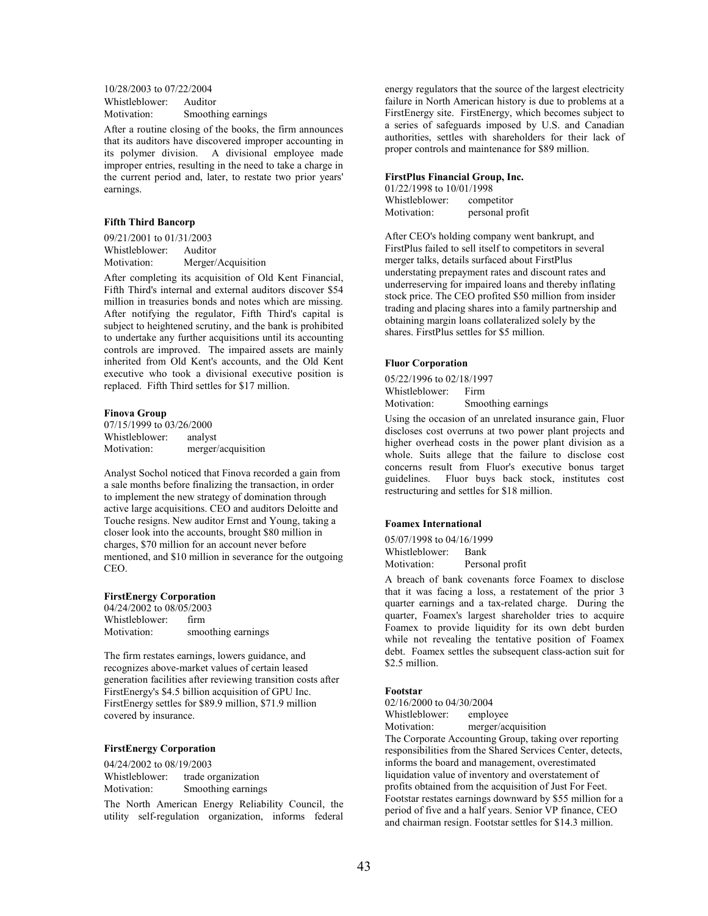10/28/2003 to 07/22/2004
Whistleblower: Auditor
Motivation: Smoothing earnings

After a routine closing of the books, the firm announces that its auditors have discovered improper accounting in its polymer division. A divisional employee made improper entries, resulting in the need to take a charge in the current period and, later, to restate two prior years' earnings.

**Fifth Third Bancorp**

09/21/2001 to 01/31/2003
Whistleblower: Auditor
Motivation: Merger/Acquisition

After completing its acquisition of Old Kent Financial, Fifth Third's internal and external auditors discover \$54 million in treasuries bonds and notes which are missing. After notifying the regulator, Fifth Third's capital is subject to heightened scrutiny, and the bank is prohibited to undertake any further acquisitions until its accounting controls are improved. The impaired assets are mainly inherited from Old Kent's accounts, and the Old Kent executive who took a divisional executive position is replaced. Fifth Third settles for \$17 million.

**Finova Group**

07/15/1999 to 03/26/2000
Whistleblower: analyst
Motivation: merger/acquisition

Analyst Sochol noticed that Finova recorded a gain from a sale months before finalizing the transaction, in order to implement the new strategy of domination through active large acquisitions. CEO and auditors Deloitte and Touche resigns. New auditor Ernst and Young, taking a closer look into the accounts, brought \$80 million in charges, \$70 million for an account never before mentioned, and \$10 million in severance for the outgoing CEO.

**FirstEnergy Corporation**

04/24/2002 to 08/05/2003
Whistleblower: firm
Motivation: smoothing earnings

The firm restates earnings, lowers guidance, and recognizes above-market values of certain leased generation facilities after reviewing transition costs after FirstEnergy's \$4.5 billion acquisition of GPU Inc. FirstEnergy settles for \$89.9 million, \$71.9 million covered by insurance.

**FirstEnergy Corporation**

04/24/2002 to 08/19/2003
Whistleblower: trade organization
Motivation: Smoothing earnings

The North American Energy Reliability Council, the utility self-regulation organization, informs federal energy regulators that the source of the largest electricity failure in North American history is due to problems at a FirstEnergy site. FirstEnergy, which becomes subject to a series of safeguards imposed by U.S. and Canadian authorities, settles with shareholders for their lack of proper controls and maintenance for \$89 million.

**FirstPlus Financial Group, Inc.**

01/22/1998 to 10/01/1998
Whistleblower: competitor
Motivation: personal profit

After CEO's holding company went bankrupt, and FirstPlus failed to sell itself to competitors in several merger talks, details surfaced about FirstPlus understating prepayment rates and discount rates and underreserving for impaired loans and thereby inflating stock price. The CEO profited \$50 million from insider trading and placing shares into a family partnership and obtaining margin loans collateralized solely by the shares. FirstPlus settles for \$5 million.

**Fluor Corporation**

05/22/1996 to 02/18/1997
Whistleblower: Firm
Motivation: Smoothing earnings

Using the occasion of an unrelated insurance gain, Fluor discloses cost overruns at two power plant projects and higher overhead costs in the power plant division as a whole. Suits allege that the failure to disclose cost concerns result from Fluor's executive bonus target guidelines. Fluor buys back stock, institutes cost restructuring and settles for \$18 million.

**Foamex International**

05/07/1998 to 04/16/1999
Whistleblower: Bank
Motivation: Personal profit

A breach of bank covenants force Foamex to disclose that it was facing a loss, a restatement of the prior 3 quarter earnings and a tax-related charge. During the quarter, Foamex's largest shareholder tries to acquire Foamex to provide liquidity for its own debt burden while not revealing the tentative position of Foamex debt. Foamex settles the subsequent class-action suit for \$2.5 million.

**Footstar**

02/16/2000 to 04/30/2004
Whistleblower: employee
Motivation: merger/acquisition

The Corporate Accounting Group, taking over reporting responsibilities from the Shared Services Center, detects, informs the board and management, overestimated liquidation value of inventory and overstatement of profits obtained from the acquisition of Just For Feet. Footstar restates earnings downward by \$55 million for a period of five and a half years. Senior VP finance, CEO and chairman resign. Footstar settles for \$14.3 million.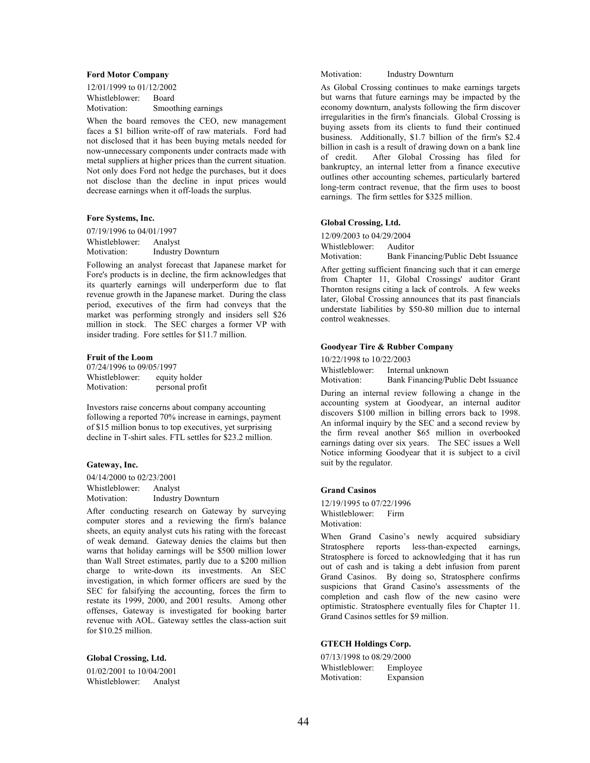**Ford Motor Company**

12/01/1999 to 01/12/2002
Whistleblower: Board
Motivation: Smoothing earnings

When the board removes the CEO, new management faces a $1 billion write-off of raw materials. Ford had not disclosed that it has been buying metals needed for now-unnecessary components under contracts made with metal suppliers at higher prices than the current situation. Not only does Ford not hedge the purchases, but it does not disclose than the decline in input prices would decrease earnings when it off-loads the surplus.

**Fore Systems, Inc.**

07/19/1996 to 04/01/1997
Whistleblower: Analyst
Motivation: Industry Downturn

Following an analyst forecast that Japanese market for Fore's products is in decline, the firm acknowledges that its quarterly earnings will underperform due to flat revenue growth in the Japanese market. During the class period, executives of the firm had conveys that the market was performing strongly and insiders sell $26 million in stock. The SEC charges a former VP with insider trading. Fore settles for $11.7 million.

**Fruit of the Loom**

07/24/1996 to 09/05/1997
Whistleblower: equity holder
Motivation: personal profit

Investors raise concerns about company accounting following a reported 70% increase in earnings, payment of $15 million bonus to top executives, yet surprising decline in T-shirt sales. FTL settles for $23.2 million.

**Gateway, Inc.**

04/14/2000 to 02/23/2001
Whistleblower: Analyst
Motivation: Industry Downturn

After conducting research on Gateway by surveying computer stores and a reviewing the firm's balance sheets, an equity analyst cuts his rating with the forecast of weak demand. Gateway denies the claims but then warns that holiday earnings will be $500 million lower than Wall Street estimates, partly due to a $200 million charge to write-down its investments. An SEC investigation, in which former officers are sued by the SEC for falsifying the accounting, forces the firm to restate its 1999, 2000, and 2001 results. Among other offenses, Gateway is investigated for booking barter revenue with AOL. Gateway settles the class-action suit for $10.25 million.

**Global Crossing, Ltd.**

01/02/2001 to 10/04/2001
Whistleblower: Analyst
Motivation: Industry Downturn

As Global Crossing continues to make earnings targets but warns that future earnings may be impacted by the economy downturn, analysts following the firm discover irregularities in the firm's financials. Global Crossing is buying assets from its clients to fund their continued business. Additionally, $1.7 billion of the firm's $2.4 billion in cash is a result of drawing down on a bank line of credit. After Global Crossing has filed for bankruptcy, an internal letter from a finance executive outlines other accounting schemes, particularly bartered long-term contract revenue, that the firm uses to boost earnings. The firm settles for $325 million.

**Global Crossing, Ltd.**

12/09/2003 to 04/29/2004
Whistleblower: Auditor
Motivation: Bank Financing/Public Debt Issuance

After getting sufficient financing such that it can emerge from Chapter 11, Global Crossings' auditor Grant Thornton resigns citing a lack of controls. A few weeks later, Global Crossing announces that its past financials understate liabilities by $50-80 million due to internal control weaknesses.

**Goodyear Tire & Rubber Company**

10/22/1998 to 10/22/2003
Whistleblower: Internal unknown
Motivation: Bank Financing/Public Debt Issuance

During an internal review following a change in the accounting system at Goodyear, an internal auditor discovers $100 million in billing errors back to 1998. An informal inquiry by the SEC and a second review by the firm reveal another $65 million in overbooked earnings dating over six years. The SEC issues a Well Notice informing Goodyear that it is subject to a civil suit by the regulator.

**Grand Casinos**

12/19/1995 to 07/22/1996
Whistleblower: Firm
Motivation:

When Grand Casino's newly acquired subsidiary Stratosphere reports less-than-expected earnings, Stratosphere is forced to acknowledging that it has run out of cash and is taking a debt infusion from parent Grand Casinos. By doing so, Stratosphere confirms suspicions that Grand Casino's assessments of the completion and cash flow of the new casino were optimistic. Stratosphere eventually files for Chapter 11. Grand Casinos settles for $9 million.

**GTECH Holdings Corp.**

07/13/1998 to 08/29/2000
Whistleblower: Employee
Motivation: Expansion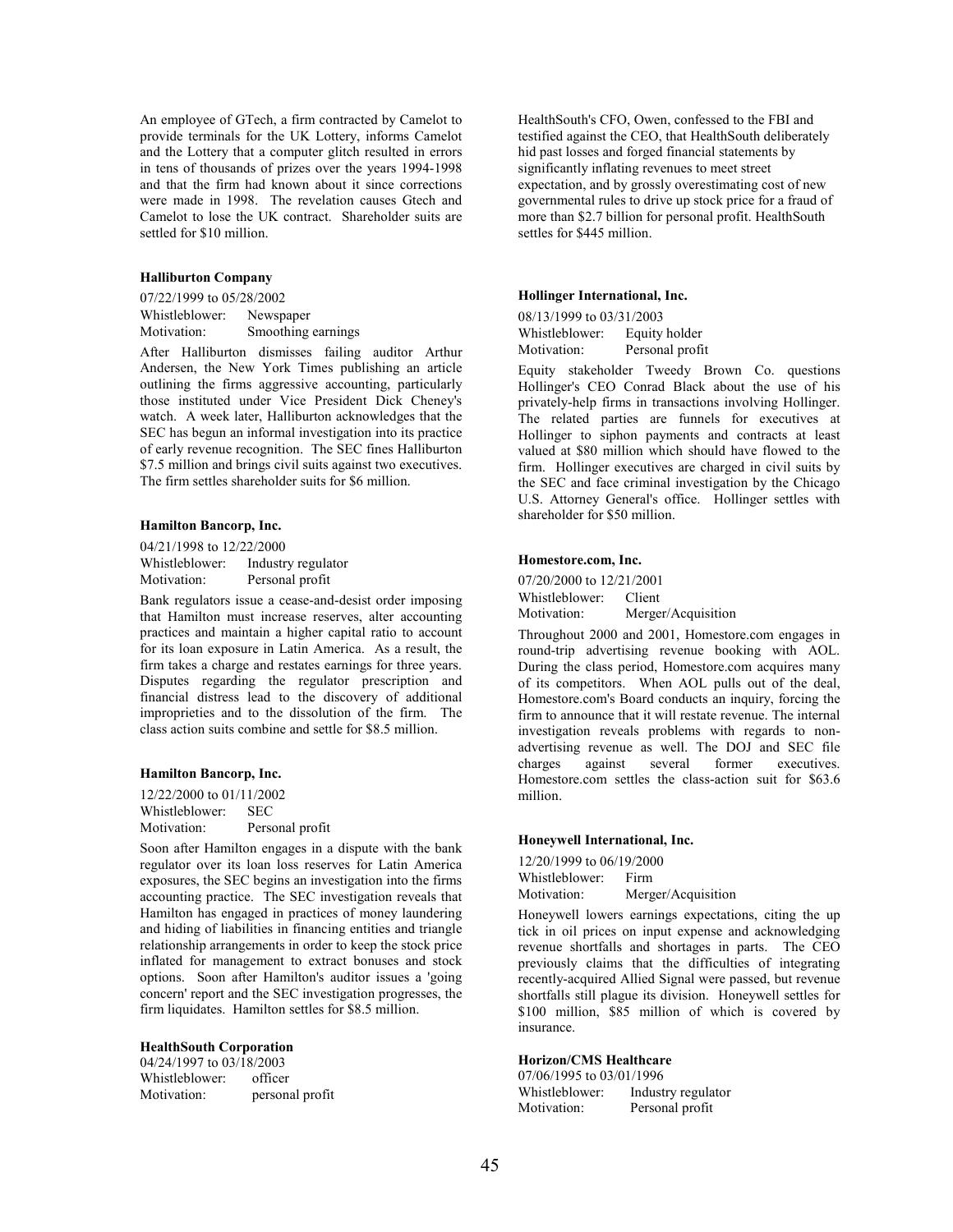An employee of GTech, a firm contracted by Camelot to provide terminals for the UK Lottery, informs Camelot and the Lottery that a computer glitch resulted in errors in tens of thousands of prizes over the years 1994-1998 and that the firm had known about it since corrections were made in 1998. The revelation causes Gtech and Camelot to lose the UK contract. Shareholder suits are settled for $10 million.

**Halliburton Company**

07/22/1999 to 05/28/2002
Whistleblower: Newspaper
Motivation: Smoothing earnings

After Halliburton dismisses failing auditor Arthur Andersen, the New York Times publishing an article outlining the firms aggressive accounting, particularly those instituted under Vice President Dick Cheney's watch. A week later, Halliburton acknowledges that the SEC has begun an informal investigation into its practice of early revenue recognition. The SEC fines Halliburton $7.5 million and brings civil suits against two executives. The firm settles shareholder suits for $6 million.

**Hamilton Bancorp, Inc.**

04/21/1998 to 12/22/2000
Whistleblower: Industry regulator
Motivation: Personal profit

Bank regulators issue a cease-and-desist order imposing that Hamilton must increase reserves, alter accounting practices and maintain a higher capital ratio to account for its loan exposure in Latin America. As a result, the firm takes a charge and restates earnings for three years. Disputes regarding the regulator prescription and financial distress lead to the discovery of additional improprieties and to the dissolution of the firm. The class action suits combine and settle for $8.5 million.

**Hamilton Bancorp, Inc.**

12/22/2000 to 01/11/2002
Whistleblower: SEC
Motivation: Personal profit

Soon after Hamilton engages in a dispute with the bank regulator over its loan loss reserves for Latin America exposures, the SEC begins an investigation into the firms accounting practice. The SEC investigation reveals that Hamilton has engaged in practices of money laundering and hiding of liabilities in financing entities and triangle relationship arrangements in order to keep the stock price inflated for management to extract bonuses and stock options. Soon after Hamilton's auditor issues a 'going concern' report and the SEC investigation progresses, the firm liquidates. Hamilton settles for $8.5 million.

**HealthSouth Corporation**

04/24/1997 to 03/18/2003
Whistleblower: officer
Motivation: personal profit

HealthSouth's CFO, Owen, confessed to the FBI and testified against the CEO, that HealthSouth deliberately hid past losses and forged financial statements by significantly inflating revenues to meet street expectation, and by grossly overestimating cost of new governmental rules to drive up stock price for a fraud of more than $2.7 billion for personal profit. HealthSouth settles for $445 million.

**Hollinger International, Inc.**

08/13/1999 to 03/31/2003
Whistleblower: Equity holder
Motivation: Personal profit

Equity stakeholder Tweedy Brown Co. questions Hollinger's CEO Conrad Black about the use of his privately-help firms in transactions involving Hollinger. The related parties are funnels for executives at Hollinger to siphon payments and contracts at least valued at $80 million which should have flowed to the firm. Hollinger executives are charged in civil suits by the SEC and face criminal investigation by the Chicago U.S. Attorney General's office. Hollinger settles with shareholder for $50 million.

**Homestore.com, Inc.**

07/20/2000 to 12/21/2001
Whistleblower: Client
Motivation: Merger/Acquisition

Throughout 2000 and 2001, Homestore.com engages in round-trip advertising revenue booking with AOL. During the class period, Homestore.com acquires many of its competitors. When AOL pulls out of the deal, Homestore.com's Board conducts an inquiry, forcing the firm to announce that it will restate revenue. The internal investigation reveals problems with regards to non-advertising revenue as well. The DOJ and SEC file charges against several former executives. Homestore.com settles the class-action suit for $63.6 million.

**Honeywell International, Inc.**

12/20/1999 to 06/19/2000
Whistleblower: Firm
Motivation: Merger/Acquisition

Honeywell lowers earnings expectations, citing the up tick in oil prices on input expense and acknowledging revenue shortfalls and shortages in parts. The CEO previously claims that the difficulties of integrating recently-acquired Allied Signal were passed, but revenue shortfalls still plague its division. Honeywell settles for $100 million, $85 million of which is covered by insurance.

**Horizon/CMS Healthcare**

07/06/1995 to 03/01/1996
Whistleblower: Industry regulator
Motivation: Personal profit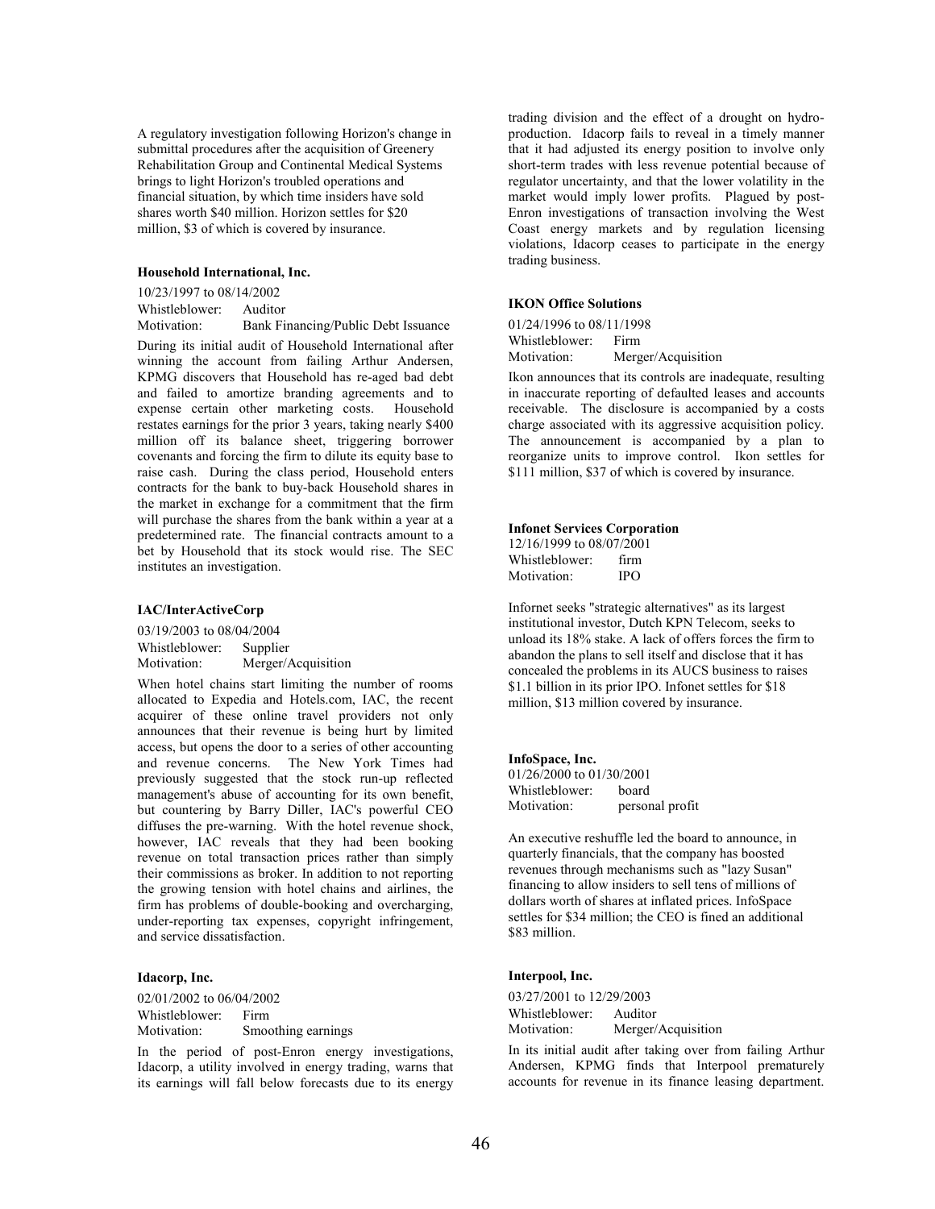A regulatory investigation following Horizon's change in submittal procedures after the acquisition of Greenery Rehabilitation Group and Continental Medical Systems brings to light Horizon's troubled operations and financial situation, by which time insiders have sold shares worth $40 million. Horizon settles for $20 million, $3 of which is covered by insurance.

**Household International, Inc.**

10/23/1997 to 08/14/2002
Whistleblower: Auditor
Motivation: Bank Financing/Public Debt Issuance

During its initial audit of Household International after winning the account from failing Arthur Andersen, KPMG discovers that Household has re-aged bad debt and failed to amortize branding agreements and to expense certain other marketing costs. Household restates earnings for the prior 3 years, taking nearly $400 million off its balance sheet, triggering borrower covenants and forcing the firm to dilute its equity base to raise cash. During the class period, Household enters contracts for the bank to buy-back Household shares in the market in exchange for a commitment that the firm will purchase the shares from the bank within a year at a predetermined rate. The financial contracts amount to a bet by Household that its stock would rise. The SEC institutes an investigation.

**IAC/InterActiveCorp**

03/19/2003 to 08/04/2004
Whistleblower: Supplier
Motivation: Merger/Acquisition

When hotel chains start limiting the number of rooms allocated to Expedia and Hotels.com, IAC, the recent acquirer of these online travel providers not only announces that their revenue is being hurt by limited access, but opens the door to a series of other accounting and revenue concerns. The New York Times had previously suggested that the stock run-up reflected management's abuse of accounting for its own benefit, but countering by Barry Diller, IAC's powerful CEO diffuses the pre-warning. With the hotel revenue shock, however, IAC reveals that they had been booking revenue on total transaction prices rather than simply their commissions as broker. In addition to not reporting the growing tension with hotel chains and airlines, the firm has problems of double-booking and overcharging, under-reporting tax expenses, copyright infringement, and service dissatisfaction.

**Idacorp, Inc.**

02/01/2002 to 06/04/2002
Whistleblower: Firm
Motivation: Smoothing earnings

In the period of post-Enron energy investigations, Idacorp, a utility involved in energy trading, warns that its earnings will fall below forecasts due to its energy trading division and the effect of a drought on hydro-production. Idacorp fails to reveal in a timely manner that it had adjusted its energy position to involve only short-term trades with less revenue potential because of regulator uncertainty, and that the lower volatility in the market would imply lower profits. Plagued by post-Enron investigations of transaction involving the West Coast energy markets and by regulation licensing violations, Idacorp ceases to participate in the energy trading business.

**IKON Office Solutions**

01/24/1996 to 08/11/1998
Whistleblower: Firm
Motivation: Merger/Acquisition

Ikon announces that its controls are inadequate, resulting in inaccurate reporting of defaulted leases and accounts receivable. The disclosure is accompanied by a costs charge associated with its aggressive acquisition policy. The announcement is accompanied by a plan to reorganize units to improve control. Ikon settles for $111 million, $37 of which is covered by insurance.

**Infonet Services Corporation**

12/16/1999 to 08/07/2001
Whistleblower: firm
Motivation: IPO

Infornet seeks "strategic alternatives" as its largest institutional investor, Dutch KPN Telecom, seeks to unload its 18% stake. A lack of offers forces the firm to abandon the plans to sell itself and disclose that it has concealed the problems in its AUCS business to raises $1.1 billion in its prior IPO. Infonet settles for $18 million, $13 million covered by insurance.

**InfoSpace, Inc.**

01/26/2000 to 01/30/2001
Whistleblower: board
Motivation: personal profit

An executive reshuffle led the board to announce, in quarterly financials, that the company has boosted revenues through mechanisms such as "lazy Susan" financing to allow insiders to sell tens of millions of dollars worth of shares at inflated prices. InfoSpace settles for $34 million; the CEO is fined an additional $83 million.

**Interpool, Inc.**

03/27/2001 to 12/29/2003
Whistleblower: Auditor
Motivation: Merger/Acquisition

In its initial audit after taking over from failing Arthur Andersen, KPMG finds that Interpool prematurely accounts for revenue in its finance leasing department.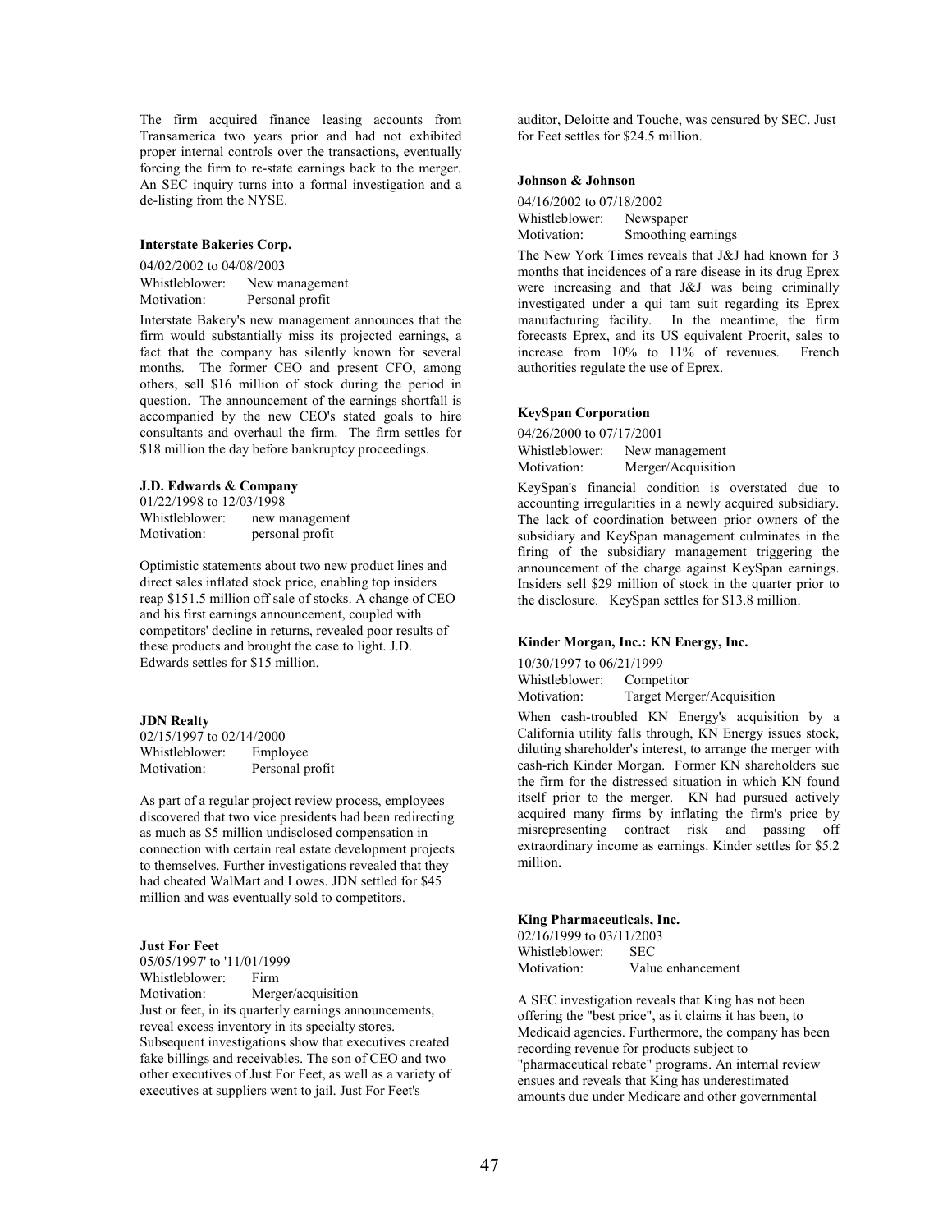The firm acquired finance leasing accounts from Transamerica two years prior and had not exhibited proper internal controls over the transactions, eventually forcing the firm to re-state earnings back to the merger. An SEC inquiry turns into a formal investigation and a de-listing from the NYSE.

**Interstate Bakeries Corp.**

04/02/2002 to 04/08/2003
Whistleblower: New management
Motivation: Personal profit

Interstate Bakery's new management announces that the firm would substantially miss its projected earnings, a fact that the company has silently known for several months. The former CEO and present CFO, among others, sell $16 million of stock during the period in question. The announcement of the earnings shortfall is accompanied by the new CEO's stated goals to hire consultants and overhaul the firm. The firm settles for $18 million the day before bankruptcy proceedings.

**J.D. Edwards & Company**

01/22/1998 to 12/03/1998
Whistleblower: new management
Motivation: personal profit

Optimistic statements about two new product lines and direct sales inflated stock price, enabling top insiders reap $151.5 million off sale of stocks. A change of CEO and his first earnings announcement, coupled with competitors' decline in returns, revealed poor results of these products and brought the case to light. J.D. Edwards settles for $15 million.

**JDN Realty**

02/15/1997 to 02/14/2000
Whistleblower: Employee
Motivation: Personal profit

As part of a regular project review process, employees discovered that two vice presidents had been redirecting as much as $5 million undisclosed compensation in connection with certain real estate development projects to themselves. Further investigations revealed that they had cheated WalMart and Lowes. JDN settled for $45 million and was eventually sold to competitors.

**Just For Feet**

05/05/1997' to '11/01/1999
Whistleblower: Firm
Motivation: Merger/acquisition

Just or feet, in its quarterly earnings announcements, reveal excess inventory in its specialty stores. Subsequent investigations show that executives created fake billings and receivables. The son of CEO and two other executives of Just For Feet, as well as a variety of executives at suppliers went to jail. Just For Feet's auditor, Deloitte and Touche, was censured by SEC. Just for Feet settles for $24.5 million.

**Johnson & Johnson**

04/16/2002 to 07/18/2002
Whistleblower: Newspaper
Motivation: Smoothing earnings

The New York Times reveals that J&J had known for 3 months that incidences of a rare disease in its drug Eprex were increasing and that J&J was being criminally investigated under a qui tam suit regarding its Eprex manufacturing facility. In the meantime, the firm forecasts Eprex, and its US equivalent Procrit, sales to increase from 10% to 11% of revenues. French authorities regulate the use of Eprex.

**KeySpan Corporation**

04/26/2000 to 07/17/2001
Whistleblower: New management
Motivation: Merger/Acquisition

KeySpan's financial condition is overstated due to accounting irregularities in a newly acquired subsidiary. The lack of coordination between prior owners of the subsidiary and KeySpan management culminates in the firing of the subsidiary management triggering the announcement of the charge against KeySpan earnings. Insiders sell $29 million of stock in the quarter prior to the disclosure. KeySpan settles for $13.8 million.

**Kinder Morgan, Inc.: KN Energy, Inc.**

10/30/1997 to 06/21/1999
Whistleblower: Competitor
Motivation: Target Merger/Acquisition

When cash-troubled KN Energy's acquisition by a California utility falls through, KN Energy issues stock, diluting shareholder's interest, to arrange the merger with cash-rich Kinder Morgan. Former KN shareholders sue the firm for the distressed situation in which KN found itself prior to the merger. KN had pursued actively acquired many firms by inflating the firm's price by misrepresenting contract risk and passing off extraordinary income as earnings. Kinder settles for $5.2 million.

**King Pharmaceuticals, Inc.**

02/16/1999 to 03/11/2003
Whistleblower: SEC
Motivation: Value enhancement

A SEC investigation reveals that King has not been offering the "best price", as it claims it has been, to Medicaid agencies. Furthermore, the company has been recording revenue for products subject to "pharmaceutical rebate" programs. An internal review ensues and reveals that King has underestimated amounts due under Medicare and other governmental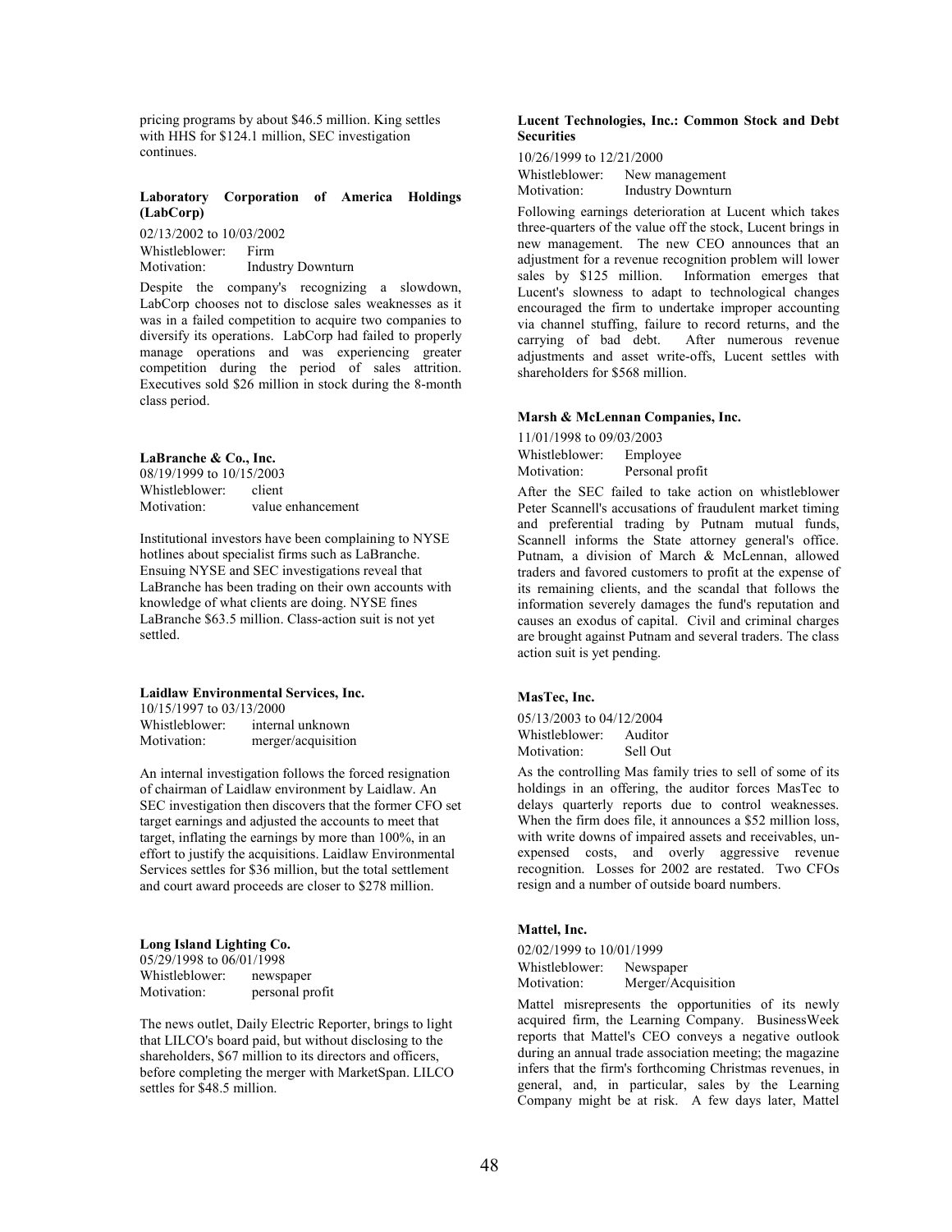pricing programs by about $46.5 million. King settles with HHS for $124.1 million, SEC investigation continues.

**Laboratory Corporation of America Holdings (LabCorp)**

02/13/2002 to 10/03/2002
Whistleblower: Firm
Motivation: Industry Downturn

Despite the company's recognizing a slowdown, LabCorp chooses not to disclose sales weaknesses as it was in a failed competition to acquire two companies to diversify its operations. LabCorp had failed to properly manage operations and was experiencing greater competition during the period of sales attrition. Executives sold $26 million in stock during the 8-month class period.

**LaBranche & Co., Inc.**

08/19/1999 to 10/15/2003
Whistleblower: client
Motivation: value enhancement

Institutional investors have been complaining to NYSE hotlines about specialist firms such as LaBranche. Ensuing NYSE and SEC investigations reveal that LaBranche has been trading on their own accounts with knowledge of what clients are doing. NYSE fines LaBranche $63.5 million. Class-action suit is not yet settled.

**Laidlaw Environmental Services, Inc.**

10/15/1997 to 03/13/2000
Whistleblower: internal unknown
Motivation: merger/acquisition

An internal investigation follows the forced resignation of chairman of Laidlaw environment by Laidlaw. An SEC investigation then discovers that the former CFO set target earnings and adjusted the accounts to meet that target, inflating the earnings by more than 100%, in an effort to justify the acquisitions. Laidlaw Environmental Services settles for $36 million, but the total settlement and court award proceeds are closer to $278 million.

**Long Island Lighting Co.**

05/29/1998 to 06/01/1998
Whistleblower: newspaper
Motivation: personal profit

The news outlet, Daily Electric Reporter, brings to light that LILCO's board paid, but without disclosing to the shareholders, $67 million to its directors and officers, before completing the merger with MarketSpan. LILCO settles for $48.5 million.

**Lucent Technologies, Inc.: Common Stock and Debt Securities**

10/26/1999 to 12/21/2000
Whistleblower: New management
Motivation: Industry Downturn

Following earnings deterioration at Lucent which takes three-quarters of the value off the stock, Lucent brings in new management. The new CEO announces that an adjustment for a revenue recognition problem will lower sales by $125 million. Information emerges that Lucent's slowness to adapt to technological changes encouraged the firm to undertake improper accounting via channel stuffing, failure to record returns, and the carrying of bad debt. After numerous revenue adjustments and asset write-offs, Lucent settles with shareholders for $568 million.

**Marsh & McLennan Companies, Inc.**

11/01/1998 to 09/03/2003
Whistleblower: Employee
Motivation: Personal profit

After the SEC failed to take action on whistleblower Peter Scannell's accusations of fraudulent market timing and preferential trading by Putnam mutual funds, Scannell informs the State attorney general's office. Putnam, a division of March & McLennan, allowed traders and favored customers to profit at the expense of its remaining clients, and the scandal that follows the information severely damages the fund's reputation and causes an exodus of capital. Civil and criminal charges are brought against Putnam and several traders. The class action suit is yet pending.

**MasTec, Inc.**

05/13/2003 to 04/12/2004
Whistleblower: Auditor
Motivation: Sell Out

As the controlling Mas family tries to sell of some of its holdings in an offering, the auditor forces MasTec to delays quarterly reports due to control weaknesses. When the firm does file, it announces a $52 million loss, with write downs of impaired assets and receivables, un-expensed costs, and overly aggressive revenue recognition. Losses for 2002 are restated. Two CFOs resign and a number of outside board numbers.

**Mattel, Inc.**

02/02/1999 to 10/01/1999
Whistleblower: Newspaper
Motivation: Merger/Acquisition

Mattel misrepresents the opportunities of its newly acquired firm, the Learning Company. BusinessWeek reports that Mattel's CEO conveys a negative outlook during an annual trade association meeting; the magazine infers that the firm's forthcoming Christmas revenues, in general, and, in particular, sales by the Learning Company might be at risk. A few days later, Mattel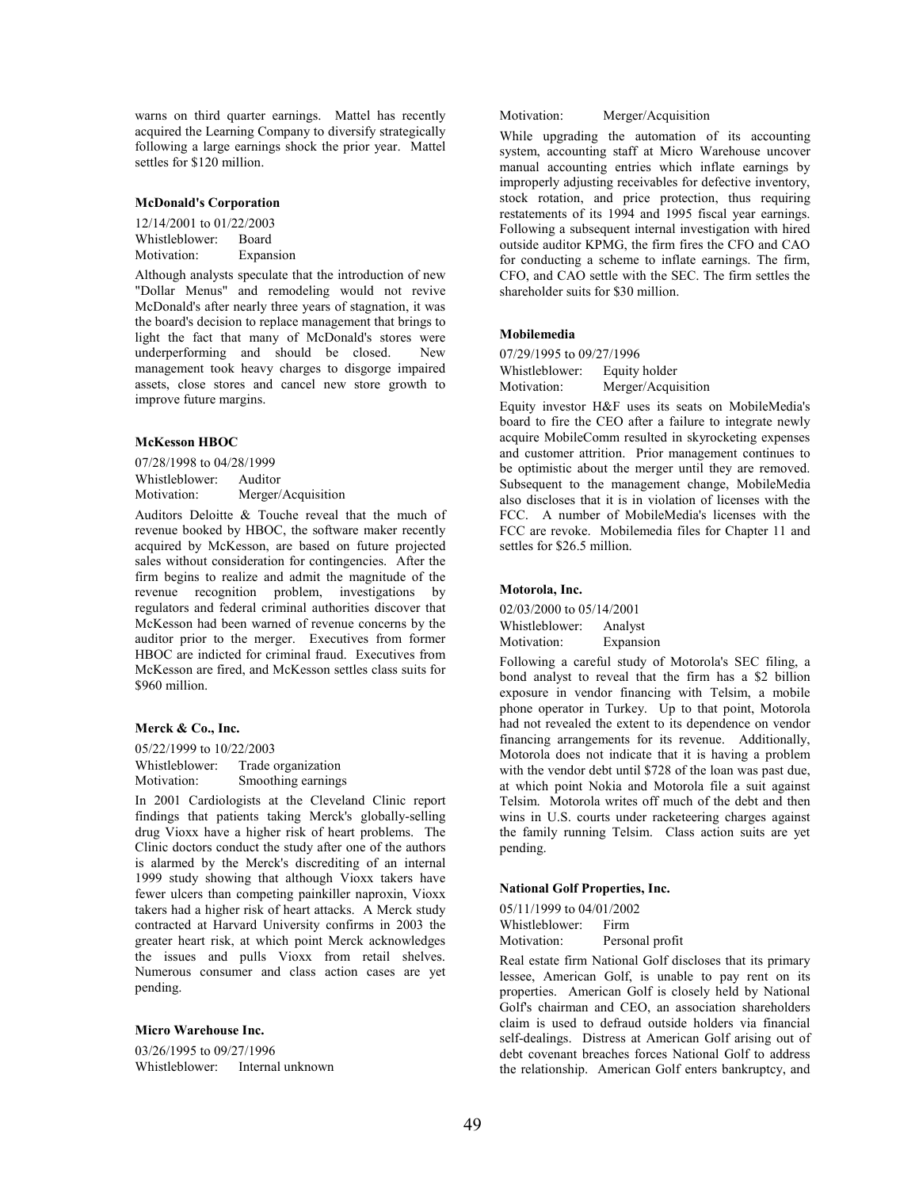warns on third quarter earnings. Mattel has recently acquired the Learning Company to diversify strategically following a large earnings shock the prior year. Mattel settles for $120 million.

**McDonald's Corporation**

12/14/2001 to 01/22/2003
Whistleblower: Board
Motivation: Expansion

Although analysts speculate that the introduction of new "Dollar Menus" and remodeling would not revive McDonald's after nearly three years of stagnation, it was the board's decision to replace management that brings to light the fact that many of McDonald's stores were underperforming and should be closed. New management took heavy charges to disgorge impaired assets, close stores and cancel new store growth to improve future margins.

**McKesson HBOC**

07/28/1998 to 04/28/1999
Whistleblower: Auditor
Motivation: Merger/Acquisition

Auditors Deloitte & Touche reveal that the much of revenue booked by HBOC, the software maker recently acquired by McKesson, are based on future projected sales without consideration for contingencies. After the firm begins to realize and admit the magnitude of the revenue recognition problem, investigations by regulators and federal criminal authorities discover that McKesson had been warned of revenue concerns by the auditor prior to the merger. Executives from former HBOC are indicted for criminal fraud. Executives from McKesson are fired, and McKesson settles class suits for $960 million.

**Merck & Co., Inc.**

05/22/1999 to 10/22/2003
Whistleblower: Trade organization
Motivation: Smoothing earnings

In 2001 Cardiologists at the Cleveland Clinic report findings that patients taking Merck's globally-selling drug Vioxx have a higher risk of heart problems. The Clinic doctors conduct the study after one of the authors is alarmed by the Merck's discrediting of an internal 1999 study showing that although Vioxx takers have fewer ulcers than competing painkiller naproxin, Vioxx takers had a higher risk of heart attacks. A Merck study contracted at Harvard University confirms in 2003 the greater heart risk, at which point Merck acknowledges the issues and pulls Vioxx from retail shelves. Numerous consumer and class action cases are yet pending.

**Micro Warehouse Inc.**

03/26/1995 to 09/27/1996
Whistleblower: Internal unknown
Motivation: Merger/Acquisition

While upgrading the automation of its accounting system, accounting staff at Micro Warehouse uncover manual accounting entries which inflate earnings by improperly adjusting receivables for defective inventory, stock rotation, and price protection, thus requiring restatements of its 1994 and 1995 fiscal year earnings. Following a subsequent internal investigation with hired outside auditor KPMG, the firm fires the CFO and CAO for conducting a scheme to inflate earnings. The firm, CFO, and CAO settle with the SEC. The firm settles the shareholder suits for $30 million.

**Mobilemedia**

07/29/1995 to 09/27/1996
Whistleblower: Equity holder
Motivation: Merger/Acquisition

Equity investor H&F uses its seats on MobileMedia's board to fire the CEO after a failure to integrate newly acquire MobileComm resulted in skyrocketing expenses and customer attrition. Prior management continues to be optimistic about the merger until they are removed. Subsequent to the management change, MobileMedia also discloses that it is in violation of licenses with the FCC. A number of MobileMedia's licenses with the FCC are revoke. Mobilemedia files for Chapter 11 and settles for $26.5 million.

**Motorola, Inc.**

02/03/2000 to 05/14/2001
Whistleblower: Analyst
Motivation: Expansion

Following a careful study of Motorola's SEC filing, a bond analyst to reveal that the firm has a $2 billion exposure in vendor financing with Telsim, a mobile phone operator in Turkey. Up to that point, Motorola had not revealed the extent to its dependence on vendor financing arrangements for its revenue. Additionally, Motorola does not indicate that it is having a problem with the vendor debt until $728 of the loan was past due, at which point Nokia and Motorola file a suit against Telsim. Motorola writes off much of the debt and then wins in U.S. courts under racketeering charges against the family running Telsim. Class action suits are yet pending.

**National Golf Properties, Inc.**

05/11/1999 to 04/01/2002
Whistleblower: Firm
Motivation: Personal profit

Real estate firm National Golf discloses that its primary lessee, American Golf, is unable to pay rent on its properties. American Golf is closely held by National Golf's chairman and CEO, an association shareholders claim is used to defraud outside holders via financial self-dealings. Distress at American Golf arising out of debt covenant breaches forces National Golf to address the relationship. American Golf enters bankruptcy, and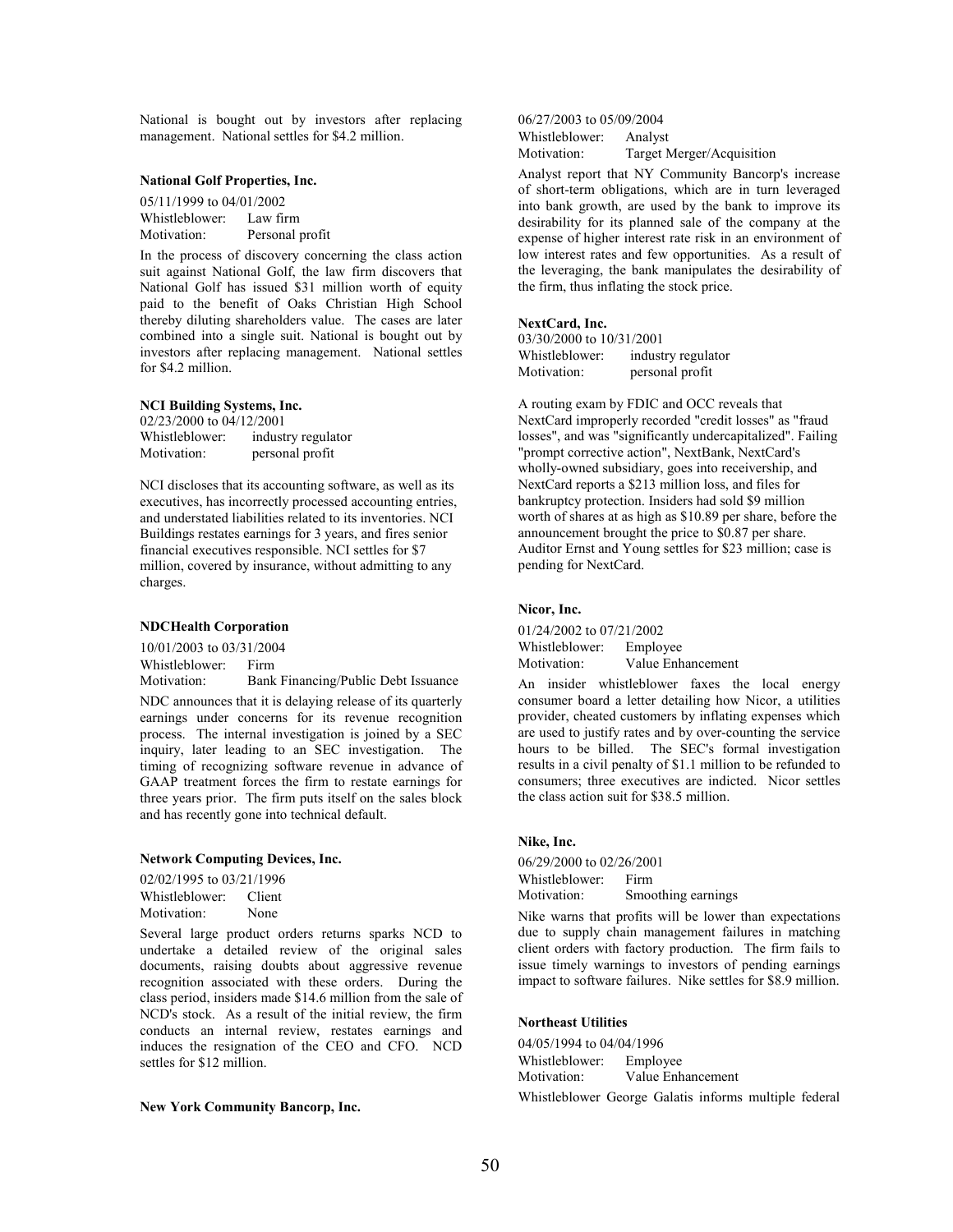National is bought out by investors after replacing management. National settles for $4.2 million.

**National Golf Properties, Inc.**

05/11/1999 to 04/01/2002
Whistleblower: Law firm
Motivation: Personal profit

In the process of discovery concerning the class action suit against National Golf, the law firm discovers that National Golf has issued $31 million worth of equity paid to the benefit of Oaks Christian High School thereby diluting shareholders value. The cases are later combined into a single suit. National is bought out by investors after replacing management. National settles for $4.2 million.

**NCI Building Systems, Inc.**

02/23/2000 to 04/12/2001
Whistleblower: industry regulator
Motivation: personal profit

NCI discloses that its accounting software, as well as its executives, has incorrectly processed accounting entries, and understated liabilities related to its inventories. NCI Buildings restates earnings for 3 years, and fires senior financial executives responsible. NCI settles for $7 million, covered by insurance, without admitting to any charges.

**NDCHealth Corporation**

10/01/2003 to 03/31/2004
Whistleblower: Firm
Motivation: Bank Financing/Public Debt Issuance

NDC announces that it is delaying release of its quarterly earnings under concerns for its revenue recognition process. The internal investigation is joined by a SEC inquiry, later leading to an SEC investigation. The timing of recognizing software revenue in advance of GAAP treatment forces the firm to restate earnings for three years prior. The firm puts itself on the sales block and has recently gone into technical default.

**Network Computing Devices, Inc.**

02/02/1995 to 03/21/1996
Whistleblower: Client
Motivation: None

Several large product orders returns sparks NCD to undertake a detailed review of the original sales documents, raising doubts about aggressive revenue recognition associated with these orders. During the class period, insiders made $14.6 million from the sale of NCD's stock. As a result of the initial review, the firm conducts an internal review, restates earnings and induces the resignation of the CEO and CFO. NCD settles for $12 million.

**New York Community Bancorp, Inc.**

06/27/2003 to 05/09/2004
Whistleblower: Analyst
Motivation: Target Merger/Acquisition

Analyst report that NY Community Bancorp's increase of short-term obligations, which are in turn leveraged into bank growth, are used by the bank to improve its desirability for its planned sale of the company at the expense of higher interest rate risk in an environment of low interest rates and few opportunities. As a result of the leveraging, the bank manipulates the desirability of the firm, thus inflating the stock price.

**NextCard, Inc.**

03/30/2000 to 10/31/2001
Whistleblower: industry regulator
Motivation: personal profit

A routing exam by FDIC and OCC reveals that NextCard improperly recorded "credit losses" as "fraud losses", and was "significantly undercapitalized". Failing "prompt corrective action", NextBank, NextCard's wholly-owned subsidiary, goes into receivership, and NextCard reports a $213 million loss, and files for bankruptcy protection. Insiders had sold $9 million worth of shares at as high as $10.89 per share, before the announcement brought the price to $0.87 per share. Auditor Ernst and Young settles for $23 million; case is pending for NextCard.

**Nicor, Inc.**

01/24/2002 to 07/21/2002
Whistleblower: Employee
Motivation: Value Enhancement

An insider whistleblower faxes the local energy consumer board a letter detailing how Nicor, a utilities provider, cheated customers by inflating expenses which are used to justify rates and by over-counting the service hours to be billed. The SEC's formal investigation results in a civil penalty of $1.1 million to be refunded to consumers; three executives are indicted. Nicor settles the class action suit for $38.5 million.

**Nike, Inc.**

06/29/2000 to 02/26/2001
Whistleblower: Firm
Motivation: Smoothing earnings

Nike warns that profits will be lower than expectations due to supply chain management failures in matching client orders with factory production. The firm fails to issue timely warnings to investors of pending earnings impact to software failures. Nike settles for $8.9 million.

**Northeast Utilities**

04/05/1994 to 04/04/1996
Whistleblower: Employee
Motivation: Value Enhancement

Whistleblower George Galatis informs multiple federal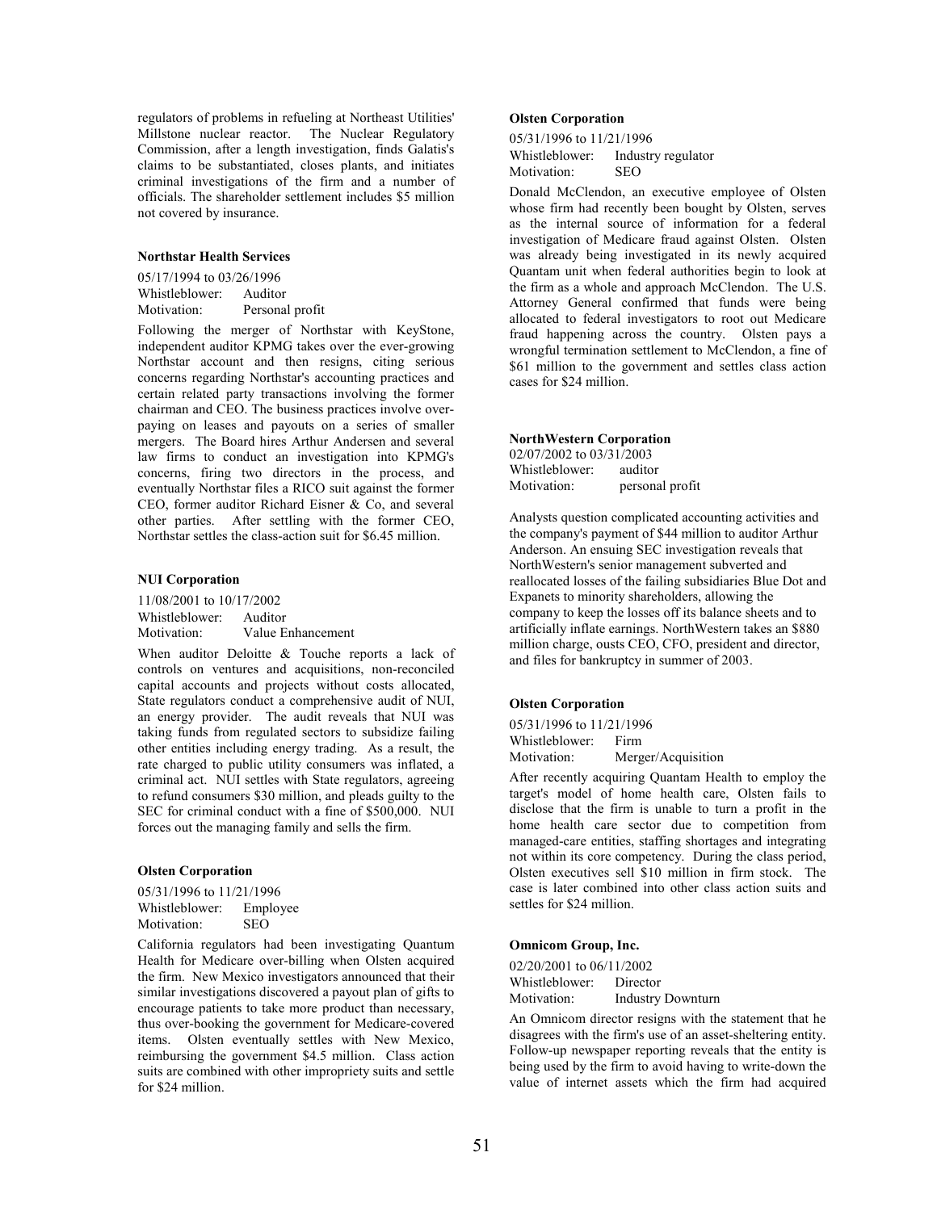regulators of problems in refueling at Northeast Utilities' Millstone nuclear reactor. The Nuclear Regulatory Commission, after a length investigation, finds Galatis's claims to be substantiated, closes plants, and initiates criminal investigations of the firm and a number of officials. The shareholder settlement includes $5 million not covered by insurance.

**Northstar Health Services**

05/17/1994 to 03/26/1996
Whistleblower: Auditor
Motivation: Personal profit

Following the merger of Northstar with KeyStone, independent auditor KPMG takes over the ever-growing Northstar account and then resigns, citing serious concerns regarding Northstar's accounting practices and certain related party transactions involving the former chairman and CEO. The business practices involve over-paying on leases and payouts on a series of smaller mergers. The Board hires Arthur Andersen and several law firms to conduct an investigation into KPMG's concerns, firing two directors in the process, and eventually Northstar files a RICO suit against the former CEO, former auditor Richard Eisner & Co, and several other parties. After settling with the former CEO, Northstar settles the class-action suit for $6.45 million.

**NUI Corporation**

11/08/2001 to 10/17/2002
Whistleblower: Auditor
Motivation: Value Enhancement

When auditor Deloitte & Touche reports a lack of controls on ventures and acquisitions, non-reconciled capital accounts and projects without costs allocated, State regulators conduct a comprehensive audit of NUI, an energy provider. The audit reveals that NUI was taking funds from regulated sectors to subsidize failing other entities including energy trading. As a result, the rate charged to public utility consumers was inflated, a criminal act. NUI settles with State regulators, agreeing to refund consumers $30 million, and pleads guilty to the SEC for criminal conduct with a fine of $500,000. NUI forces out the managing family and sells the firm.

**Olsten Corporation**

05/31/1996 to 11/21/1996
Whistleblower: Employee
Motivation: SEO

California regulators had been investigating Quantum Health for Medicare over-billing when Olsten acquired the firm. New Mexico investigators announced that their similar investigations discovered a payout plan of gifts to encourage patients to take more product than necessary, thus over-booking the government for Medicare-covered items. Olsten eventually settles with New Mexico, reimbursing the government $4.5 million. Class action suits are combined with other impropriety suits and settle for $24 million.

**Olsten Corporation**

05/31/1996 to 11/21/1996
Whistleblower: Industry regulator
Motivation: SEO

Donald McClendon, an executive employee of Olsten whose firm had recently been bought by Olsten, serves as the internal source of information for a federal investigation of Medicare fraud against Olsten. Olsten was already being investigated in its newly acquired Quantam unit when federal authorities begin to look at the firm as a whole and approach McClendon. The U.S. Attorney General confirmed that funds were being allocated to federal investigators to root out Medicare fraud happening across the country. Olsten pays a wrongful termination settlement to McClendon, a fine of $61 million to the government and settles class action cases for $24 million.

**NorthWestern Corporation**

02/07/2002 to 03/31/2003
Whistleblower: auditor
Motivation: personal profit

Analysts question complicated accounting activities and the company's payment of $44 million to auditor Arthur Anderson. An ensuing SEC investigation reveals that NorthWestern's senior management subverted and reallocated losses of the failing subsidiaries Blue Dot and Expanets to minority shareholders, allowing the company to keep the losses off its balance sheets and to artificially inflate earnings. NorthWestern takes an $880 million charge, ousts CEO, CFO, president and director, and files for bankruptcy in summer of 2003.

**Olsten Corporation**

05/31/1996 to 11/21/1996
Whistleblower: Firm
Motivation: Merger/Acquisition

After recently acquiring Quantam Health to employ the target's model of home health care, Olsten fails to disclose that the firm is unable to turn a profit in the home health care sector due to competition from managed-care entities, staffing shortages and integrating not within its core competency. During the class period, Olsten executives sell $10 million in firm stock. The case is later combined into other class action suits and settles for $24 million.

**Omnicom Group, Inc.**

02/20/2001 to 06/11/2002
Whistleblower: Director
Motivation: Industry Downturn

An Omnicom director resigns with the statement that he disagrees with the firm's use of an asset-sheltering entity. Follow-up newspaper reporting reveals that the entity is being used by the firm to avoid having to write-down the value of internet assets which the firm had acquired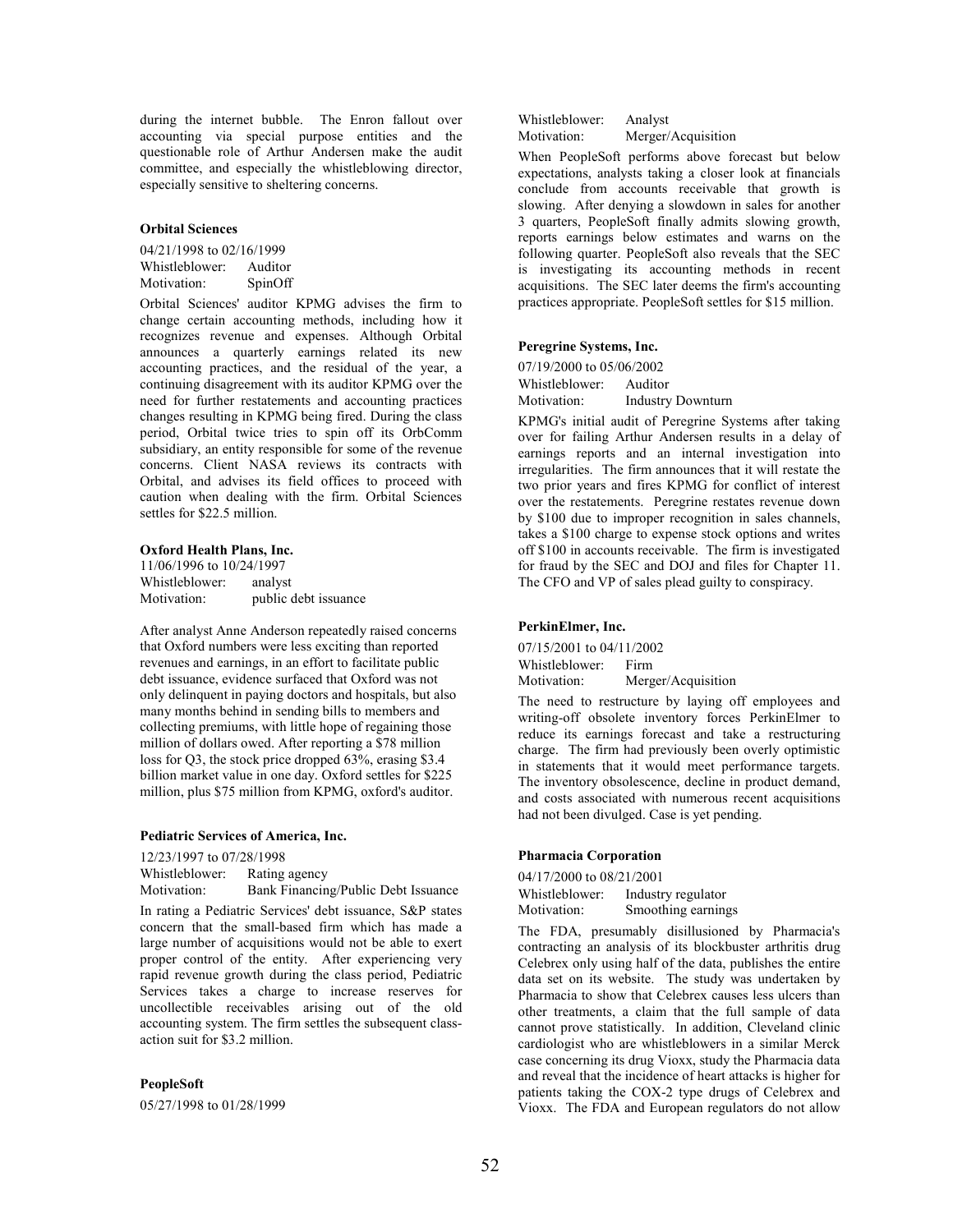during the internet bubble. The Enron fallout over accounting via special purpose entities and the questionable role of Arthur Andersen make the audit committee, and especially the whistleblowing director, especially sensitive to sheltering concerns.

**Orbital Sciences**

04/21/1998 to 02/16/1999
Whistleblower: Auditor
Motivation: SpinOff

Orbital Sciences' auditor KPMG advises the firm to change certain accounting methods, including how it recognizes revenue and expenses. Although Orbital announces a quarterly earnings related its new accounting practices, and the residual of the year, a continuing disagreement with its auditor KPMG over the need for further restatements and accounting practices changes resulting in KPMG being fired. During the class period, Orbital twice tries to spin off its OrbComm subsidiary, an entity responsible for some of the revenue concerns. Client NASA reviews its contracts with Orbital, and advises its field offices to proceed with caution when dealing with the firm. Orbital Sciences settles for $22.5 million.

**Oxford Health Plans, Inc.**

11/06/1996 to 10/24/1997
Whistleblower: analyst
Motivation: public debt issuance

After analyst Anne Anderson repeatedly raised concerns that Oxford numbers were less exciting than reported revenues and earnings, in an effort to facilitate public debt issuance, evidence surfaced that Oxford was not only delinquent in paying doctors and hospitals, but also many months behind in sending bills to members and collecting premiums, with little hope of regaining those million of dollars owed. After reporting a $78 million loss for Q3, the stock price dropped 63%, erasing $3.4 billion market value in one day. Oxford settles for $225 million, plus $75 million from KPMG, oxford's auditor.

**Pediatric Services of America, Inc.**

12/23/1997 to 07/28/1998
Whistleblower: Rating agency
Motivation: Bank Financing/Public Debt Issuance

In rating a Pediatric Services' debt issuance, S&P states concern that the small-based firm which has made a large number of acquisitions would not be able to exert proper control of the entity. After experiencing very rapid revenue growth during the class period, Pediatric Services takes a charge to increase reserves for uncollectible receivables arising out of the old accounting system. The firm settles the subsequent class-action suit for $3.2 million.

**PeopleSoft**

05/27/1998 to 01/28/1999
Whistleblower: Analyst
Motivation: Merger/Acquisition

When PeopleSoft performs above forecast but below expectations, analysts taking a closer look at financials conclude from accounts receivable that growth is slowing. After denying a slowdown in sales for another 3 quarters, PeopleSoft finally admits slowing growth, reports earnings below estimates and warns on the following quarter. PeopleSoft also reveals that the SEC is investigating its accounting methods in recent acquisitions. The SEC later deems the firm's accounting practices appropriate. PeopleSoft settles for $15 million.

**Peregrine Systems, Inc.**

07/19/2000 to 05/06/2002
Whistleblower: Auditor
Motivation: Industry Downturn

KPMG's initial audit of Peregrine Systems after taking over for failing Arthur Andersen results in a delay of earnings reports and an internal investigation into irregularities. The firm announces that it will restate the two prior years and fires KPMG for conflict of interest over the restatements. Peregrine restates revenue down by $100 due to improper recognition in sales channels, takes a $100 charge to expense stock options and writes off $100 in accounts receivable. The firm is investigated for fraud by the SEC and DOJ and files for Chapter 11. The CFO and VP of sales plead guilty to conspiracy.

**PerkinElmer, Inc.**

07/15/2001 to 04/11/2002
Whistleblower: Firm
Motivation: Merger/Acquisition

The need to restructure by laying off employees and writing-off obsolete inventory forces PerkinElmer to reduce its earnings forecast and take a restructuring charge. The firm had previously been overly optimistic in statements that it would meet performance targets. The inventory obsolescence, decline in product demand, and costs associated with numerous recent acquisitions had not been divulged. Case is yet pending.

**Pharmacia Corporation**

04/17/2000 to 08/21/2001
Whistleblower: Industry regulator
Motivation: Smoothing earnings

The FDA, presumably disillusioned by Pharmacia's contracting an analysis of its blockbuster arthritis drug Celebrex only using half of the data, publishes the entire data set on its website. The study was undertaken by Pharmacia to show that Celebrex causes less ulcers than other treatments, a claim that the full sample of data cannot prove statistically. In addition, Cleveland clinic cardiologist who are whistleblowers in a similar Merck case concerning its drug Vioxx, study the Pharmacia data and reveal that the incidence of heart attacks is higher for patients taking the COX-2 type drugs of Celebrex and Vioxx. The FDA and European regulators do not allow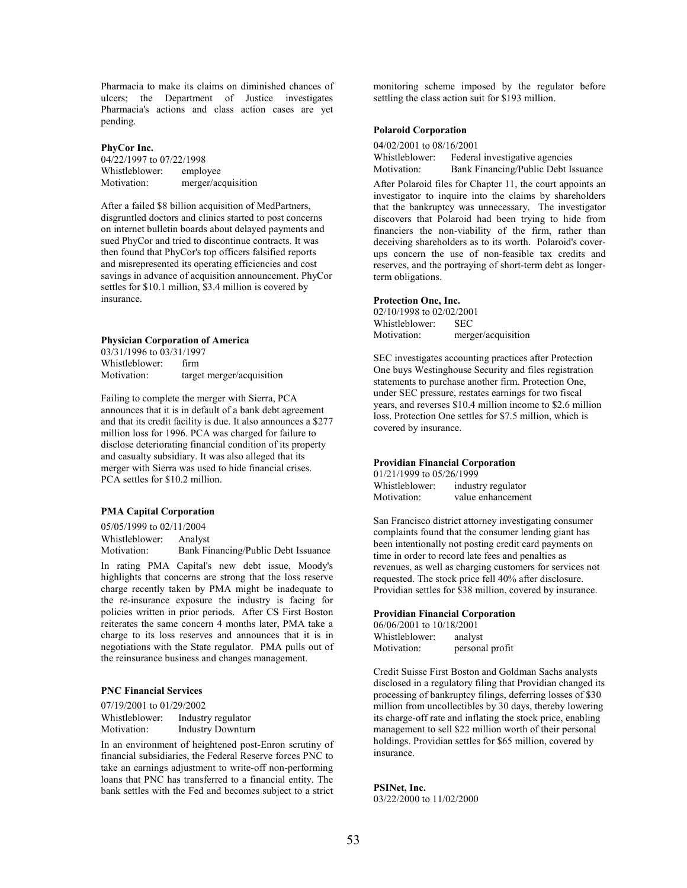Pharmacia to make its claims on diminished chances of ulcers; the Department of Justice investigates Pharmacia's actions and class action cases are yet pending.

**PhyCor Inc.**

04/22/1997 to 07/22/1998
Whistleblower: employee
Motivation: merger/acquisition

After a failed $8 billion acquisition of MedPartners, disgruntled doctors and clinics started to post concerns on internet bulletin boards about delayed payments and sued PhyCor and tried to discontinue contracts. It was then found that PhyCor's top officers falsified reports and misrepresented its operating efficiencies and cost savings in advance of acquisition announcement. PhyCor settles for $10.1 million, $3.4 million is covered by insurance.

**Physician Corporation of America**

03/31/1996 to 03/31/1997
Whistleblower: firm
Motivation: target merger/acquisition

Failing to complete the merger with Sierra, PCA announces that it is in default of a bank debt agreement and that its credit facility is due. It also announces a $277 million loss for 1996. PCA was charged for failure to disclose deteriorating financial condition of its property and casualty subsidiary. It was also alleged that its merger with Sierra was used to hide financial crises. PCA settles for $10.2 million.

**PMA Capital Corporation**

05/05/1999 to 02/11/2004
Whistleblower: Analyst
Motivation: Bank Financing/Public Debt Issuance

In rating PMA Capital's new debt issue, Moody's highlights that concerns are strong that the loss reserve charge recently taken by PMA might be inadequate to the re-insurance exposure the industry is facing for policies written in prior periods. After CS First Boston reiterates the same concern 4 months later, PMA take a charge to its loss reserves and announces that it is in negotiations with the State regulator. PMA pulls out of the reinsurance business and changes management.

**PNC Financial Services**

07/19/2001 to 01/29/2002
Whistleblower: Industry regulator
Motivation: Industry Downturn

In an environment of heightened post-Enron scrutiny of financial subsidiaries, the Federal Reserve forces PNC to take an earnings adjustment to write-off non-performing loans that PNC has transferred to a financial entity. The bank settles with the Fed and becomes subject to a strict monitoring scheme imposed by the regulator before settling the class action suit for $193 million.

**Polaroid Corporation**

04/02/2001 to 08/16/2001
Whistleblower: Federal investigative agencies
Motivation: Bank Financing/Public Debt Issuance

After Polaroid files for Chapter 11, the court appoints an investigator to inquire into the claims by shareholders that the bankruptcy was unnecessary. The investigator discovers that Polaroid had been trying to hide from financiers the non-viability of the firm, rather than deceiving shareholders as to its worth. Polaroid's cover-ups concern the use of non-feasible tax credits and reserves, and the portraying of short-term debt as longer-term obligations.

**Protection One, Inc.**

02/10/1998 to 02/02/2001
Whistleblower: SEC
Motivation: merger/acquisition

SEC investigates accounting practices after Protection One buys Westinghouse Security and files registration statements to purchase another firm. Protection One, under SEC pressure, restates earnings for two fiscal years, and reverses $10.4 million income to $2.6 million loss. Protection One settles for $7.5 million, which is covered by insurance.

**Providian Financial Corporation**

01/21/1999 to 05/26/1999
Whistleblower: industry regulator
Motivation: value enhancement

San Francisco district attorney investigating consumer complaints found that the consumer lending giant has been intentionally not posting credit card payments on time in order to record late fees and penalties as revenues, as well as charging customers for services not requested. The stock price fell 40% after disclosure. Providian settles for $38 million, covered by insurance.

**Providian Financial Corporation**

06/06/2001 to 10/18/2001
Whistleblower: analyst
Motivation: personal profit

Credit Suisse First Boston and Goldman Sachs analysts disclosed in a regulatory filing that Providian changed its processing of bankruptcy filings, deferring losses of $30 million from uncollectibles by 30 days, thereby lowering its charge-off rate and inflating the stock price, enabling management to sell $22 million worth of their personal holdings. Providian settles for $65 million, covered by insurance.

**PSINet, Inc.**

03/22/2000 to 11/02/2000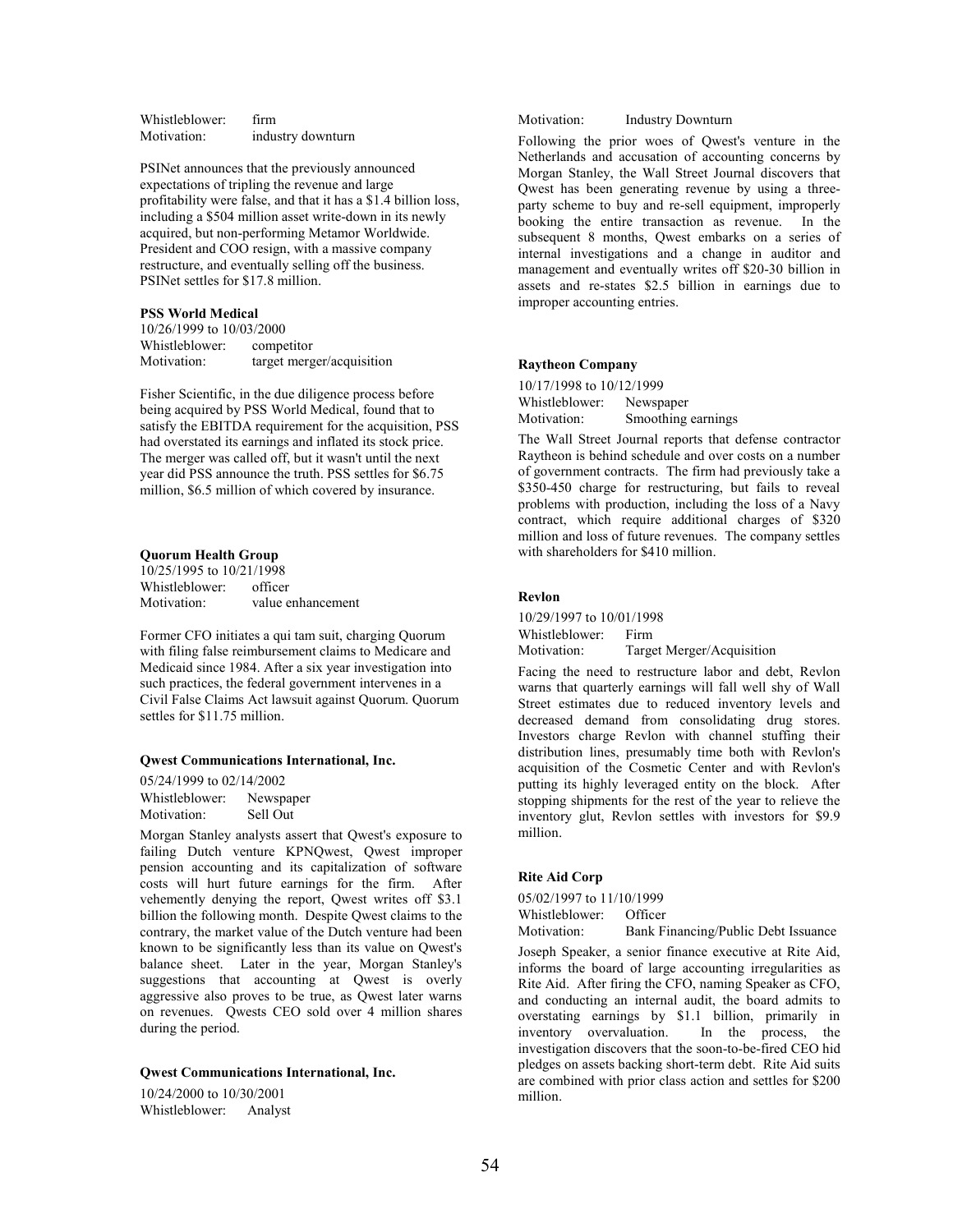Whistleblower: firm
Motivation: industry downturn

PSINet announces that the previously announced expectations of tripling the revenue and large profitability were false, and that it has a $1.4 billion loss, including a $504 million asset write-down in its newly acquired, but non-performing Metamor Worldwide. President and COO resign, with a massive company restructure, and eventually selling off the business. PSINet settles for $17.8 million.

**PSS World Medical**

10/26/1999 to 10/03/2000
Whistleblower: competitor
Motivation: target merger/acquisition

Fisher Scientific, in the due diligence process before being acquired by PSS World Medical, found that to satisfy the EBITDA requirement for the acquisition, PSS had overstated its earnings and inflated its stock price. The merger was called off, but it wasn't until the next year did PSS announce the truth. PSS settles for $6.75 million, $6.5 million of which covered by insurance.

**Quorum Health Group**

10/25/1995 to 10/21/1998
Whistleblower: officer
Motivation: value enhancement

Former CFO initiates a qui tam suit, charging Quorum with filing false reimbursement claims to Medicare and Medicaid since 1984. After a six year investigation into such practices, the federal government intervenes in a Civil False Claims Act lawsuit against Quorum. Quorum settles for $11.75 million.

**Qwest Communications International, Inc.**

05/24/1999 to 02/14/2002
Whistleblower: Newspaper
Motivation: Sell Out

Morgan Stanley analysts assert that Qwest's exposure to failing Dutch venture KPNQwest, Qwest improper pension accounting and its capitalization of software costs will hurt future earnings for the firm. After vehemently denying the report, Qwest writes off $3.1 billion the following month. Despite Qwest claims to the contrary, the market value of the Dutch venture had been known to be significantly less than its value on Qwest's balance sheet. Later in the year, Morgan Stanley's suggestions that accounting at Qwest is overly aggressive also proves to be true, as Qwest later warns on revenues. Qwests CEO sold over 4 million shares during the period.

**Qwest Communications International, Inc.**

10/24/2000 to 10/30/2001
Whistleblower: Analyst
Motivation: Industry Downturn

Following the prior woes of Qwest's venture in the Netherlands and accusation of accounting concerns by Morgan Stanley, the Wall Street Journal discovers that Qwest has been generating revenue by using a three-party scheme to buy and re-sell equipment, improperly booking the entire transaction as revenue. In the subsequent 8 months, Qwest embarks on a series of internal investigations and a change in auditor and management and eventually writes off $20-30 billion in assets and re-states $2.5 billion in earnings due to improper accounting entries.

**Raytheon Company**

10/17/1998 to 10/12/1999
Whistleblower: Newspaper
Motivation: Smoothing earnings

The Wall Street Journal reports that defense contractor Raytheon is behind schedule and over costs on a number of government contracts. The firm had previously take a $350-450 charge for restructuring, but fails to reveal problems with production, including the loss of a Navy contract, which require additional charges of $320 million and loss of future revenues. The company settles with shareholders for $410 million.

**Revlon**

10/29/1997 to 10/01/1998
Whistleblower: Firm
Motivation: Target Merger/Acquisition

Facing the need to restructure labor and debt, Revlon warns that quarterly earnings will fall well shy of Wall Street estimates due to reduced inventory levels and decreased demand from consolidating drug stores. Investors charge Revlon with channel stuffing their distribution lines, presumably time both with Revlon's acquisition of the Cosmetic Center and with Revlon's putting its highly leveraged entity on the block. After stopping shipments for the rest of the year to relieve the inventory glut, Revlon settles with investors for $9.9 million.

**Rite Aid Corp**

05/02/1997 to 11/10/1999
Whistleblower: Officer
Motivation: Bank Financing/Public Debt Issuance

Joseph Speaker, a senior finance executive at Rite Aid, informs the board of large accounting irregularities as Rite Aid. After firing the CFO, naming Speaker as CFO, and conducting an internal audit, the board admits to overstating earnings by $1.1 billion, primarily in inventory overvaluation. In the process, the investigation discovers that the soon-to-be-fired CEO hid pledges on assets backing short-term debt. Rite Aid suits are combined with prior class action and settles for $200 million.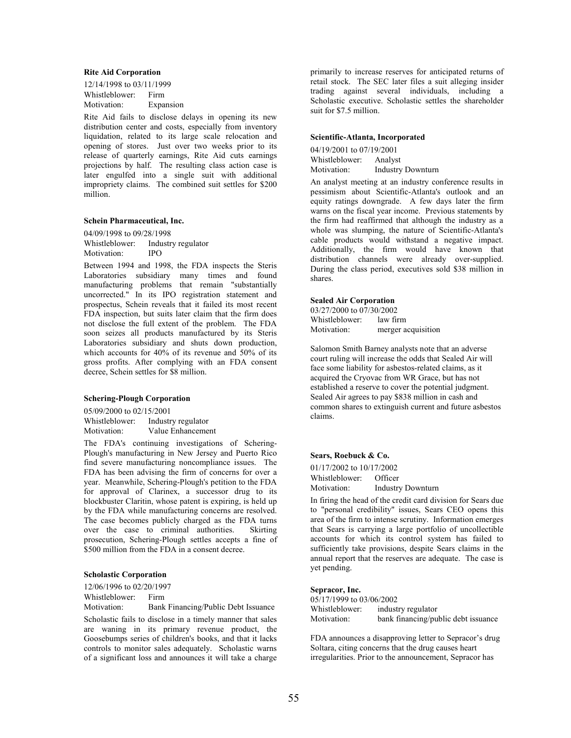**Rite Aid Corporation**

12/14/1998 to 03/11/1999
Whistleblower: Firm
Motivation: Expansion

Rite Aid fails to disclose delays in opening its new distribution center and costs, especially from inventory liquidation, related to its large scale relocation and opening of stores. Just over two weeks prior to its release of quarterly earnings, Rite Aid cuts earnings projections by half. The resulting class action case is later engulfed into a single suit with additional impropriety claims. The combined suit settles for $200 million.

**Schein Pharmaceutical, Inc.**

04/09/1998 to 09/28/1998
Whistleblower: Industry regulator
Motivation: IPO

Between 1994 and 1998, the FDA inspects the Steris Laboratories subsidiary many times and found manufacturing problems that remain "substantially uncorrected." In its IPO registration statement and prospectus, Schein reveals that it failed its most recent FDA inspection, but suits later claim that the firm does not disclose the full extent of the problem. The FDA soon seizes all products manufactured by its Steris Laboratories subsidiary and shuts down production, which accounts for 40% of its revenue and 50% of its gross profits. After complying with an FDA consent decree, Schein settles for $8 million.

**Schering-Plough Corporation**

05/09/2000 to 02/15/2001
Whistleblower: Industry regulator
Motivation: Value Enhancement

The FDA's continuing investigations of Schering-Plough's manufacturing in New Jersey and Puerto Rico find severe manufacturing noncompliance issues. The FDA has been advising the firm of concerns for over a year. Meanwhile, Schering-Plough's petition to the FDA for approval of Clarinex, a successor drug to its blockbuster Claritin, whose patent is expiring, is held up by the FDA while manufacturing concerns are resolved. The case becomes publicly charged as the FDA turns over the case to criminal authorities. Skirting prosecution, Schering-Plough settles accepts a fine of $500 million from the FDA in a consent decree.

**Scholastic Corporation**

12/06/1996 to 02/20/1997
Whistleblower: Firm
Motivation: Bank Financing/Public Debt Issuance

Scholastic fails to disclose in a timely manner that sales are waning in its primary revenue product, the Goosebumps series of children's books, and that it lacks controls to monitor sales adequately. Scholastic warns of a significant loss and announces it will take a charge primarily to increase reserves for anticipated returns of retail stock. The SEC later files a suit alleging insider trading against several individuals, including a Scholastic executive. Scholastic settles the shareholder suit for $7.5 million.

**Scientific-Atlanta, Incorporated**

04/19/2001 to 07/19/2001
Whistleblower: Analyst
Motivation: Industry Downturn

An analyst meeting at an industry conference results in pessimism about Scientific-Atlanta's outlook and an equity ratings downgrade. A few days later the firm warns on the fiscal year income. Previous statements by the firm had reaffirmed that although the industry as a whole was slumping, the nature of Scientific-Atlanta's cable products would withstand a negative impact. Additionally, the firm would have known that distribution channels were already over-supplied. During the class period, executives sold $38 million in shares.

**Sealed Air Corporation**

03/27/2000 to 07/30/2002
Whistleblower: law firm
Motivation: merger acquisition

Salomon Smith Barney analysts note that an adverse court ruling will increase the odds that Sealed Air will face some liability for asbestos-related claims, as it acquired the Cryovac from WR Grace, but has not established a reserve to cover the potential judgment. Sealed Air agrees to pay $838 million in cash and common shares to extinguish current and future asbestos claims.

**Sears, Roebuck & Co.**

01/17/2002 to 10/17/2002
Whistleblower: Officer
Motivation: Industry Downturn

In firing the head of the credit card division for Sears due to "personal credibility" issues, Sears CEO opens this area of the firm to intense scrutiny. Information emerges that Sears is carrying a large portfolio of uncollectible accounts for which its control system has failed to sufficiently take provisions, despite Sears claims in the annual report that the reserves are adequate. The case is yet pending.

**Sepracor, Inc.**

05/17/1999 to 03/06/2002
Whistleblower: industry regulator
Motivation: bank financing/public debt issuance

FDA announces a disapproving letter to Sepracor's drug Soltara, citing concerns that the drug causes heart irregularities. Prior to the announcement, Sepracor has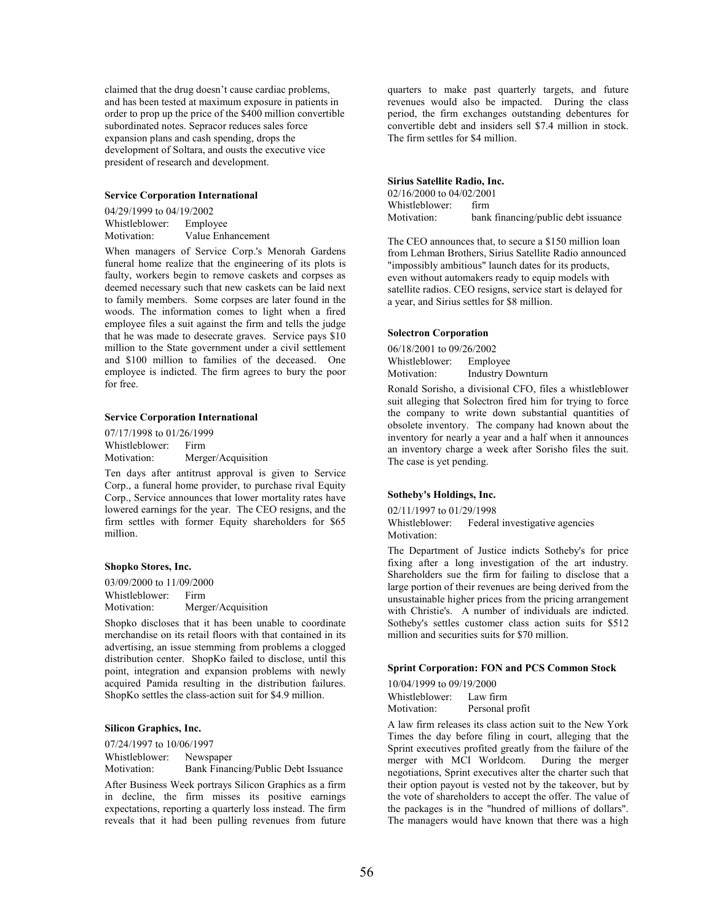claimed that the drug doesn't cause cardiac problems, and has been tested at maximum exposure in patients in order to prop up the price of the $400 million convertible subordinated notes. Sepracor reduces sales force expansion plans and cash spending, drops the development of Soltara, and ousts the executive vice president of research and development.

**Service Corporation International**

04/29/1999 to 04/19/2002
Whistleblower: Employee
Motivation: Value Enhancement

When managers of Service Corp.'s Menorah Gardens funeral home realize that the engineering of its plots is faulty, workers begin to remove caskets and corpses as deemed necessary such that new caskets can be laid next to family members. Some corpses are later found in the woods. The information comes to light when a fired employee files a suit against the firm and tells the judge that he was made to desecrate graves. Service pays $10 million to the State government under a civil settlement and $100 million to families of the deceased. One employee is indicted. The firm agrees to bury the poor for free.

**Service Corporation International**

07/17/1998 to 01/26/1999
Whistleblower: Firm
Motivation: Merger/Acquisition

Ten days after antitrust approval is given to Service Corp., a funeral home provider, to purchase rival Equity Corp., Service announces that lower mortality rates have lowered earnings for the year. The CEO resigns, and the firm settles with former Equity shareholders for $65 million.

**Shopko Stores, Inc.**

03/09/2000 to 11/09/2000
Whistleblower: Firm
Motivation: Merger/Acquisition

Shopko discloses that it has been unable to coordinate merchandise on its retail floors with that contained in its advertising, an issue stemming from problems a clogged distribution center. ShopKo failed to disclose, until this point, integration and expansion problems with newly acquired Pamida resulting in the distribution failures. ShopKo settles the class-action suit for $4.9 million.

**Silicon Graphics, Inc.**

07/24/1997 to 10/06/1997
Whistleblower: Newspaper
Motivation: Bank Financing/Public Debt Issuance

After Business Week portrays Silicon Graphics as a firm in decline, the firm misses its positive earnings expectations, reporting a quarterly loss instead. The firm reveals that it had been pulling revenues from future quarters to make past quarterly targets, and future revenues would also be impacted. During the class period, the firm exchanges outstanding debentures for convertible debt and insiders sell $7.4 million in stock. The firm settles for $4 million.

**Sirius Satellite Radio, Inc.**

02/16/2000 to 04/02/2001
Whistleblower: firm
Motivation: bank financing/public debt issuance

The CEO announces that, to secure a $150 million loan from Lehman Brothers, Sirius Satellite Radio announced "impossibly ambitious" launch dates for its products, even without automakers ready to equip models with satellite radios. CEO resigns, service start is delayed for a year, and Sirius settles for $8 million.

**Solectron Corporation**

06/18/2001 to 09/26/2002
Whistleblower: Employee
Motivation: Industry Downturn

Ronald Sorisho, a divisional CFO, files a whistleblower suit alleging that Solectron fired him for trying to force the company to write down substantial quantities of obsolete inventory. The company had known about the inventory for nearly a year and a half when it announces an inventory charge a week after Sorisho files the suit. The case is yet pending.

**Sotheby's Holdings, Inc.**

02/11/1997 to 01/29/1998
Whistleblower: Federal investigative agencies
Motivation:

The Department of Justice indicts Sotheby's for price fixing after a long investigation of the art industry. Shareholders sue the firm for failing to disclose that a large portion of their revenues are being derived from the unsustainable higher prices from the pricing arrangement with Christie's. A number of individuals are indicted. Sotheby's settles customer class action suits for $512 million and securities suits for $70 million.

**Sprint Corporation: FON and PCS Common Stock**

10/04/1999 to 09/19/2000
Whistleblower: Law firm
Motivation: Personal profit

A law firm releases its class action suit to the New York Times the day before filing in court, alleging that the Sprint executives profited greatly from the failure of the merger with MCI Worldcom. During the merger negotiations, Sprint executives alter the charter such that their option payout is vested not by the takeover, but by the vote of shareholders to accept the offer. The value of the packages is in the "hundred of millions of dollars". The managers would have known that there was a high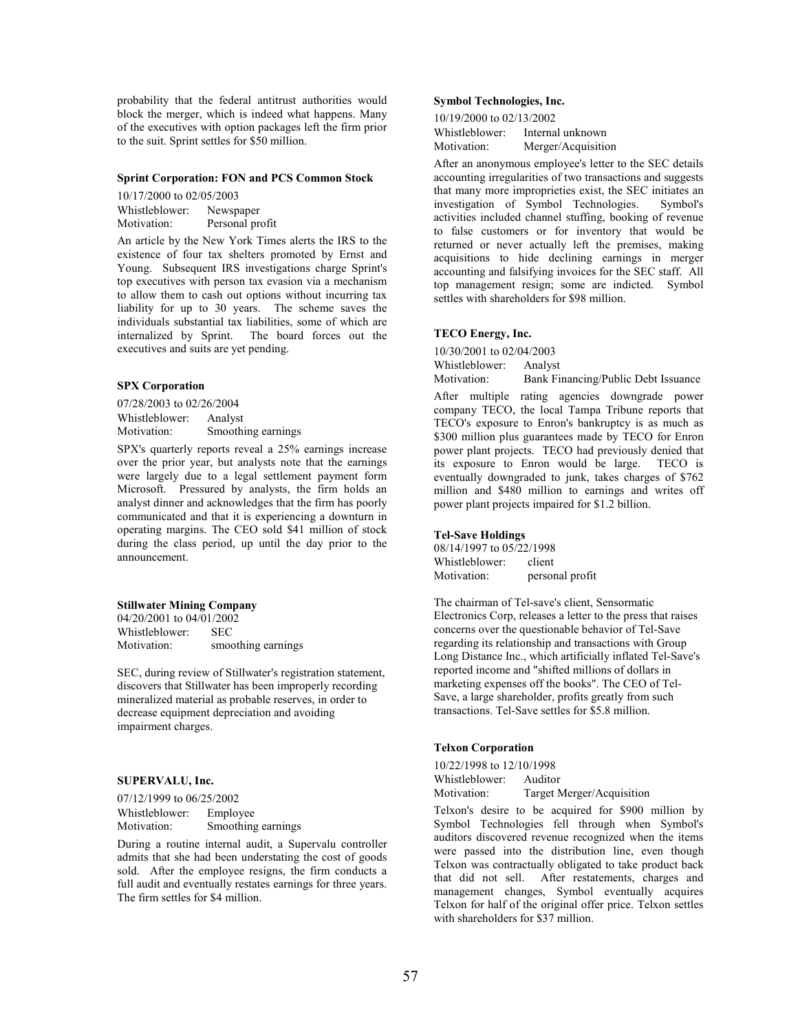probability that the federal antitrust authorities would block the merger, which is indeed what happens. Many of the executives with option packages left the firm prior to the suit. Sprint settles for $50 million.

**Sprint Corporation: FON and PCS Common Stock**

10/17/2000 to 02/05/2003
Whistleblower: Newspaper
Motivation: Personal profit

An article by the New York Times alerts the IRS to the existence of four tax shelters promoted by Ernst and Young. Subsequent IRS investigations charge Sprint's top executives with person tax evasion via a mechanism to allow them to cash out options without incurring tax liability for up to 30 years. The scheme saves the individuals substantial tax liabilities, some of which are internalized by Sprint. The board forces out the executives and suits are yet pending.

**SPX Corporation**

07/28/2003 to 02/26/2004
Whistleblower: Analyst
Motivation: Smoothing earnings

SPX's quarterly reports reveal a 25% earnings increase over the prior year, but analysts note that the earnings were largely due to a legal settlement payment form Microsoft. Pressured by analysts, the firm holds an analyst dinner and acknowledges that the firm has poorly communicated and that it is experiencing a downturn in operating margins. The CEO sold $41 million of stock during the class period, up until the day prior to the announcement.

**Stillwater Mining Company**

04/20/2001 to 04/01/2002
Whistleblower: SEC
Motivation: smoothing earnings

SEC, during review of Stillwater's registration statement, discovers that Stillwater has been improperly recording mineralized material as probable reserves, in order to decrease equipment depreciation and avoiding impairment charges.

**SUPERVALU, Inc.**

07/12/1999 to 06/25/2002
Whistleblower: Employee
Motivation: Smoothing earnings

During a routine internal audit, a Supervalu controller admits that she had been understating the cost of goods sold. After the employee resigns, the firm conducts a full audit and eventually restates earnings for three years. The firm settles for $4 million.

**Symbol Technologies, Inc.**

10/19/2000 to 02/13/2002
Whistleblower: Internal unknown
Motivation: Merger/Acquisition

After an anonymous employee's letter to the SEC details accounting irregularities of two transactions and suggests that many more improprieties exist, the SEC initiates an investigation of Symbol Technologies. Symbol's activities included channel stuffing, booking of revenue to false customers or for inventory that would be returned or never actually left the premises, making acquisitions to hide declining earnings in merger accounting and falsifying invoices for the SEC staff. All top management resign; some are indicted. Symbol settles with shareholders for $98 million.

**TECO Energy, Inc.**

10/30/2001 to 02/04/2003
Whistleblower: Analyst
Motivation: Bank Financing/Public Debt Issuance

After multiple rating agencies downgrade power company TECO, the local Tampa Tribune reports that TECO's exposure to Enron's bankruptcy is as much as $300 million plus guarantees made by TECO for Enron power plant projects. TECO had previously denied that its exposure to Enron would be large. TECO is eventually downgraded to junk, takes charges of $762 million and $480 million to earnings and writes off power plant projects impaired for $1.2 billion.

**Tel-Save Holdings**

08/14/1997 to 05/22/1998
Whistleblower: client
Motivation: personal profit

The chairman of Tel-save's client, Sensormatic Electronics Corp, releases a letter to the press that raises concerns over the questionable behavior of Tel-Save regarding its relationship and transactions with Group Long Distance Inc., which artificially inflated Tel-Save's reported income and "shifted millions of dollars in marketing expenses off the books". The CEO of Tel-Save, a large shareholder, profits greatly from such transactions. Tel-Save settles for $5.8 million.

**Telxon Corporation**

10/22/1998 to 12/10/1998
Whistleblower: Auditor
Motivation: Target Merger/Acquisition

Telxon's desire to be acquired for $900 million by Symbol Technologies fell through when Symbol's auditors discovered revenue recognized when the items were passed into the distribution line, even though Telxon was contractually obligated to take product back that did not sell. After restatements, charges and management changes, Symbol eventually acquires Telxon for half of the original offer price. Telxon settles with shareholders for $37 million.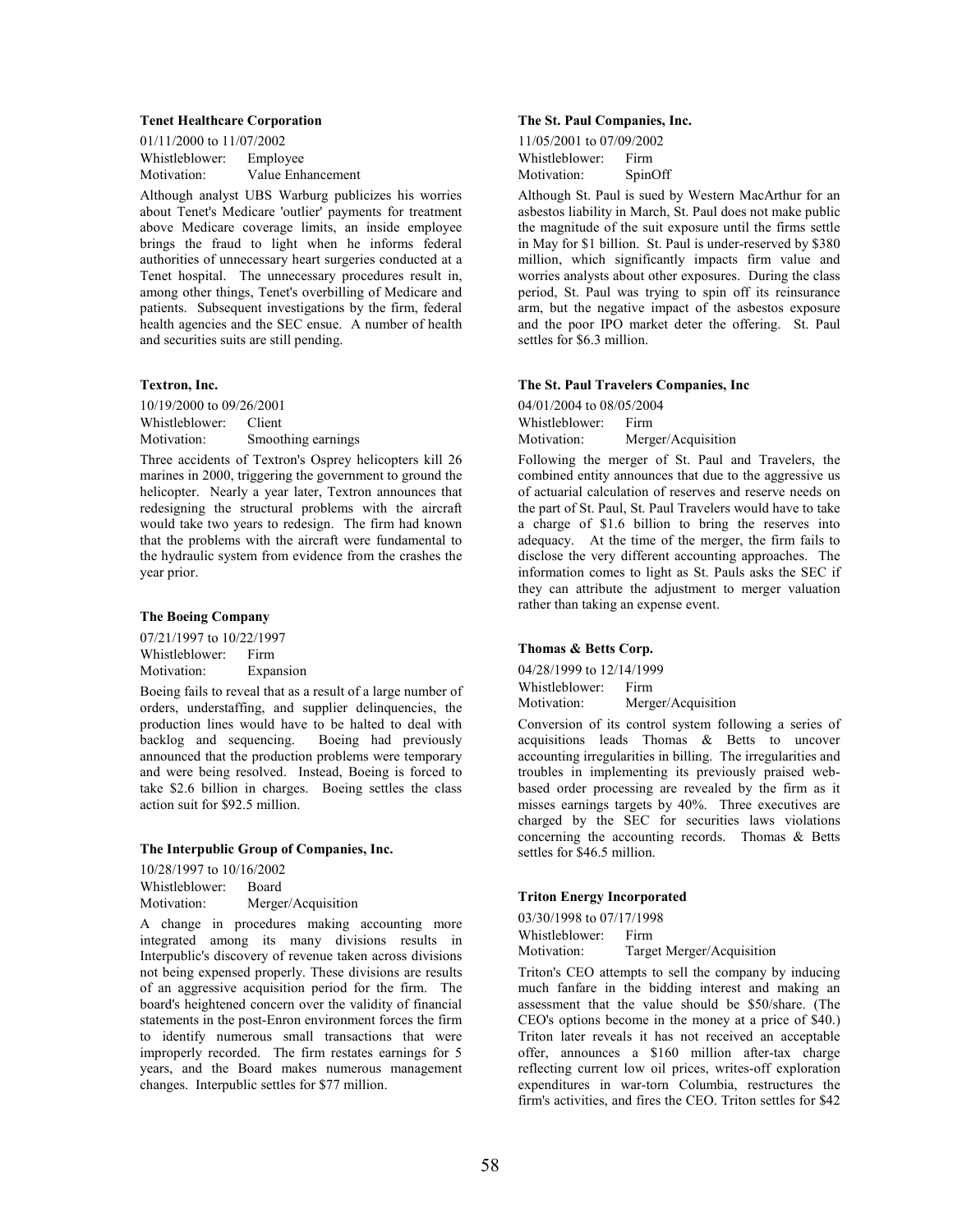**Tenet Healthcare Corporation**

01/11/2000 to 11/07/2002
Whistleblower: Employee
Motivation: Value Enhancement

Although analyst UBS Warburg publicizes his worries about Tenet's Medicare 'outlier' payments for treatment above Medicare coverage limits, an inside employee brings the fraud to light when he informs federal authorities of unnecessary heart surgeries conducted at a Tenet hospital. The unnecessary procedures result in, among other things, Tenet's overbilling of Medicare and patients. Subsequent investigations by the firm, federal health agencies and the SEC ensue. A number of health and securities suits are still pending.

**Textron, Inc.**

10/19/2000 to 09/26/2001
Whistleblower: Client
Motivation: Smoothing earnings

Three accidents of Textron's Osprey helicopters kill 26 marines in 2000, triggering the government to ground the helicopter. Nearly a year later, Textron announces that redesigning the structural problems with the aircraft would take two years to redesign. The firm had known that the problems with the aircraft were fundamental to the hydraulic system from evidence from the crashes the year prior.

**The Boeing Company**

07/21/1997 to 10/22/1997
Whistleblower: Firm
Motivation: Expansion

Boeing fails to reveal that as a result of a large number of orders, understaffing, and supplier delinquencies, the production lines would have to be halted to deal with backlog and sequencing. Boeing had previously announced that the production problems were temporary and were being resolved. Instead, Boeing is forced to take $2.6 billion in charges. Boeing settles the class action suit for $92.5 million.

**The Interpublic Group of Companies, Inc.**

10/28/1997 to 10/16/2002
Whistleblower: Board
Motivation: Merger/Acquisition

A change in procedures making accounting more integrated among its many divisions results in Interpublic's discovery of revenue taken across divisions not being expensed properly. These divisions are results of an aggressive acquisition period for the firm. The board's heightened concern over the validity of financial statements in the post-Enron environment forces the firm to identify numerous small transactions that were improperly recorded. The firm restates earnings for 5 years, and the Board makes numerous management changes. Interpublic settles for $77 million.

**The St. Paul Companies, Inc.**

11/05/2001 to 07/09/2002
Whistleblower: Firm
Motivation: SpinOff

Although St. Paul is sued by Western MacArthur for an asbestos liability in March, St. Paul does not make public the magnitude of the suit exposure until the firms settle in May for $1 billion. St. Paul is under-reserved by $380 million, which significantly impacts firm value and worries analysts about other exposures. During the class period, St. Paul was trying to spin off its reinsurance arm, but the negative impact of the asbestos exposure and the poor IPO market deter the offering. St. Paul settles for $6.3 million.

**The St. Paul Travelers Companies, Inc**

04/01/2004 to 08/05/2004
Whistleblower: Firm
Motivation: Merger/Acquisition

Following the merger of St. Paul and Travelers, the combined entity announces that due to the aggressive us of actuarial calculation of reserves and reserve needs on the part of St. Paul, St. Paul Travelers would have to take a charge of $1.6 billion to bring the reserves into adequacy. At the time of the merger, the firm fails to disclose the very different accounting approaches. The information comes to light as St. Pauls asks the SEC if they can attribute the adjustment to merger valuation rather than taking an expense event.

**Thomas & Betts Corp.**

04/28/1999 to 12/14/1999
Whistleblower: Firm
Motivation: Merger/Acquisition

Conversion of its control system following a series of acquisitions leads Thomas & Betts to uncover accounting irregularities in billing. The irregularities and troubles in implementing its previously praised web-based order processing are revealed by the firm as it misses earnings targets by 40%. Three executives are charged by the SEC for securities laws violations concerning the accounting records. Thomas & Betts settles for $46.5 million.

**Triton Energy Incorporated**

03/30/1998 to 07/17/1998
Whistleblower: Firm
Motivation: Target Merger/Acquisition

Triton's CEO attempts to sell the company by inducing much fanfare in the bidding interest and making an assessment that the value should be $50/share. (The CEO's options become in the money at a price of $40.) Triton later reveals it has not received an acceptable offer, announces a $160 million after-tax charge reflecting current low oil prices, writes-off exploration expenditures in war-torn Columbia, restructures the firm's activities, and fires the CEO. Triton settles for $42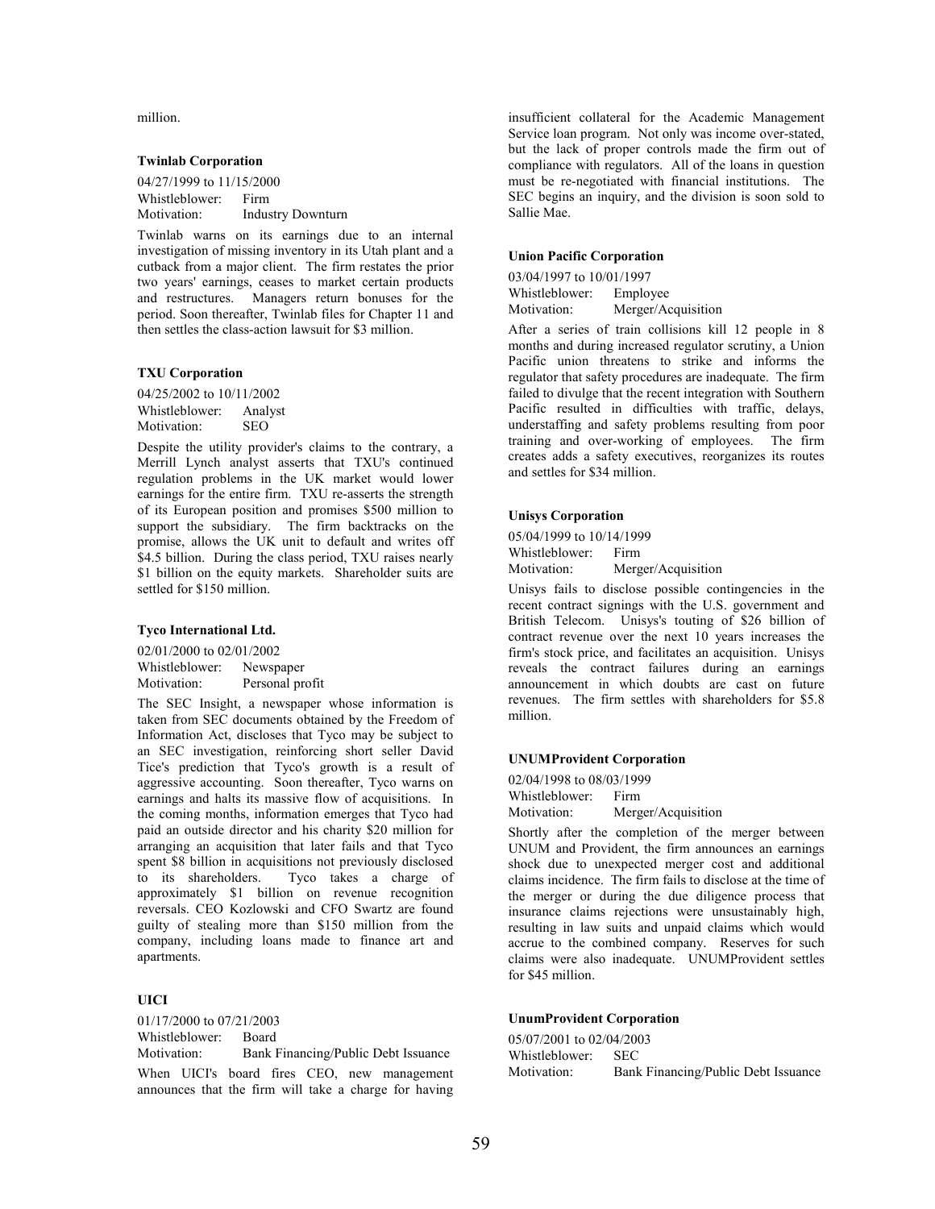million.

**Twinlab Corporation**

04/27/1999 to 11/15/2000
Whistleblower: Firm
Motivation: Industry Downturn

Twinlab warns on its earnings due to an internal investigation of missing inventory in its Utah plant and a cutback from a major client. The firm restates the prior two years' earnings, ceases to market certain products and restructures. Managers return bonuses for the period. Soon thereafter, Twinlab files for Chapter 11 and then settles the class-action lawsuit for $3 million.

**TXU Corporation**

04/25/2002 to 10/11/2002
Whistleblower: Analyst
Motivation: SEO

Despite the utility provider's claims to the contrary, a Merrill Lynch analyst asserts that TXU's continued regulation problems in the UK market would lower earnings for the entire firm. TXU re-asserts the strength of its European position and promises $500 million to support the subsidiary. The firm backtracks on the promise, allows the UK unit to default and writes off $4.5 billion. During the class period, TXU raises nearly $1 billion on the equity markets. Shareholder suits are settled for $150 million.

**Tyco International Ltd.**

02/01/2000 to 02/01/2002
Whistleblower: Newspaper
Motivation: Personal profit

The SEC Insight, a newspaper whose information is taken from SEC documents obtained by the Freedom of Information Act, discloses that Tyco may be subject to an SEC investigation, reinforcing short seller David Tice's prediction that Tyco's growth is a result of aggressive accounting. Soon thereafter, Tyco warns on earnings and halts its massive flow of acquisitions. In the coming months, information emerges that Tyco had paid an outside director and his charity $20 million for arranging an acquisition that later fails and that Tyco spent $8 billion in acquisitions not previously disclosed to its shareholders. Tyco takes a charge of approximately $1 billion on revenue recognition reversals. CEO Kozlowski and CFO Swartz are found guilty of stealing more than $150 million from the company, including loans made to finance art and apartments.

**UICI**

01/17/2000 to 07/21/2003
Whistleblower: Board
Motivation: Bank Financing/Public Debt Issuance

When UICI's board fires CEO, new management announces that the firm will take a charge for having insufficient collateral for the Academic Management Service loan program. Not only was income over-stated, but the lack of proper controls made the firm out of compliance with regulators. All of the loans in question must be re-negotiated with financial institutions. The SEC begins an inquiry, and the division is soon sold to Sallie Mae.

**Union Pacific Corporation**

03/04/1997 to 10/01/1997
Whistleblower: Employee
Motivation: Merger/Acquisition

After a series of train collisions kill 12 people in 8 months and during increased regulator scrutiny, a Union Pacific union threatens to strike and informs the regulator that safety procedures are inadequate. The firm failed to divulge that the recent integration with Southern Pacific resulted in difficulties with traffic, delays, understaffing and safety problems resulting from poor training and over-working of employees. The firm creates adds a safety executives, reorganizes its routes and settles for $34 million.

**Unisys Corporation**

05/04/1999 to 10/14/1999
Whistleblower: Firm
Motivation: Merger/Acquisition

Unisys fails to disclose possible contingencies in the recent contract signings with the U.S. government and British Telecom. Unisys's touting of $26 billion of contract revenue over the next 10 years increases the firm's stock price, and facilitates an acquisition. Unisys reveals the contract failures during an earnings announcement in which doubts are cast on future revenues. The firm settles with shareholders for $5.8 million.

**UNUMProvident Corporation**

02/04/1998 to 08/03/1999
Whistleblower: Firm
Motivation: Merger/Acquisition

Shortly after the completion of the merger between UNUM and Provident, the firm announces an earnings shock due to unexpected merger cost and additional claims incidence. The firm fails to disclose at the time of the merger or during the due diligence process that insurance claims rejections were unsustainably high, resulting in law suits and unpaid claims which would accrue to the combined company. Reserves for such claims were also inadequate. UNUMProvident settles for $45 million.

**UnumProvident Corporation**

05/07/2001 to 02/04/2003
Whistleblower: SEC
Motivation: Bank Financing/Public Debt Issuance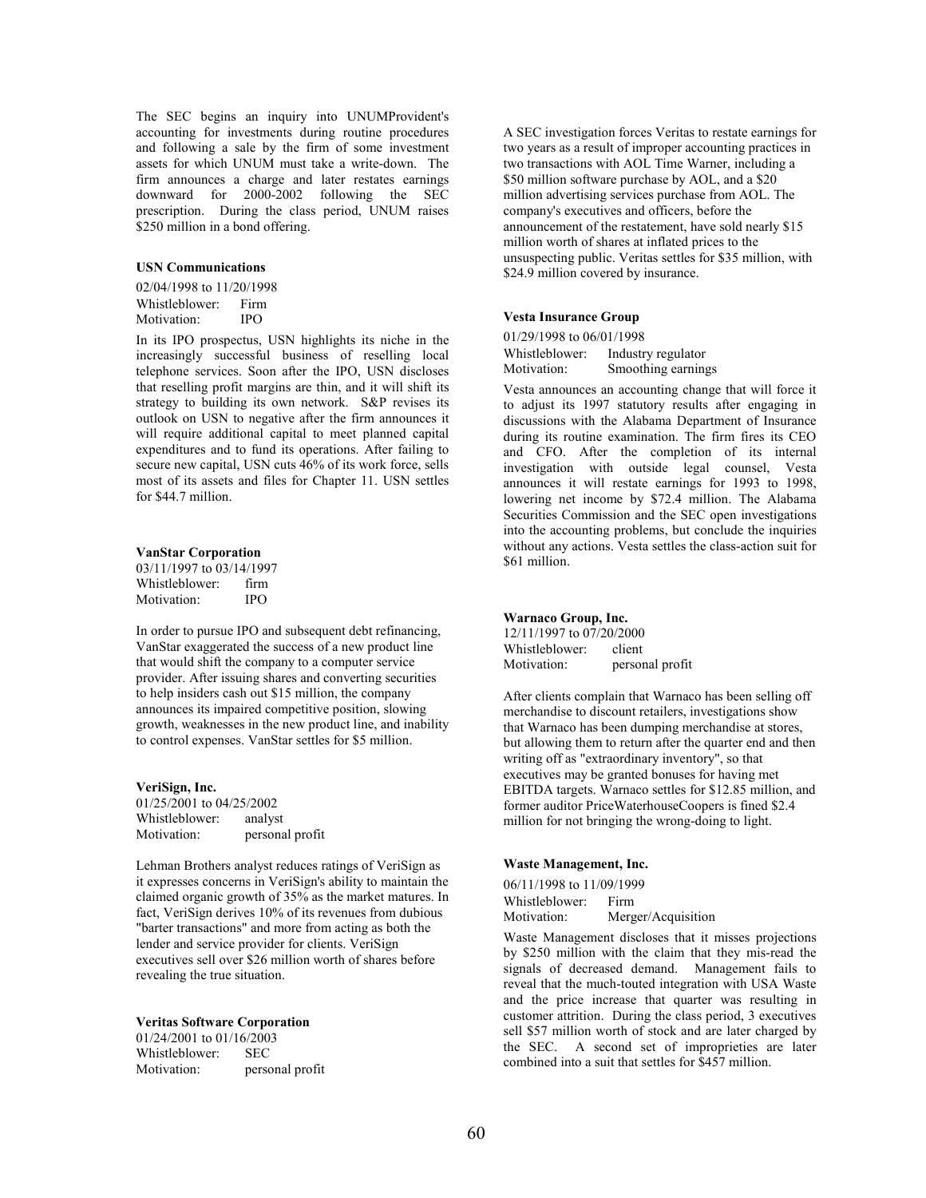The SEC begins an inquiry into UNUMProvident's accounting for investments during routine procedures and following a sale by the firm of some investment assets for which UNUM must take a write-down. The firm announces a charge and later restates earnings downward for 2000-2002 following the SEC prescription. During the class period, UNUM raises $250 million in a bond offering.

**USN Communications**

02/04/1998 to 11/20/1998
Whistleblower: Firm
Motivation: IPO

In its IPO prospectus, USN highlights its niche in the increasingly successful business of reselling local telephone services. Soon after the IPO, USN discloses that reselling profit margins are thin, and it will shift its strategy to building its own network. S&P revises its outlook on USN to negative after the firm announces it will require additional capital to meet planned capital expenditures and to fund its operations. After failing to secure new capital, USN cuts 46% of its work force, sells most of its assets and files for Chapter 11. USN settles for $44.7 million.

**VanStar Corporation**

03/11/1997 to 03/14/1997
Whistleblower: firm
Motivation: IPO

In order to pursue IPO and subsequent debt refinancing, VanStar exaggerated the success of a new product line that would shift the company to a computer service provider. After issuing shares and converting securities to help insiders cash out $15 million, the company announces its impaired competitive position, slowing growth, weaknesses in the new product line, and inability to control expenses. VanStar settles for $5 million.

**VeriSign, Inc.**

01/25/2001 to 04/25/2002
Whistleblower: analyst
Motivation: personal profit

Lehman Brothers analyst reduces ratings of VeriSign as it expresses concerns in VeriSign's ability to maintain the claimed organic growth of 35% as the market matures. In fact, VeriSign derives 10% of its revenues from dubious "barter transactions" and more from acting as both the lender and service provider for clients. VeriSign executives sell over $26 million worth of shares before revealing the true situation.

**Veritas Software Corporation**

01/24/2001 to 01/16/2003
Whistleblower: SEC
Motivation: personal profit

A SEC investigation forces Veritas to restate earnings for two years as a result of improper accounting practices in two transactions with AOL Time Warner, including a $50 million software purchase by AOL, and a $20 million advertising services purchase from AOL. The company's executives and officers, before the announcement of the restatement, have sold nearly $15 million worth of shares at inflated prices to the unsuspecting public. Veritas settles for $35 million, with $24.9 million covered by insurance.

**Vesta Insurance Group**

01/29/1998 to 06/01/1998
Whistleblower: Industry regulator
Motivation: Smoothing earnings

Vesta announces an accounting change that will force it to adjust its 1997 statutory results after engaging in discussions with the Alabama Department of Insurance during its routine examination. The firm fires its CEO and CFO. After the completion of its internal investigation with outside legal counsel, Vesta announces it will restate earnings for 1993 to 1998, lowering net income by $72.4 million. The Alabama Securities Commission and the SEC open investigations into the accounting problems, but conclude the inquiries without any actions. Vesta settles the class-action suit for $61 million.

**Warnaco Group, Inc.**

12/11/1997 to 07/20/2000
Whistleblower: client
Motivation: personal profit

After clients complain that Warnaco has been selling off merchandise to discount retailers, investigations show that Warnaco has been dumping merchandise at stores, but allowing them to return after the quarter end and then writing off as "extraordinary inventory", so that executives may be granted bonuses for having met EBITDA targets. Warnaco settles for $12.85 million, and former auditor PriceWaterhouseCoopers is fined $2.4 million for not bringing the wrong-doing to light.

**Waste Management, Inc.**

06/11/1998 to 11/09/1999
Whistleblower: Firm
Motivation: Merger/Acquisition

Waste Management discloses that it misses projections by $250 million with the claim that they mis-read the signals of decreased demand. Management fails to reveal that the much-touted integration with USA Waste and the price increase that quarter was resulting in customer attrition. During the class period, 3 executives sell $57 million worth of stock and are later charged by the SEC. A second set of improprieties are later combined into a suit that settles for $457 million.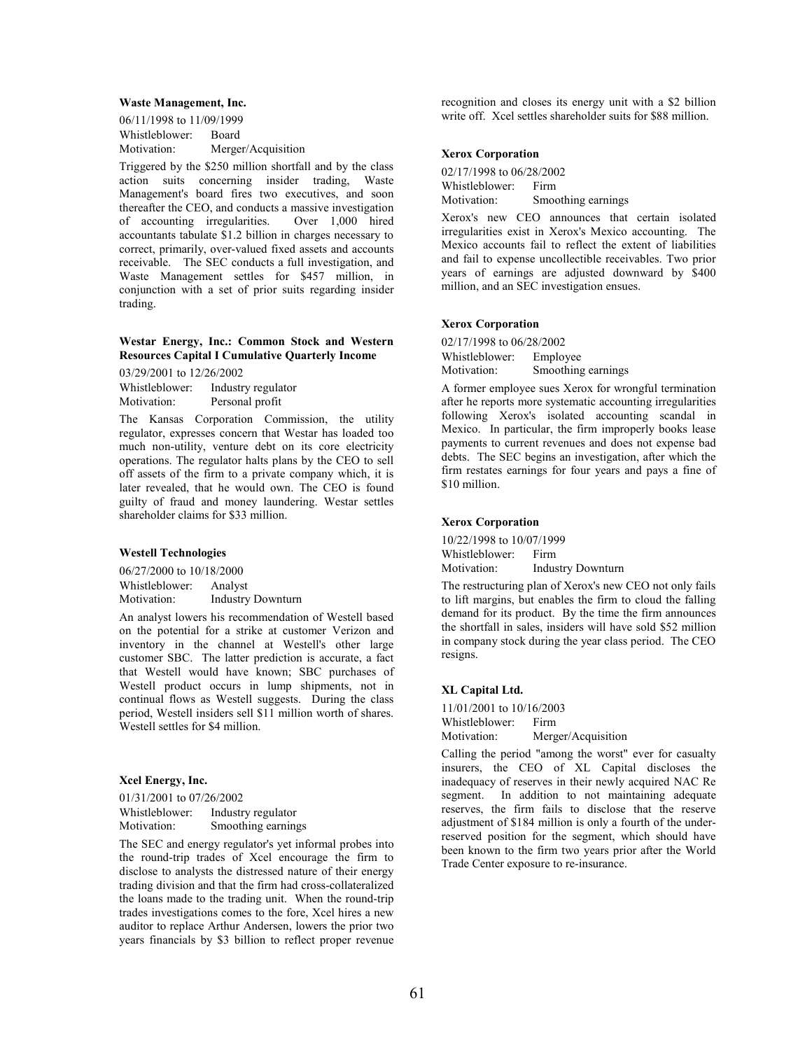**Waste Management, Inc.**

06/11/1998 to 11/09/1999
Whistleblower: Board
Motivation: Merger/Acquisition

Triggered by the $250 million shortfall and by the class action suits concerning insider trading, Waste Management's board fires two executives, and soon thereafter the CEO, and conducts a massive investigation of accounting irregularities. Over 1,000 hired accountants tabulate $1.2 billion in charges necessary to correct, primarily, over-valued fixed assets and accounts receivable. The SEC conducts a full investigation, and Waste Management settles for $457 million, in conjunction with a set of prior suits regarding insider trading.

**Westar Energy, Inc.: Common Stock and Western Resources Capital I Cumulative Quarterly Income**

03/29/2001 to 12/26/2002
Whistleblower: Industry regulator
Motivation: Personal profit

The Kansas Corporation Commission, the utility regulator, expresses concern that Westar has loaded too much non-utility, venture debt on its core electricity operations. The regulator halts plans by the CEO to sell off assets of the firm to a private company which, it is later revealed, that he would own. The CEO is found guilty of fraud and money laundering. Westar settles shareholder claims for $33 million.

**Westell Technologies**

06/27/2000 to 10/18/2000
Whistleblower: Analyst
Motivation: Industry Downturn

An analyst lowers his recommendation of Westell based on the potential for a strike at customer Verizon and inventory in the channel at Westell's other large customer SBC. The latter prediction is accurate, a fact that Westell would have known; SBC purchases of Westell product occurs in lump shipments, not in continual flows as Westell suggests. During the class period, Westell insiders sell $11 million worth of shares. Westell settles for $4 million.

**Xcel Energy, Inc.**

01/31/2001 to 07/26/2002
Whistleblower: Industry regulator
Motivation: Smoothing earnings

The SEC and energy regulator's yet informal probes into the round-trip trades of Xcel encourage the firm to disclose to analysts the distressed nature of their energy trading division and that the firm had cross-collateralized the loans made to the trading unit. When the round-trip trades investigations comes to the fore, Xcel hires a new auditor to replace Arthur Andersen, lowers the prior two years financials by $3 billion to reflect proper revenue recognition and closes its energy unit with a $2 billion write off. Xcel settles shareholder suits for $88 million.

**Xerox Corporation**

02/17/1998 to 06/28/2002
Whistleblower: Firm
Motivation: Smoothing earnings

Xerox's new CEO announces that certain isolated irregularities exist in Xerox's Mexico accounting. The Mexico accounts fail to reflect the extent of liabilities and fail to expense uncollectible receivables. Two prior years of earnings are adjusted downward by $400 million, and an SEC investigation ensues.

**Xerox Corporation**

02/17/1998 to 06/28/2002
Whistleblower: Employee
Motivation: Smoothing earnings

A former employee sues Xerox for wrongful termination after he reports more systematic accounting irregularities following Xerox's isolated accounting scandal in Mexico. In particular, the firm improperly books lease payments to current revenues and does not expense bad debts. The SEC begins an investigation, after which the firm restates earnings for four years and pays a fine of $10 million.

**Xerox Corporation**

10/22/1998 to 10/07/1999
Whistleblower: Firm
Motivation: Industry Downturn

The restructuring plan of Xerox's new CEO not only fails to lift margins, but enables the firm to cloud the falling demand for its product. By the time the firm announces the shortfall in sales, insiders will have sold $52 million in company stock during the year class period. The CEO resigns.

**XL Capital Ltd.**

11/01/2001 to 10/16/2003
Whistleblower: Firm
Motivation: Merger/Acquisition

Calling the period "among the worst" ever for casualty insurers, the CEO of XL Capital discloses the inadequacy of reserves in their newly acquired NAC Re segment. In addition to not maintaining adequate reserves, the firm fails to disclose that the reserve adjustment of $184 million is only a fourth of the under-reserved position for the segment, which should have been known to the firm two years prior after the World Trade Center exposure to re-insurance.